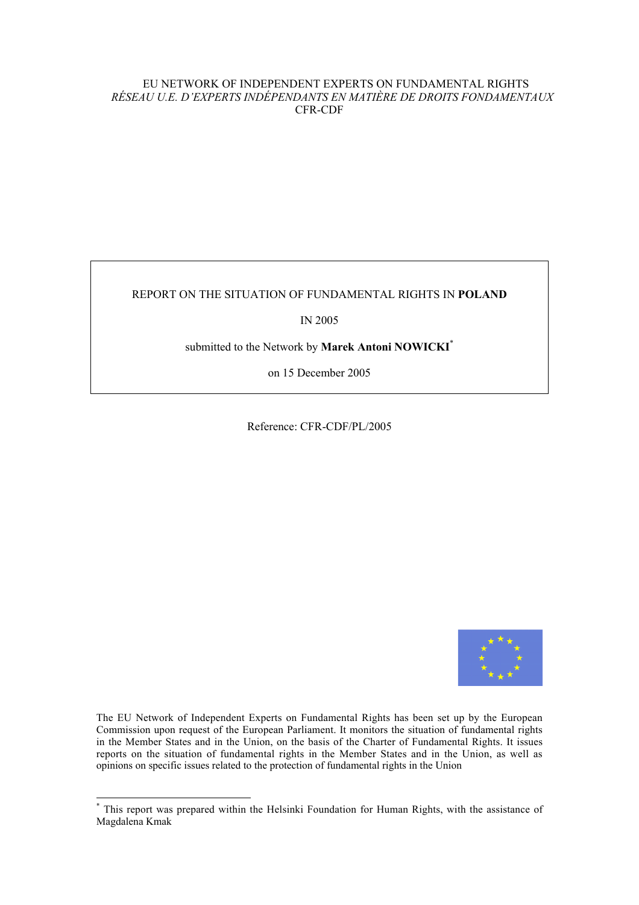EU NETWORK OF INDEPENDENT EXPERTS ON FUNDAMENTAL RIGHTS

*RÉSEAU U.E. D'EXPERTS INDÉPENDANTS EN MATIÈRE DE DROITS FONDAMENTAUX*

CFR-CDF

REPORT ON THE SITUATION OF FUNDAMENTAL RIGHTS IN **POLAND**

IN 2005

submitted to the Network by **Marek Antoni NOWICKI**[*]

on 15 December 2005

Reference: CFR-CDF/PL/2005

The EU Network of Independent Experts on Fundamental Rights has been set up by the European Commission upon request of the European Parliament. It monitors the situation of fundamental rights in the Member States and in the Union, on the basis of the Charter of Fundamental Rights. It issues reports on the situation of fundamental rights in the Member States and in the Union, as well as opinions on specific issues related to the protection of fundamental rights in the Union

---

[*] This report was prepared within the Helsinki Foundation for Human Rights, with the assistance of Magdalena Kmak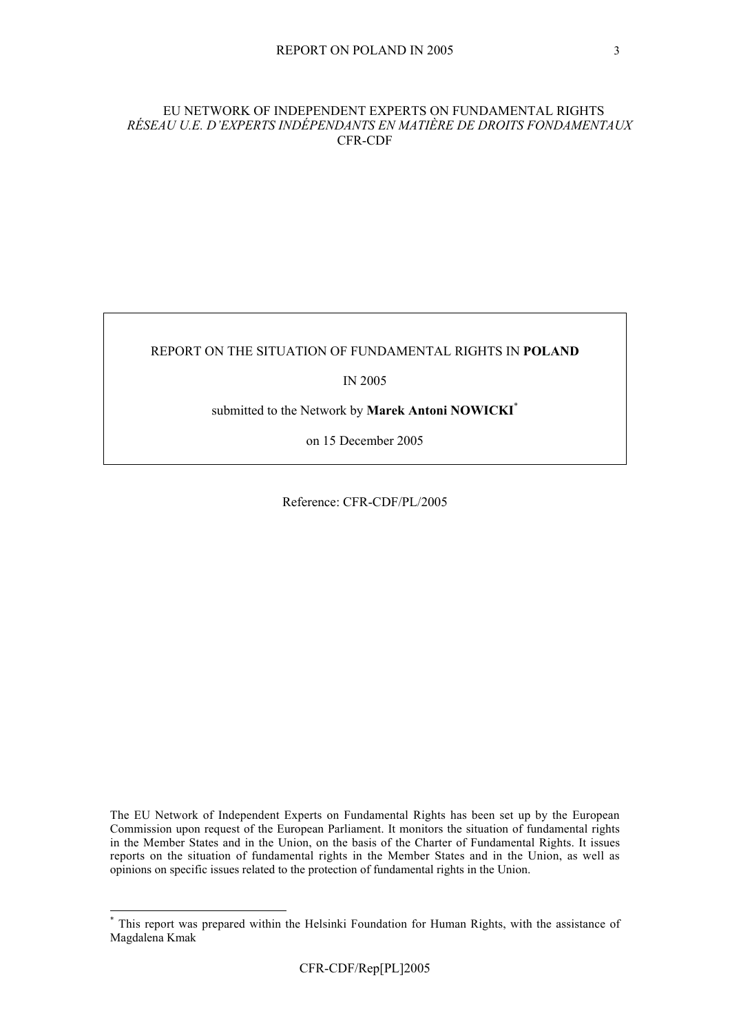EU NETWORK OF INDEPENDENT EXPERTS ON FUNDAMENTAL RIGHTS
*RÉSEAU U.E. D'EXPERTS INDÉPENDANTS EN MATIÈRE DE DROITS FONDAMENTAUX*
CFR-CDF

REPORT ON THE SITUATION OF FUNDAMENTAL RIGHTS IN **POLAND**

IN 2005

submitted to the Network by **Marek Antoni NOWICKI**[*]

on 15 December 2005

Reference: CFR-CDF/PL/2005

The EU Network of Independent Experts on Fundamental Rights has been set up by the European Commission upon request of the European Parliament. It monitors the situation of fundamental rights in the Member States and in the Union, on the basis of the Charter of Fundamental Rights. It issues reports on the situation of fundamental rights in the Member States and in the Union, as well as opinions on specific issues related to the protection of fundamental rights in the Union.

[*] This report was prepared within the Helsinki Foundation for Human Rights, with the assistance of Magdalena Kmak

CFR-CDF/Rep[PL]2005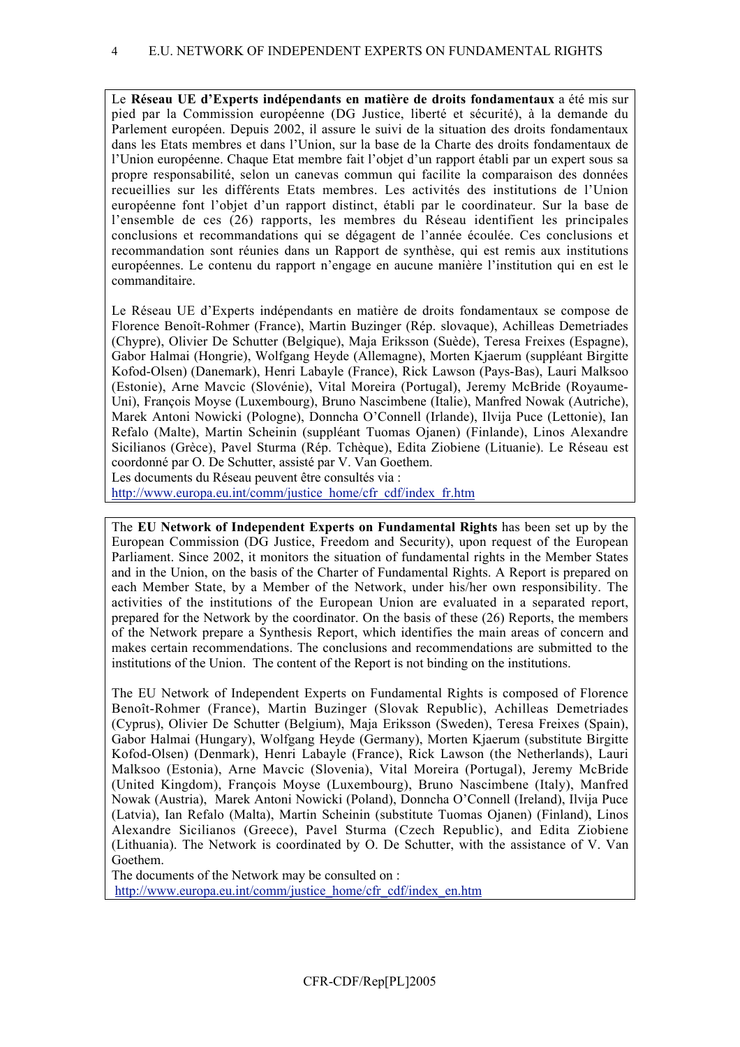Le **Réseau UE d'Experts indépendants en matière de droits fondamentaux** a été mis sur pied par la Commission européenne (DG Justice, liberté et sécurité), à la demande du Parlement européen. Depuis 2002, il assure le suivi de la situation des droits fondamentaux dans les Etats membres et dans l'Union, sur la base de la Charte des droits fondamentaux de l'Union européenne. Chaque Etat membre fait l'objet d'un rapport établi par un expert sous sa propre responsabilité, selon un canevas commun qui facilite la comparaison des données recueillies sur les différents Etats membres. Les activités des institutions de l'Union européenne font l'objet d'un rapport distinct, établi par le coordinateur. Sur la base de l'ensemble de ces (26) rapports, les membres du Réseau identifient les principales conclusions et recommandations qui se dégagent de l'année écoulée. Ces conclusions et recommandation sont réunies dans un Rapport de synthèse, qui est remis aux institutions européennes. Le contenu du rapport n'engage en aucune manière l'institution qui en est le commanditaire.

Le Réseau UE d'Experts indépendants en matière de droits fondamentaux se compose de Florence Benoît-Rohmer (France), Martin Buzinger (Rép. slovaque), Achilleas Demetriades (Chypre), Olivier De Schutter (Belgique), Maja Eriksson (Suède), Teresa Freixes (Espagne), Gabor Halmai (Hongrie), Wolfgang Heyde (Allemagne), Morten Kjaerum (suppléant Birgitte Kofod-Olsen) (Danemark), Henri Labayle (France), Rick Lawson (Pays-Bas), Lauri Malksoo (Estonie), Arne Mavcic (Slovénie), Vital Moreira (Portugal), Jeremy McBride (Royaume-Uni), François Moyse (Luxembourg), Bruno Nascimbene (Italie), Manfred Nowak (Autriche), Marek Antoni Nowicki (Pologne), Donncha O'Connell (Irlande), Ilvija Puce (Lettonie), Ian Refalo (Malte), Martin Scheinin (suppléant Tuomas Ojanen) (Finlande), Linos Alexandre Sicilianos (Grèce), Pavel Sturma (Rép. Tchèque), Edita Ziobiene (Lituanie). Le Réseau est coordonné par O. De Schutter, assisté par V. Van Goethem.
Les documents du Réseau peuvent être consultés via :
http://www.europa.eu.int/comm/justice_home/cfr_cdf/index_fr.htm

The **EU Network of Independent Experts on Fundamental Rights** has been set up by the European Commission (DG Justice, Freedom and Security), upon request of the European Parliament. Since 2002, it monitors the situation of fundamental rights in the Member States and in the Union, on the basis of the Charter of Fundamental Rights. A Report is prepared on each Member State, by a Member of the Network, under his/her own responsibility. The activities of the institutions of the European Union are evaluated in a separated report, prepared for the Network by the coordinator. On the basis of these (26) Reports, the members of the Network prepare a Synthesis Report, which identifies the main areas of concern and makes certain recommendations. The conclusions and recommendations are submitted to the institutions of the Union. The content of the Report is not binding on the institutions.

The EU Network of Independent Experts on Fundamental Rights is composed of Florence Benoît-Rohmer (France), Martin Buzinger (Slovak Republic), Achilleas Demetriades (Cyprus), Olivier De Schutter (Belgium), Maja Eriksson (Sweden), Teresa Freixes (Spain), Gabor Halmai (Hungary), Wolfgang Heyde (Germany), Morten Kjaerum (substitute Birgitte Kofod-Olsen) (Denmark), Henri Labayle (France), Rick Lawson (the Netherlands), Lauri Malksoo (Estonia), Arne Mavcic (Slovenia), Vital Moreira (Portugal), Jeremy McBride (United Kingdom), François Moyse (Luxembourg), Bruno Nascimbene (Italy), Manfred Nowak (Austria), Marek Antoni Nowicki (Poland), Donncha O'Connell (Ireland), Ilvija Puce (Latvia), Ian Refalo (Malta), Martin Scheinin (substitute Tuomas Ojanen) (Finland), Linos Alexandre Sicilianos (Greece), Pavel Sturma (Czech Republic), and Edita Ziobiene (Lithuania). The Network is coordinated by O. De Schutter, with the assistance of V. Van Goethem.
The documents of the Network may be consulted on :
http://www.europa.eu.int/comm/justice_home/cfr_cdf/index_en.htm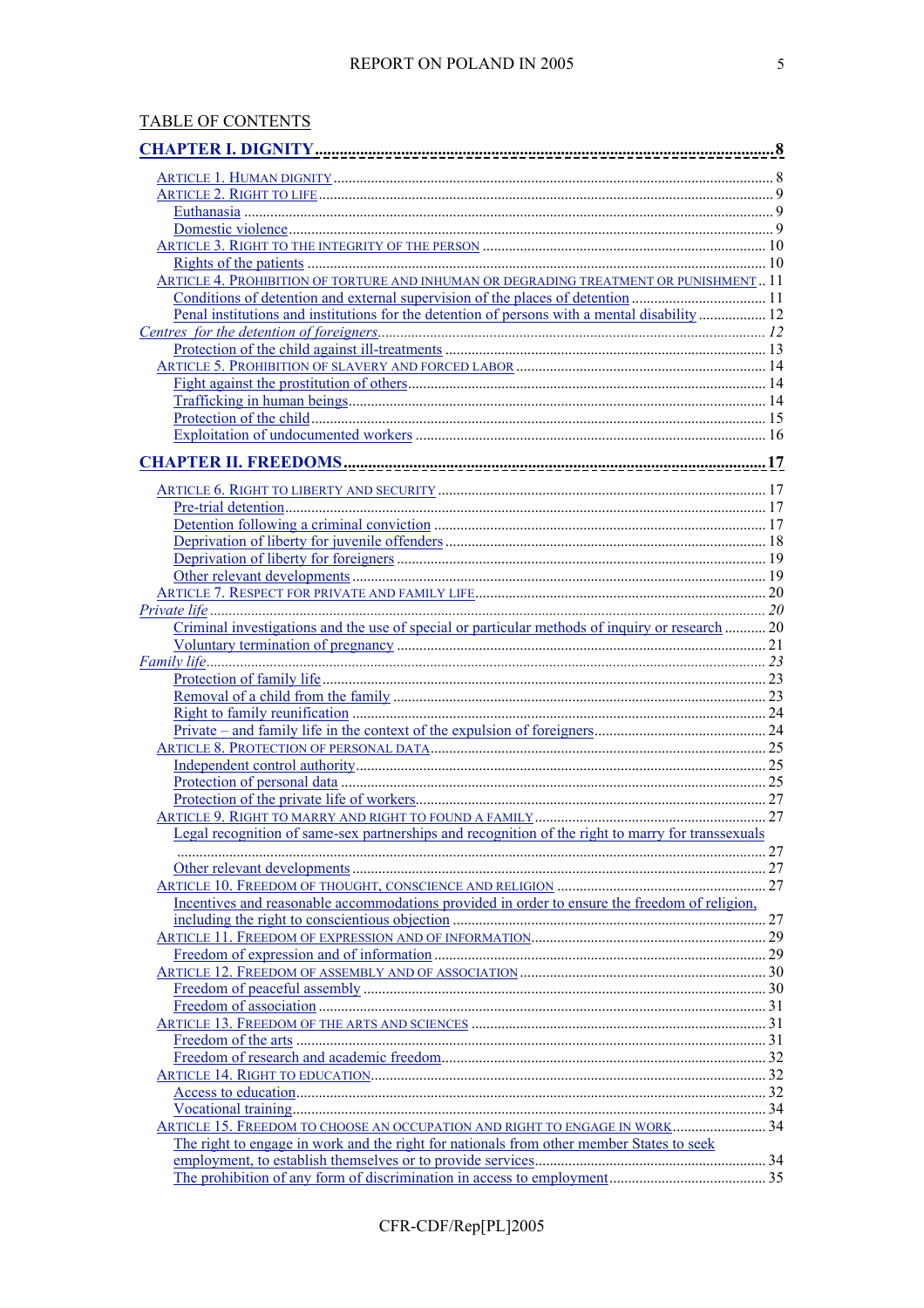TABLE OF CONTENTS

**CHAPTER I. DIGNITY** ........ 8

- ARTICLE 1. HUMAN DIGNITY ........ 8
- ARTICLE 2. RIGHT TO LIFE ........ 9
  - Euthanasia ........ 9
  - Domestic violence ........ 9
- ARTICLE 3. RIGHT TO THE INTEGRITY OF THE PERSON ........ 10
  - Rights of the patients ........ 10
- ARTICLE 4. PROHIBITION OF TORTURE AND INHUMAN OR DEGRADING TREATMENT OR PUNISHMENT .. 11
  - Conditions of detention and external supervision of the places of detention ........ 11
  - Penal institutions and institutions for the detention of persons with a mental disability ........ 12
- *Centres for the detention of foreigners* ........ 12
  - Protection of the child against ill-treatments ........ 13
- ARTICLE 5. PROHIBITION OF SLAVERY AND FORCED LABOR ........ 14
  - Fight against the prostitution of others ........ 14
  - Trafficking in human beings ........ 14
  - Protection of the child ........ 15
  - Exploitation of undocumented workers ........ 16

**CHAPTER II. FREEDOMS** ........ 17

- ARTICLE 6. RIGHT TO LIBERTY AND SECURITY ........ 17
  - Pre-trial detention ........ 17
  - Detention following a criminal conviction ........ 17
  - Deprivation of liberty for juvenile offenders ........ 18
  - Deprivation of liberty for foreigners ........ 19
  - Other relevant developments ........ 19
- ARTICLE 7. RESPECT FOR PRIVATE AND FAMILY LIFE ........ 20
- *Private life* ........ 20
  - Criminal investigations and the use of special or particular methods of inquiry or research ........ 20
  - Voluntary termination of pregnancy ........ 21
- *Family life* ........ 23
  - Protection of family life ........ 23
  - Removal of a child from the family ........ 23
  - Right to family reunification ........ 24
  - Private – and family life in the context of the expulsion of foreigners ........ 24
- ARTICLE 8. PROTECTION OF PERSONAL DATA ........ 25
  - Independent control authority ........ 25
  - Protection of personal data ........ 25
  - Protection of the private life of workers ........ 27
- ARTICLE 9. RIGHT TO MARRY AND RIGHT TO FOUND A FAMILY ........ 27
  - Legal recognition of same-sex partnerships and recognition of the right to marry for transsexuals ........ 27
  - Other relevant developments ........ 27
- ARTICLE 10. FREEDOM OF THOUGHT, CONSCIENCE AND RELIGION ........ 27
  - Incentives and reasonable accommodations provided in order to ensure the freedom of religion, including the right to conscientious objection ........ 27
- ARTICLE 11. FREEDOM OF EXPRESSION AND OF INFORMATION ........ 29
  - Freedom of expression and of information ........ 29
- ARTICLE 12. FREEDOM OF ASSEMBLY AND OF ASSOCIATION ........ 30
  - Freedom of peaceful assembly ........ 30
  - Freedom of association ........ 31
- ARTICLE 13. FREEDOM OF THE ARTS AND SCIENCES ........ 31
  - Freedom of the arts ........ 31
  - Freedom of research and academic freedom ........ 32
- ARTICLE 14. RIGHT TO EDUCATION ........ 32
  - Access to education ........ 32
  - Vocational training ........ 34
- ARTICLE 15. FREEDOM TO CHOOSE AN OCCUPATION AND RIGHT TO ENGAGE IN WORK ........ 34
  - The right to engage in work and the right for nationals from other member States to seek employment, to establish themselves or to provide services ........ 34
  - The prohibition of any form of discrimination in access to employment ........ 35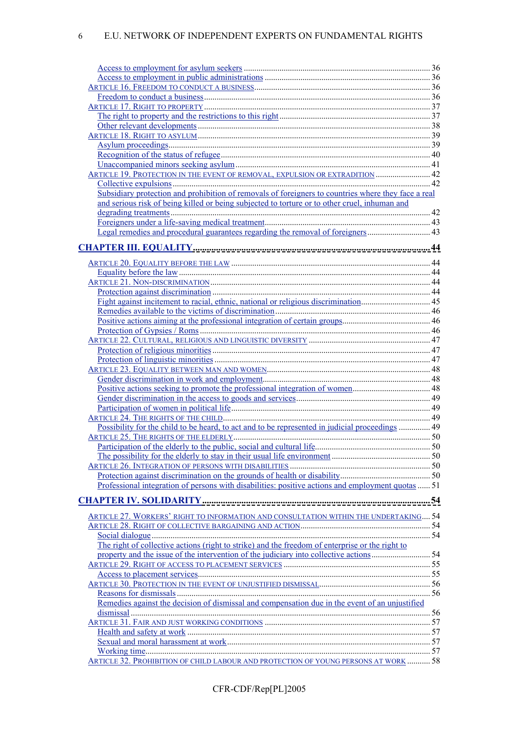Access to employment for asylum seekers ........ 36
Access to employment in public administrations ........ 36
ARTICLE 16. FREEDOM TO CONDUCT A BUSINESS ........ 36
Freedom to conduct a business ........ 36
ARTICLE 17. RIGHT TO PROPERTY ........ 37
The right to property and the restrictions to this right ........ 37
Other relevant developments ........ 38
ARTICLE 18. RIGHT TO ASYLUM ........ 39
Asylum proceedings ........ 39
Recognition of the status of refugee ........ 40
Unaccompanied minors seeking asylum ........ 41
ARTICLE 19. PROTECTION IN THE EVENT OF REMOVAL, EXPULSION OR EXTRADITION ........ 42
Collective expulsions ........ 42
Subsidiary protection and prohibition of removals of foreigners to countries where they face a real and serious risk of being killed or being subjected to torture or to other cruel, inhuman and degrading treatments ........ 42
Foreigners under a life-saving medical treatment ........ 43
Legal remedies and procedural guarantees regarding the removal of foreigners ........ 43

**CHAPTER III. EQUALITY ........ 44**

ARTICLE 20. EQUALITY BEFORE THE LAW ........ 44
Equality before the law ........ 44
ARTICLE 21. NON-DISCRIMINATION ........ 44
Protection against discrimination ........ 44
Fight against incitement to racial, ethnic, national or religious discrimination ........ 45
Remedies available to the victims of discrimination ........ 46
Positive actions aiming at the professional integration of certain groups ........ 46
Protection of Gypsies / Roms ........ 46
ARTICLE 22. CULTURAL, RELIGIOUS AND LINGUISTIC DIVERSITY ........ 47
Protection of religious minorities ........ 47
Protection of linguistic minorities ........ 47
ARTICLE 23. EQUALITY BETWEEN MAN AND WOMEN ........ 48
Gender discrimination in work and employment ........ 48
Positive actions seeking to promote the professional integration of women ........ 48
Gender discrimination in the access to goods and services ........ 49
Participation of women in political life ........ 49
ARTICLE 24. THE RIGHTS OF THE CHILD ........ 49
Possibility for the child to be heard, to act and to be represented in judicial proceedings ........ 49
ARTICLE 25. THE RIGHTS OF THE ELDERLY ........ 50
Participation of the elderly to the public, social and cultural life ........ 50
The possibility for the elderly to stay in their usual life environment ........ 50
ARTICLE 26. INTEGRATION OF PERSONS WITH DISABILITIES ........ 50
Protection against discrimination on the grounds of health or disability ........ 50
Professional integration of persons with disabilities: positive actions and employment quotas ........ 51

**CHAPTER IV. SOLIDARITY ........ 54**

ARTICLE 27. WORKERS' RIGHT TO INFORMATION AND CONSULTATION WITHIN THE UNDERTAKING ........ 54
ARTICLE 28. RIGHT OF COLLECTIVE BARGAINING AND ACTION ........ 54
Social dialogue ........ 54
The right of collective actions (right to strike) and the freedom of enterprise or the right to property and the issue of the intervention of the judiciary into collective actions ........ 54
ARTICLE 29. RIGHT OF ACCESS TO PLACEMENT SERVICES ........ 55
Access to placement services ........ 55
ARTICLE 30. PROTECTION IN THE EVENT OF UNJUSTIFIED DISMISSAL ........ 56
Reasons for dismissals ........ 56
Remedies against the decision of dismissal and compensation due in the event of an unjustified dismissal ........ 56
ARTICLE 31. FAIR AND JUST WORKING CONDITIONS ........ 57
Health and safety at work ........ 57
Sexual and moral harassment at work ........ 57
Working time ........ 57
ARTICLE 32. PROHIBITION OF CHILD LABOUR AND PROTECTION OF YOUNG PERSONS AT WORK ........ 58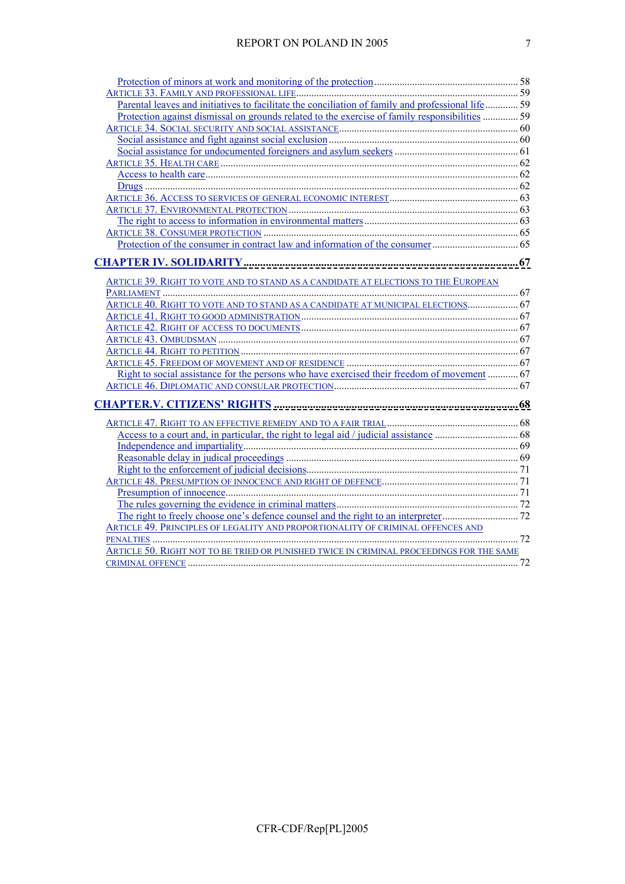- Protection of minors at work and monitoring of the protection ........ 58
- ARTICLE 33. FAMILY AND PROFESSIONAL LIFE ........ 59
  - Parental leaves and initiatives to facilitate the conciliation of family and professional life ........ 59
  - Protection against dismissal on grounds related to the exercise of family responsibilities ........ 59
- ARTICLE 34. SOCIAL SECURITY AND SOCIAL ASSISTANCE ........ 60
  - Social assistance and fight against social exclusion ........ 60
  - Social assistance for undocumented foreigners and asylum seekers ........ 61
- ARTICLE 35. HEALTH CARE ........ 62
  - Access to health care ........ 62
  - Drugs ........ 62
- ARTICLE 36. ACCESS TO SERVICES OF GENERAL ECONOMIC INTEREST ........ 63
- ARTICLE 37. ENVIRONMENTAL PROTECTION ........ 63
  - The right to access to information in environmental matters ........ 63
- ARTICLE 38. CONSUMER PROTECTION ........ 65
  - Protection of the consumer in contract law and information of the consumer ........ 65

**CHAPTER IV. SOLIDARITY ........ 67**

- ARTICLE 39. RIGHT TO VOTE AND TO STAND AS A CANDIDATE AT ELECTIONS TO THE EUROPEAN PARLIAMENT ........ 67
- ARTICLE 40. RIGHT TO VOTE AND TO STAND AS A CANDIDATE AT MUNICIPAL ELECTIONS ........ 67
- ARTICLE 41. RIGHT TO GOOD ADMINISTRATION ........ 67
- ARTICLE 42. RIGHT OF ACCESS TO DOCUMENTS ........ 67
- ARTICLE 43. OMBUDSMAN ........ 67
- ARTICLE 44. RIGHT TO PETITION ........ 67
- ARTICLE 45. FREEDOM OF MOVEMENT AND OF RESIDENCE ........ 67
  - Right to social assistance for the persons who have exercised their freedom of movement ........ 67
- ARTICLE 46. DIPLOMATIC AND CONSULAR PROTECTION ........ 67

**CHAPTER.V. CITIZENS' RIGHTS ........ 68**

- ARTICLE 47. RIGHT TO AN EFFECTIVE REMEDY AND TO A FAIR TRIAL ........ 68
  - Access to a court and, in particular, the right to legal aid / judicial assistance ........ 68
  - Independence and impartiality ........ 69
  - Reasonable delay in judical proceedings ........ 69
  - Right to the enforcement of judicial decisions ........ 71
- ARTICLE 48. PRESUMPTION OF INNOCENCE AND RIGHT OF DEFENCE ........ 71
  - Presumption of innocence ........ 71
  - The rules governing the evidence in criminal matters ........ 72
  - The right to freely choose one's defence counsel and the right to an interpreter ........ 72
- ARTICLE 49. PRINCIPLES OF LEGALITY AND PROPORTIONALITY OF CRIMINAL OFFENCES AND PENALTIES ........ 72
- ARTICLE 50. RIGHT NOT TO BE TRIED OR PUNISHED TWICE IN CRIMINAL PROCEEDINGS FOR THE SAME CRIMINAL OFFENCE ........ 72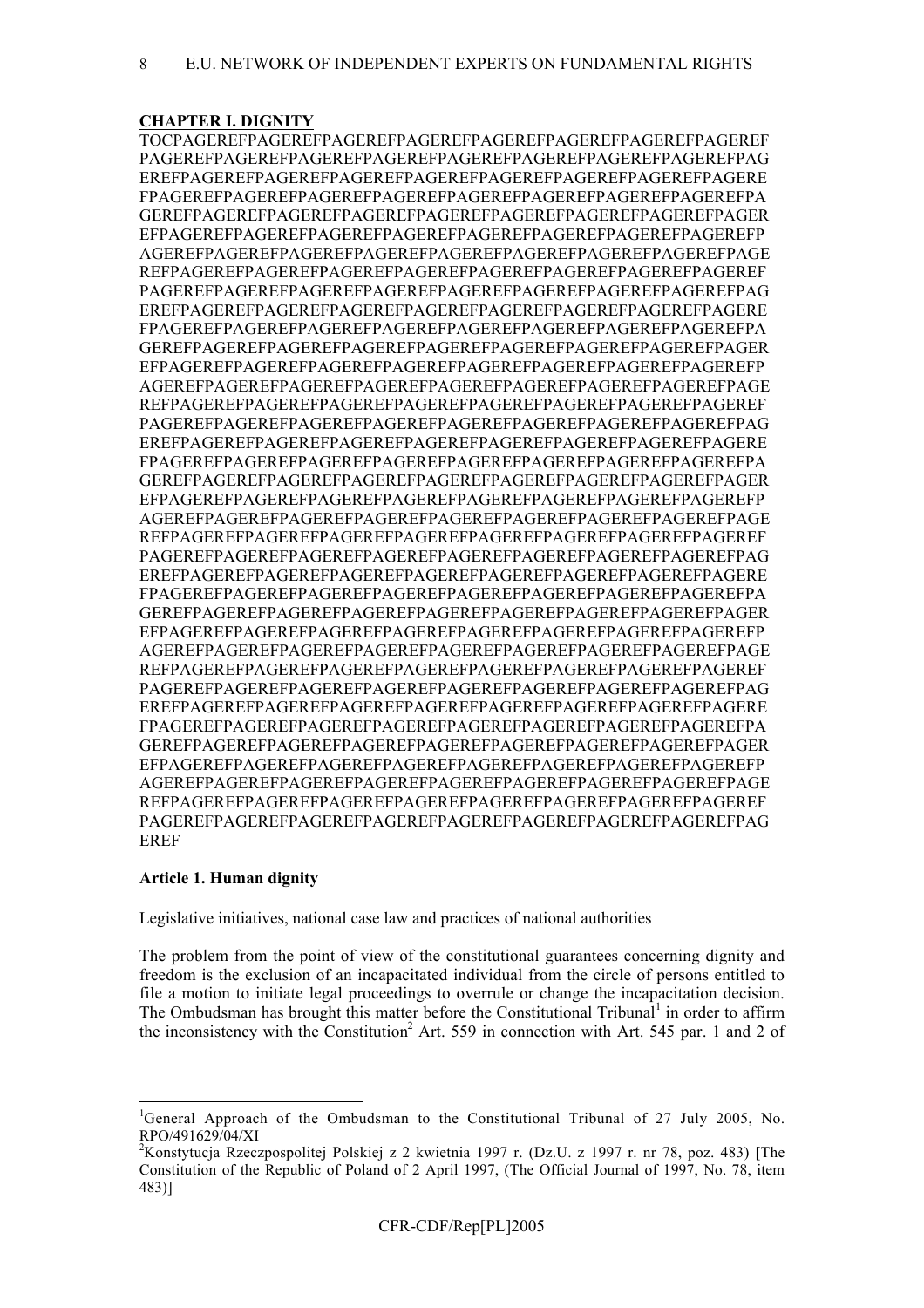## CHAPTER I. DIGNITY

TOCPAGEREFPAGEREFPAGEREFPAGEREFPAGEREFPAGEREFPAGEREFPAGEREFPAGEREF
PAGEREFPAGEREFPAGEREFPAGEREFPAGEREFPAGEREFPAGEREFPAGEREFPAGEREFPAG
EREFPAGEREFPAGEREFPAGEREFPAGEREFPAGEREFPAGEREFPAGEREFPAGEREFPAGERE
FPAGEREFPAGEREFPAGEREFPAGEREFPAGEREFPAGEREFPAGEREFPAGEREFPAGEREFPA
GEREFPAGEREFPAGEREFPAGEREFPAGEREFPAGEREFPAGEREFPAGEREFPAGEREFPAGER
EFPAGEREFPAGEREFPAGEREFPAGEREFPAGEREFPAGEREFPAGEREFPAGEREFPAGEREFP
AGEREFPAGEREFPAGEREFPAGEREFPAGEREFPAGEREFPAGEREFPAGEREFPAGEREFPAGE
REFPAGEREFPAGEREFPAGEREFPAGEREFPAGEREFPAGEREFPAGEREFPAGEREFPAGEREF
PAGEREFPAGEREFPAGEREFPAGEREFPAGEREFPAGEREFPAGEREFPAGEREFPAGEREFPAG
EREFPAGEREFPAGEREFPAGEREFPAGEREFPAGEREFPAGEREFPAGEREFPAGEREFPAGERE
FPAGEREFPAGEREFPAGEREFPAGEREFPAGEREFPAGEREFPAGEREFPAGEREFPAGEREFPA
GEREFPAGEREFPAGEREFPAGEREFPAGEREFPAGEREFPAGEREFPAGEREFPAGEREFPAGER
EFPAGEREFPAGEREFPAGEREFPAGEREFPAGEREFPAGEREFPAGEREFPAGEREFPAGEREFP
AGEREFPAGEREFPAGEREFPAGEREFPAGEREFPAGEREFPAGEREFPAGEREFPAGEREFPAGE
REFPAGEREFPAGEREFPAGEREFPAGEREFPAGEREFPAGEREFPAGEREFPAGEREFPAGEREF
PAGEREFPAGEREFPAGEREFPAGEREFPAGEREFPAGEREFPAGEREFPAGEREFPAGEREFPAG
EREFPAGEREFPAGEREFPAGEREFPAGEREFPAGEREFPAGEREFPAGEREFPAGEREFPAGERE
FPAGEREFPAGEREFPAGEREFPAGEREFPAGEREFPAGEREFPAGEREFPAGEREFPAGEREFPA
GEREFPAGEREFPAGEREFPAGEREFPAGEREFPAGEREFPAGEREFPAGEREFPAGEREFPAGER
EFPAGEREFPAGEREFPAGEREFPAGEREFPAGEREFPAGEREFPAGEREFPAGEREFPAGEREFP
AGEREFPAGEREFPAGEREFPAGEREFPAGEREFPAGEREFPAGEREFPAGEREFPAGEREFPAGE
REFPAGEREFPAGEREFPAGEREFPAGEREFPAGEREFPAGEREFPAGEREFPAGEREFPAGEREF
PAGEREFPAGEREFPAGEREFPAGEREFPAGEREFPAGEREFPAGEREFPAGEREFPAGEREFPAG
EREFPAGEREFPAGEREFPAGEREFPAGEREFPAGEREFPAGEREFPAGEREFPAGEREFPAGERE
FPAGEREFPAGEREFPAGEREFPAGEREFPAGEREFPAGEREFPAGEREFPAGEREFPAGEREFPA
GEREFPAGEREFPAGEREFPAGEREFPAGEREFPAGEREFPAGEREFPAGEREFPAGEREFPAGER
EFPAGEREFPAGEREFPAGEREFPAGEREFPAGEREFPAGEREFPAGEREFPAGEREFPAGEREFP
AGEREFPAGEREFPAGEREFPAGEREFPAGEREFPAGEREFPAGEREFPAGEREFPAGEREFPAGE
REFPAGEREFPAGEREFPAGEREFPAGEREFPAGEREFPAGEREFPAGEREFPAGEREFPAGEREF
PAGEREFPAGEREFPAGEREFPAGEREFPAGEREFPAGEREFPAGEREFPAGEREFPAGEREFPAG
EREFPAGEREFPAGEREFPAGEREFPAGEREFPAGEREFPAGEREFPAGEREFPAGEREFPAGERE
FPAGEREFPAGEREFPAGEREFPAGEREFPAGEREFPAGEREFPAGEREFPAGEREFPAGEREFPA
GEREFPAGEREFPAGEREFPAGEREFPAGEREFPAGEREFPAGEREFPAGEREFPAGEREFPAGER
EFPAGEREFPAGEREFPAGEREFPAGEREFPAGEREFPAGEREFPAGEREFPAGEREFPAGEREFP
AGEREFPAGEREFPAGEREFPAGEREFPAGEREFPAGEREFPAGEREFPAGEREFPAGEREFPAGE
REFPAGEREFPAGEREFPAGEREFPAGEREFPAGEREFPAGEREFPAGEREFPAGEREFPAGEREF
PAGEREFPAGEREFPAGEREFPAGEREFPAGEREFPAGEREFPAGEREFPAGEREFPAGEREFPAG
EREF

### Article 1. Human dignity

Legislative initiatives, national case law and practices of national authorities

The problem from the point of view of the constitutional guarantees concerning dignity and freedom is the exclusion of an incapacitated individual from the circle of persons entitled to file a motion to initiate legal proceedings to overrule or change the incapacitation decision. The Ombudsman has brought this matter before the Constitutional Tribunal[1] in order to affirm the inconsistency with the Constitution[2] Art. 559 in connection with Art. 545 par. 1 and 2 of

---

[1] General Approach of the Ombudsman to the Constitutional Tribunal of 27 July 2005, No. RPO/491629/04/XI

[2] Konstytucja Rzeczpospolitej Polskiej z 2 kwietnia 1997 r. (Dz.U. z 1997 r. nr 78, poz. 483) [The Constitution of the Republic of Poland of 2 April 1997, (The Official Journal of 1997, No. 78, item 483)]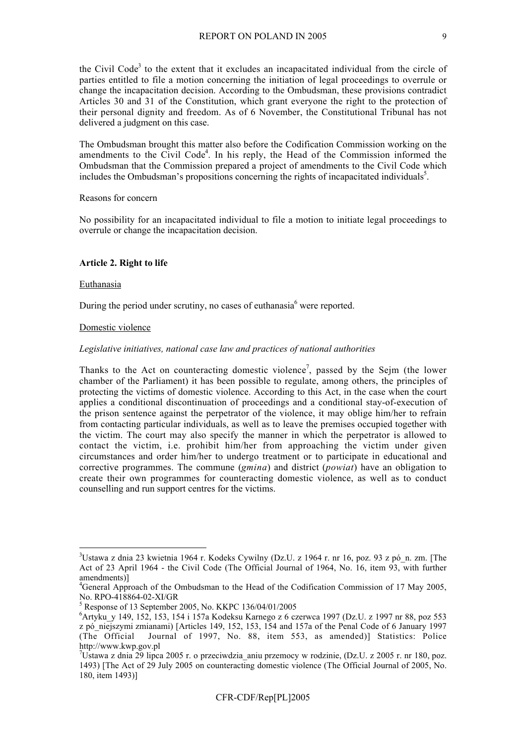the Civil Code[3] to the extent that it excludes an incapacitated individual from the circle of parties entitled to file a motion concerning the initiation of legal proceedings to overrule or change the incapacitation decision. According to the Ombudsman, these provisions contradict Articles 30 and 31 of the Constitution, which grant everyone the right to the protection of their personal dignity and freedom. As of 6 November, the Constitutional Tribunal has not delivered a judgment on this case.

The Ombudsman brought this matter also before the Codification Commission working on the amendments to the Civil Code[4]. In his reply, the Head of the Commission informed the Ombudsman that the Commission prepared a project of amendments to the Civil Code which includes the Ombudsman's propositions concerning the rights of incapacitated individuals[5].

Reasons for concern

No possibility for an incapacitated individual to file a motion to initiate legal proceedings to overrule or change the incapacitation decision.

**Article 2. Right to life**

Euthanasia

During the period under scrutiny, no cases of euthanasia[6] were reported.

Domestic violence

*Legislative initiatives, national case law and practices of national authorities*

Thanks to the Act on counteracting domestic violence[7], passed by the Sejm (the lower chamber of the Parliament) it has been possible to regulate, among others, the principles of protecting the victims of domestic violence. According to this Act, in the case when the court applies a conditional discontinuation of proceedings and a conditional stay-of-execution of the prison sentence against the perpetrator of the violence, it may oblige him/her to refrain from contacting particular individuals, as well as to leave the premises occupied together with the victim. The court may also specify the manner in which the perpetrator is allowed to contact the victim, i.e. prohibit him/her from approaching the victim under given circumstances and order him/her to undergo treatment or to participate in educational and corrective programmes. The commune (*gmina*) and district (*powiat*) have an obligation to create their own programmes for counteracting domestic violence, as well as to conduct counselling and run support centres for the victims.

---

[3] Ustawa z dnia 23 kwietnia 1964 r. Kodeks Cywilny (Dz.U. z 1964 r. nr 16, poz. 93 z pó_n. zm. [The Act of 23 April 1964 - the Civil Code (The Official Journal of 1964, No. 16, item 93, with further amendments)]

[4] General Approach of the Ombudsman to the Head of the Codification Commission of 17 May 2005, No. RPO-418864-02-XI/GR

[5] Response of 13 September 2005, No. KKPC 136/04/01/2005

[6] Artyku_y 149, 152, 153, 154 i 157a Kodeksu Karnego z 6 czerwca 1997 (Dz.U. z 1997 nr 88, poz 553 z pó_niejszymi zmianami) [Articles 149, 152, 153, 154 and 157a of the Penal Code of 6 January 1997 (The Official Journal of 1997, No. 88, item 553, as amended)] Statistics: Police http://www.kwp.gov.pl

[7] Ustawa z dnia 29 lipca 2005 r. o przeciwdzia_aniu przemocy w rodzinie, (Dz.U. z 2005 r. nr 180, poz. 1493) [The Act of 29 July 2005 on counteracting domestic violence (The Official Journal of 2005, No. 180, item 1493)]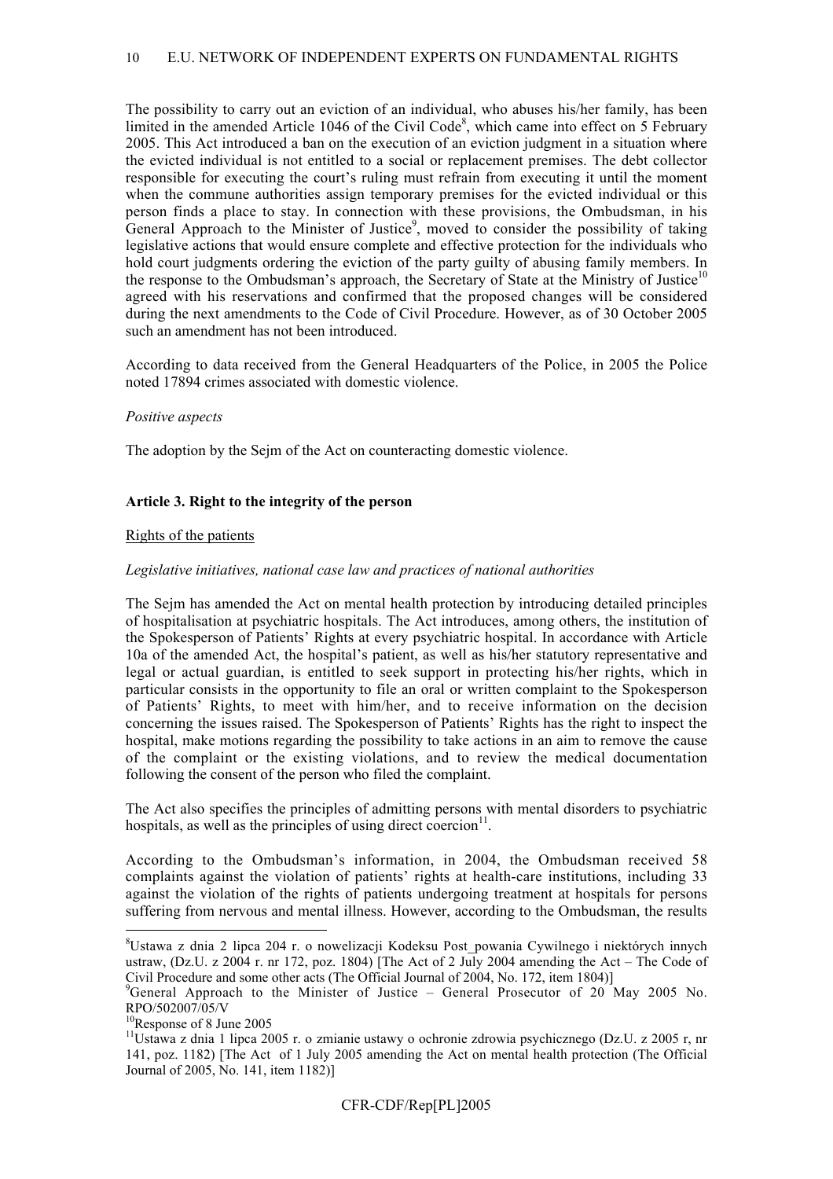The possibility to carry out an eviction of an individual, who abuses his/her family, has been limited in the amended Article 1046 of the Civil Code[8], which came into effect on 5 February 2005. This Act introduced a ban on the execution of an eviction judgment in a situation where the evicted individual is not entitled to a social or replacement premises. The debt collector responsible for executing the court's ruling must refrain from executing it until the moment when the commune authorities assign temporary premises for the evicted individual or this person finds a place to stay. In connection with these provisions, the Ombudsman, in his General Approach to the Minister of Justice[9], moved to consider the possibility of taking legislative actions that would ensure complete and effective protection for the individuals who hold court judgments ordering the eviction of the party guilty of abusing family members. In the response to the Ombudsman's approach, the Secretary of State at the Ministry of Justice[10] agreed with his reservations and confirmed that the proposed changes will be considered during the next amendments to the Code of Civil Procedure. However, as of 30 October 2005 such an amendment has not been introduced.

According to data received from the General Headquarters of the Police, in 2005 the Police noted 17894 crimes associated with domestic violence.

*Positive aspects*

The adoption by the Sejm of the Act on counteracting domestic violence.

**Article 3. Right to the integrity of the person**

Rights of the patients

*Legislative initiatives, national case law and practices of national authorities*

The Sejm has amended the Act on mental health protection by introducing detailed principles of hospitalisation at psychiatric hospitals. The Act introduces, among others, the institution of the Spokesperson of Patients' Rights at every psychiatric hospital. In accordance with Article 10a of the amended Act, the hospital's patient, as well as his/her statutory representative and legal or actual guardian, is entitled to seek support in protecting his/her rights, which in particular consists in the opportunity to file an oral or written complaint to the Spokesperson of Patients' Rights, to meet with him/her, and to receive information on the decision concerning the issues raised. The Spokesperson of Patients' Rights has the right to inspect the hospital, make motions regarding the possibility to take actions in an aim to remove the cause of the complaint or the existing violations, and to review the medical documentation following the consent of the person who filed the complaint.

The Act also specifies the principles of admitting persons with mental disorders to psychiatric hospitals, as well as the principles of using direct coercion[11].

According to the Ombudsman's information, in 2004, the Ombudsman received 58 complaints against the violation of patients' rights at health-care institutions, including 33 against the violation of the rights of patients undergoing treatment at hospitals for persons suffering from nervous and mental illness. However, according to the Ombudsman, the results

---

[8] Ustawa z dnia 2 lipca 204 r. o nowelizacji Kodeksu Post_powania Cywilnego i niektórych innych ustaw, (Dz.U. z 2004 r. nr 172, poz. 1804) [The Act of 2 July 2004 amending the Act – The Code of Civil Procedure and some other acts (The Official Journal of 2004, No. 172, item 1804)]

[9] General Approach to the Minister of Justice – General Prosecutor of 20 May 2005 No. RPO/502007/05/V

[10] Response of 8 June 2005

[11] Ustawa z dnia 1 lipca 2005 r. o zmianie ustawy o ochronie zdrowia psychicznego (Dz.U. z 2005 r, nr 141, poz. 1182) [The Act of 1 July 2005 amending the Act on mental health protection (The Official Journal of 2005, No. 141, item 1182)]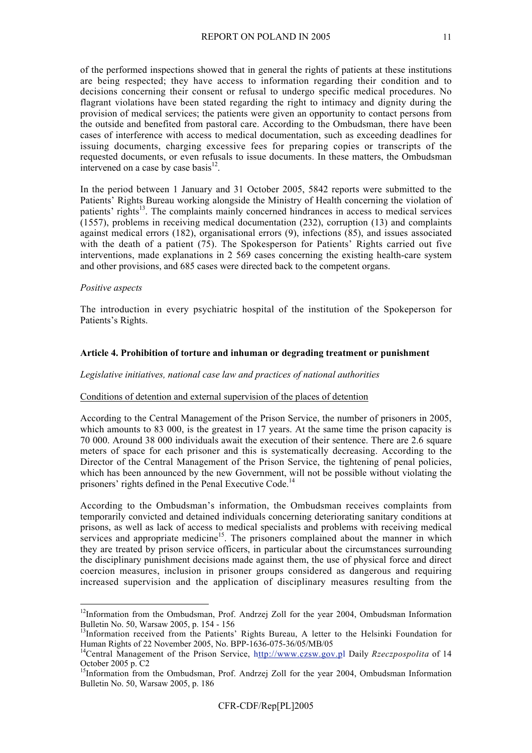of the performed inspections showed that in general the rights of patients at these institutions are being respected; they have access to information regarding their condition and to decisions concerning their consent or refusal to undergo specific medical procedures. No flagrant violations have been stated regarding the right to intimacy and dignity during the provision of medical services; the patients were given an opportunity to contact persons from the outside and benefited from pastoral care. According to the Ombudsman, there have been cases of interference with access to medical documentation, such as exceeding deadlines for issuing documents, charging excessive fees for preparing copies or transcripts of the requested documents, or even refusals to issue documents. In these matters, the Ombudsman intervened on a case by case basis[12].

In the period between 1 January and 31 October 2005, 5842 reports were submitted to the Patients' Rights Bureau working alongside the Ministry of Health concerning the violation of patients' rights[13]. The complaints mainly concerned hindrances in access to medical services (1557), problems in receiving medical documentation (232), corruption (13) and complaints against medical errors (182), organisational errors (9), infections (85), and issues associated with the death of a patient (75). The Spokesperson for Patients' Rights carried out five interventions, made explanations in 2 569 cases concerning the existing health-care system and other provisions, and 685 cases were directed back to the competent organs.

*Positive aspects*

The introduction in every psychiatric hospital of the institution of the Spokeperson for Patients's Rights.

**Article 4. Prohibition of torture and inhuman or degrading treatment or punishment**

*Legislative initiatives, national case law and practices of national authorities*

Conditions of detention and external supervision of the places of detention

According to the Central Management of the Prison Service, the number of prisoners in 2005, which amounts to 83 000, is the greatest in 17 years. At the same time the prison capacity is 70 000. Around 38 000 individuals await the execution of their sentence. There are 2.6 square meters of space for each prisoner and this is systematically decreasing. According to the Director of the Central Management of the Prison Service, the tightening of penal policies, which has been announced by the new Government, will not be possible without violating the prisoners' rights defined in the Penal Executive Code.[14]

According to the Ombudsman's information, the Ombudsman receives complaints from temporarily convicted and detained individuals concerning deteriorating sanitary conditions at prisons, as well as lack of access to medical specialists and problems with receiving medical services and appropriate medicine[15]. The prisoners complained about the manner in which they are treated by prison service officers, in particular about the circumstances surrounding the disciplinary punishment decisions made against them, the use of physical force and direct coercion measures, inclusion in prisoner groups considered as dangerous and requiring increased supervision and the application of disciplinary measures resulting from the

---

[12] Information from the Ombudsman, Prof. Andrzej Zoll for the year 2004, Ombudsman Information Bulletin No. 50, Warsaw 2005, p. 154 - 156

[13] Information received from the Patients' Rights Bureau, A letter to the Helsinki Foundation for Human Rights of 22 November 2005, No. BPP-1636-075-36/05/MB/05

[14] Central Management of the Prison Service, http://www.czsw.gov.pl Daily *Rzeczpospolita* of 14 October 2005 p. C2

[15] Information from the Ombudsman, Prof. Andrzej Zoll for the year 2004, Ombudsman Information Bulletin No. 50, Warsaw 2005, p. 186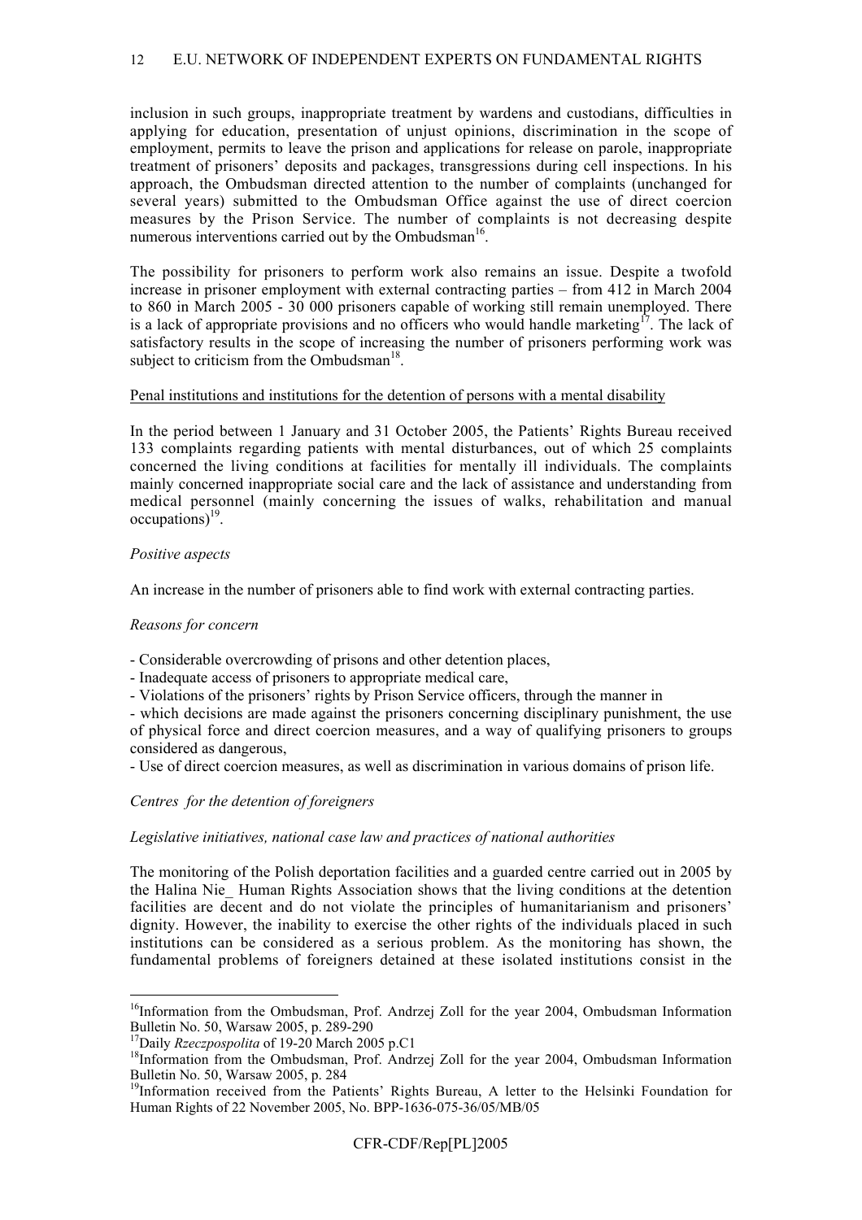inclusion in such groups, inappropriate treatment by wardens and custodians, difficulties in applying for education, presentation of unjust opinions, discrimination in the scope of employment, permits to leave the prison and applications for release on parole, inappropriate treatment of prisoners' deposits and packages, transgressions during cell inspections. In his approach, the Ombudsman directed attention to the number of complaints (unchanged for several years) submitted to the Ombudsman Office against the use of direct coercion measures by the Prison Service. The number of complaints is not decreasing despite numerous interventions carried out by the Ombudsman[16].

The possibility for prisoners to perform work also remains an issue. Despite a twofold increase in prisoner employment with external contracting parties – from 412 in March 2004 to 860 in March 2005 - 30 000 prisoners capable of working still remain unemployed. There is a lack of appropriate provisions and no officers who would handle marketing[17]. The lack of satisfactory results in the scope of increasing the number of prisoners performing work was subject to criticism from the Ombudsman[18].

<u>Penal institutions and institutions for the detention of persons with a mental disability</u>

In the period between 1 January and 31 October 2005, the Patients' Rights Bureau received 133 complaints regarding patients with mental disturbances, out of which 25 complaints concerned the living conditions at facilities for mentally ill individuals. The complaints mainly concerned inappropriate social care and the lack of assistance and understanding from medical personnel (mainly concerning the issues of walks, rehabilitation and manual occupations)[19].

*Positive aspects*

An increase in the number of prisoners able to find work with external contracting parties.

*Reasons for concern*

- Considerable overcrowding of prisons and other detention places,
- Inadequate access of prisoners to appropriate medical care,
- Violations of the prisoners' rights by Prison Service officers, through the manner in
- which decisions are made against the prisoners concerning disciplinary punishment, the use of physical force and direct coercion measures, and a way of qualifying prisoners to groups considered as dangerous,
- Use of direct coercion measures, as well as discrimination in various domains of prison life.

*Centres for the detention of foreigners*

*Legislative initiatives, national case law and practices of national authorities*

The monitoring of the Polish deportation facilities and a guarded centre carried out in 2005 by the Halina Nie_ Human Rights Association shows that the living conditions at the detention facilities are decent and do not violate the principles of humanitarianism and prisoners' dignity. However, the inability to exercise the other rights of the individuals placed in such institutions can be considered as a serious problem. As the monitoring has shown, the fundamental problems of foreigners detained at these isolated institutions consist in the

---

[16] Information from the Ombudsman, Prof. Andrzej Zoll for the year 2004, Ombudsman Information Bulletin No. 50, Warsaw 2005, p. 289-290

[17] Daily *Rzeczpospolita* of 19-20 March 2005 p.C1

[18] Information from the Ombudsman, Prof. Andrzej Zoll for the year 2004, Ombudsman Information Bulletin No. 50, Warsaw 2005, p. 284

[19] Information received from the Patients' Rights Bureau, A letter to the Helsinki Foundation for Human Rights of 22 November 2005, No. BPP-1636-075-36/05/MB/05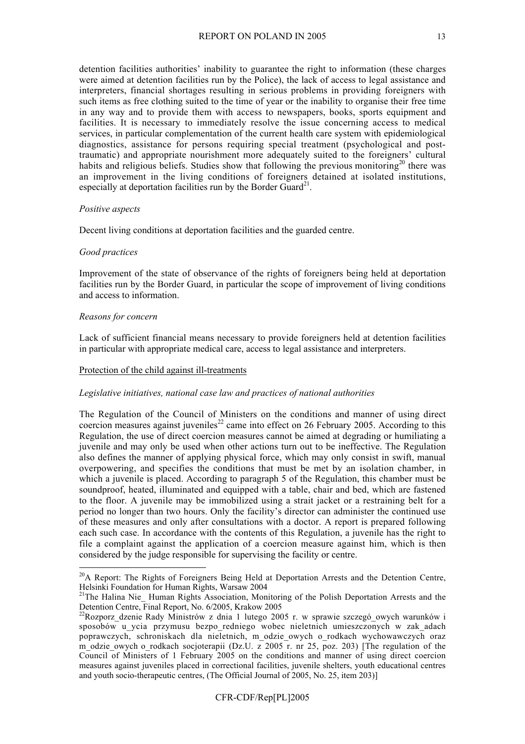detention facilities authorities' inability to guarantee the right to information (these charges were aimed at detention facilities run by the Police), the lack of access to legal assistance and interpreters, financial shortages resulting in serious problems in providing foreigners with such items as free clothing suited to the time of year or the inability to organise their free time in any way and to provide them with access to newspapers, books, sports equipment and facilities. It is necessary to immediately resolve the issue concerning access to medical services, in particular complementation of the current health care system with epidemiological diagnostics, assistance for persons requiring special treatment (psychological and post-traumatic) and appropriate nourishment more adequately suited to the foreigners' cultural habits and religious beliefs. Studies show that following the previous monitoring[20] there was an improvement in the living conditions of foreigners detained at isolated institutions, especially at deportation facilities run by the Border Guard[21].

*Positive aspects*

Decent living conditions at deportation facilities and the guarded centre.

*Good practices*

Improvement of the state of observance of the rights of foreigners being held at deportation facilities run by the Border Guard, in particular the scope of improvement of living conditions and access to information.

*Reasons for concern*

Lack of sufficient financial means necessary to provide foreigners held at detention facilities in particular with appropriate medical care, access to legal assistance and interpreters.

Protection of the child against ill-treatments

*Legislative initiatives, national case law and practices of national authorities*

The Regulation of the Council of Ministers on the conditions and manner of using direct coercion measures against juveniles[22] came into effect on 26 February 2005. According to this Regulation, the use of direct coercion measures cannot be aimed at degrading or humiliating a juvenile and may only be used when other actions turn out to be ineffective. The Regulation also defines the manner of applying physical force, which may only consist in swift, manual overpowering, and specifies the conditions that must be met by an isolation chamber, in which a juvenile is placed. According to paragraph 5 of the Regulation, this chamber must be soundproof, heated, illuminated and equipped with a table, chair and bed, which are fastened to the floor. A juvenile may be immobilized using a strait jacket or a restraining belt for a period no longer than two hours. Only the facility's director can administer the continued use of these measures and only after consultations with a doctor. A report is prepared following each such case. In accordance with the contents of this Regulation, a juvenile has the right to file a complaint against the application of a coercion measure against him, which is then considered by the judge responsible for supervising the facility or centre.

---

[20] A Report: The Rights of Foreigners Being Held at Deportation Arrests and the Detention Centre, Helsinki Foundation for Human Rights, Warsaw 2004

[21] The Halina Nie_ Human Rights Association, Monitoring of the Polish Deportation Arrests and the Detention Centre, Final Report, No. 6/2005, Krakow 2005

[22] Rozporz_dzenie Rady Ministrów z dnia 1 lutego 2005 r. w sprawie szczegó_owych warunków i sposobów u_ycia przymusu bezpo_redniego wobec nieletnich umieszczonych w zak_adach poprawczych, schroniskach dla nieletnich, m_odzie_owych o_rodkach wychowawczych oraz m_odzie_owych o_rodkach socjoterapii (Dz.U. z 2005 r. nr 25, poz. 203) [The regulation of the Council of Ministers of 1 February 2005 on the conditions and manner of using direct coercion measures against juveniles placed in correctional facilities, juvenile shelters, youth educational centres and youth socio-therapeutic centres, (The Official Journal of 2005, No. 25, item 203)]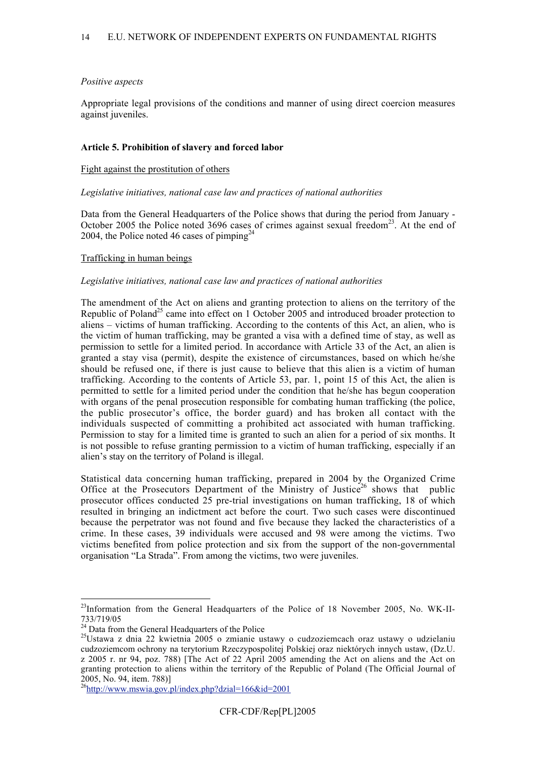*Positive aspects*

Appropriate legal provisions of the conditions and manner of using direct coercion measures against juveniles.

**Article 5. Prohibition of slavery and forced labor**

Fight against the prostitution of others

*Legislative initiatives, national case law and practices of national authorities*

Data from the General Headquarters of the Police shows that during the period from January - October 2005 the Police noted 3696 cases of crimes against sexual freedom[23]. At the end of 2004, the Police noted 46 cases of pimping[24]

Trafficking in human beings

*Legislative initiatives, national case law and practices of national authorities*

The amendment of the Act on aliens and granting protection to aliens on the territory of the Republic of Poland[25] came into effect on 1 October 2005 and introduced broader protection to aliens – victims of human trafficking. According to the contents of this Act, an alien, who is the victim of human trafficking, may be granted a visa with a defined time of stay, as well as permission to settle for a limited period. In accordance with Article 33 of the Act, an alien is granted a stay visa (permit), despite the existence of circumstances, based on which he/she should be refused one, if there is just cause to believe that this alien is a victim of human trafficking. According to the contents of Article 53, par. 1, point 15 of this Act, the alien is permitted to settle for a limited period under the condition that he/she has begun cooperation with organs of the penal prosecution responsible for combating human trafficking (the police, the public prosecutor's office, the border guard) and has broken all contact with the individuals suspected of committing a prohibited act associated with human trafficking. Permission to stay for a limited time is granted to such an alien for a period of six months. It is not possible to refuse granting permission to a victim of human trafficking, especially if an alien's stay on the territory of Poland is illegal.

Statistical data concerning human trafficking, prepared in 2004 by the Organized Crime Office at the Prosecutors Department of the Ministry of Justice[26] shows that public prosecutor offices conducted 25 pre-trial investigations on human trafficking, 18 of which resulted in bringing an indictment act before the court. Two such cases were discontinued because the perpetrator was not found and five because they lacked the characteristics of a crime. In these cases, 39 individuals were accused and 98 were among the victims. Two victims benefited from police protection and six from the support of the non-governmental organisation "La Strada". From among the victims, two were juveniles.

---

[23] Information from the General Headquarters of the Police of 18 November 2005, No. WK-II-733/719/05

[24] Data from the General Headquarters of the Police

[25] Ustawa z dnia 22 kwietnia 2005 o zmianie ustawy o cudzoziemcach oraz ustawy o udzielaniu cudzoziemcom ochrony na terytorium Rzeczypospolitej Polskiej oraz niektórych innych ustaw, (Dz.U. z 2005 r. nr 94, poz. 788) [The Act of 22 April 2005 amending the Act on aliens and the Act on granting protection to aliens within the territory of the Republic of Poland (The Official Journal of 2005, No. 94, item. 788)]

[26] http://www.mswia.gov.pl/index.php?dzial=166&id=2001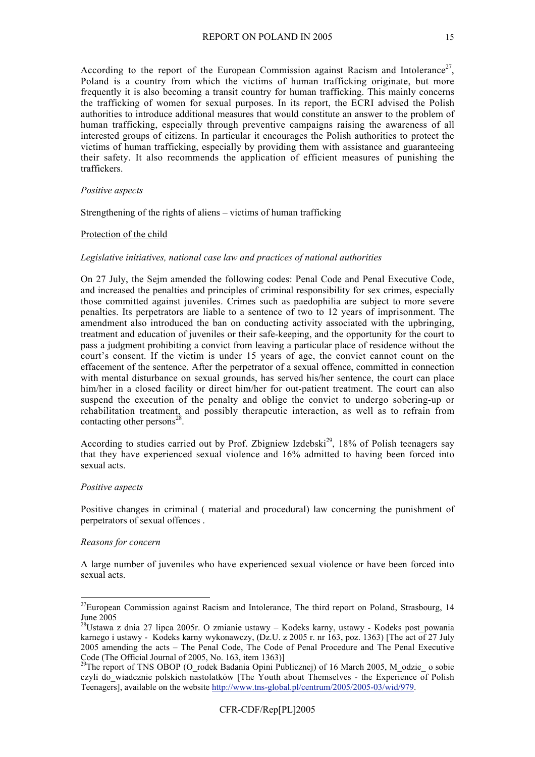According to the report of the European Commission against Racism and Intolerance[27], Poland is a country from which the victims of human trafficking originate, but more frequently it is also becoming a transit country for human trafficking. This mainly concerns the trafficking of women for sexual purposes. In its report, the ECRI advised the Polish authorities to introduce additional measures that would constitute an answer to the problem of human trafficking, especially through preventive campaigns raising the awareness of all interested groups of citizens. In particular it encourages the Polish authorities to protect the victims of human trafficking, especially by providing them with assistance and guaranteeing their safety. It also recommends the application of efficient measures of punishing the traffickers.

*Positive aspects*

Strengthening of the rights of aliens – victims of human trafficking

<u>Protection of the child</u>

*Legislative initiatives, national case law and practices of national authorities*

On 27 July, the Sejm amended the following codes: Penal Code and Penal Executive Code, and increased the penalties and principles of criminal responsibility for sex crimes, especially those committed against juveniles. Crimes such as paedophilia are subject to more severe penalties. Its perpetrators are liable to a sentence of two to 12 years of imprisonment. The amendment also introduced the ban on conducting activity associated with the upbringing, treatment and education of juveniles or their safe-keeping, and the opportunity for the court to pass a judgment prohibiting a convict from leaving a particular place of residence without the court's consent. If the victim is under 15 years of age, the convict cannot count on the effacement of the sentence. After the perpetrator of a sexual offence, committed in connection with mental disturbance on sexual grounds, has served his/her sentence, the court can place him/her in a closed facility or direct him/her for out-patient treatment. The court can also suspend the execution of the penalty and oblige the convict to undergo sobering-up or rehabilitation treatment, and possibly therapeutic interaction, as well as to refrain from contacting other persons[28].

According to studies carried out by Prof. Zbigniew Izdebski[29], 18% of Polish teenagers say that they have experienced sexual violence and 16% admitted to having been forced into sexual acts.

*Positive aspects*

Positive changes in criminal ( material and procedural) law concerning the punishment of perpetrators of sexual offences .

*Reasons for concern*

A large number of juveniles who have experienced sexual violence or have been forced into sexual acts.

---

[27]European Commission against Racism and Intolerance, The third report on Poland, Strasbourg, 14 June 2005

[28]Ustawa z dnia 27 lipca 2005r. O zmianie ustawy – Kodeks karny, ustawy - Kodeks post_powania karnego i ustawy - Kodeks karny wykonawczy, (Dz.U. z 2005 r. nr 163, poz. 1363) [The act of 27 July 2005 amending the acts – The Penal Code, The Code of Penal Procedure and The Penal Executive Code (The Official Journal of 2005, No. 163, item 1363)]

[29]The report of TNS OBOP (O_rodek Badania Opini Publicznej) of 16 March 2005, M_odzie_ o sobie czyli do_wiadcznie polskich nastolatków [The Youth about Themselves - the Experience of Polish Teenagers], available on the website http://www.tns-global.pl/centrum/2005/2005-03/wid/979.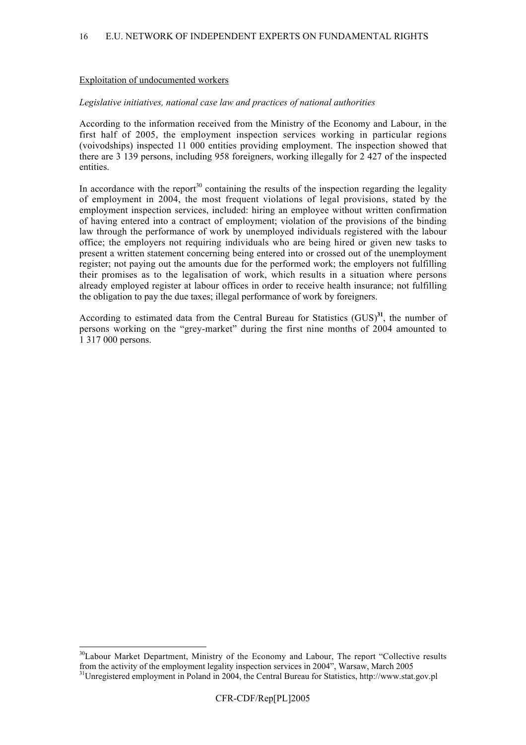Exploitation of undocumented workers

*Legislative initiatives, national case law and practices of national authorities*

According to the information received from the Ministry of the Economy and Labour, in the first half of 2005, the employment inspection services working in particular regions (voivodships) inspected 11 000 entities providing employment. The inspection showed that there are 3 139 persons, including 958 foreigners, working illegally for 2 427 of the inspected entities.

In accordance with the report[30] containing the results of the inspection regarding the legality of employment in 2004, the most frequent violations of legal provisions, stated by the employment inspection services, included: hiring an employee without written confirmation of having entered into a contract of employment; violation of the provisions of the binding law through the performance of work by unemployed individuals registered with the labour office; the employers not requiring individuals who are being hired or given new tasks to present a written statement concerning being entered into or crossed out of the unemployment register; not paying out the amounts due for the performed work; the employers not fulfilling their promises as to the legalisation of work, which results in a situation where persons already employed register at labour offices in order to receive health insurance; not fulfilling the obligation to pay the due taxes; illegal performance of work by foreigners.

According to estimated data from the Central Bureau for Statistics (GUS)[31], the number of persons working on the "grey-market" during the first nine months of 2004 amounted to 1 317 000 persons.

[30] Labour Market Department, Ministry of the Economy and Labour, The report "Collective results from the activity of the employment legality inspection services in 2004", Warsaw, March 2005

[31] Unregistered employment in Poland in 2004, the Central Bureau for Statistics, http://www.stat.gov.pl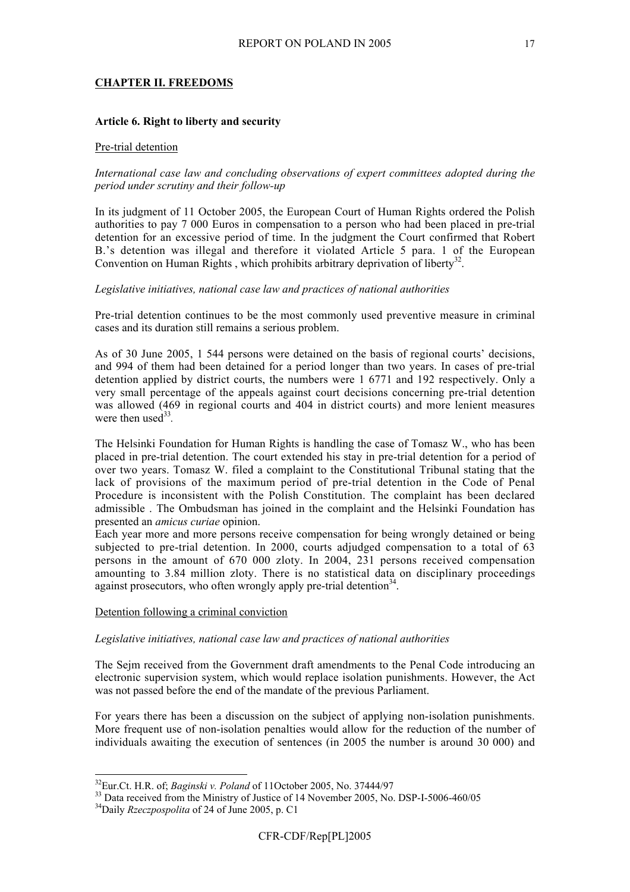## CHAPTER II. FREEDOMS

### Article 6. Right to liberty and security

Pre-trial detention

*International case law and concluding observations of expert committees adopted during the period under scrutiny and their follow-up*

In its judgment of 11 October 2005, the European Court of Human Rights ordered the Polish authorities to pay 7 000 Euros in compensation to a person who had been placed in pre-trial detention for an excessive period of time. In the judgment the Court confirmed that Robert B.'s detention was illegal and therefore it violated Article 5 para. 1 of the European Convention on Human Rights , which prohibits arbitrary deprivation of liberty[32].

*Legislative initiatives, national case law and practices of national authorities*

Pre-trial detention continues to be the most commonly used preventive measure in criminal cases and its duration still remains a serious problem.

As of 30 June 2005, 1 544 persons were detained on the basis of regional courts' decisions, and 994 of them had been detained for a period longer than two years. In cases of pre-trial detention applied by district courts, the numbers were 1 6771 and 192 respectively. Only a very small percentage of the appeals against court decisions concerning pre-trial detention was allowed (469 in regional courts and 404 in district courts) and more lenient measures were then used[33].

The Helsinki Foundation for Human Rights is handling the case of Tomasz W., who has been placed in pre-trial detention. The court extended his stay in pre-trial detention for a period of over two years. Tomasz W. filed a complaint to the Constitutional Tribunal stating that the lack of provisions of the maximum period of pre-trial detention in the Code of Penal Procedure is inconsistent with the Polish Constitution. The complaint has been declared admissible . The Ombudsman has joined in the complaint and the Helsinki Foundation has presented an *amicus curiae* opinion.

Each year more and more persons receive compensation for being wrongly detained or being subjected to pre-trial detention. In 2000, courts adjudged compensation to a total of 63 persons in the amount of 670 000 zloty. In 2004, 231 persons received compensation amounting to 3.84 million zloty. There is no statistical data on disciplinary proceedings against prosecutors, who often wrongly apply pre-trial detention[34].

Detention following a criminal conviction

*Legislative initiatives, national case law and practices of national authorities*

The Sejm received from the Government draft amendments to the Penal Code introducing an electronic supervision system, which would replace isolation punishments. However, the Act was not passed before the end of the mandate of the previous Parliament.

For years there has been a discussion on the subject of applying non-isolation punishments. More frequent use of non-isolation penalties would allow for the reduction of the number of individuals awaiting the execution of sentences (in 2005 the number is around 30 000) and

---

[32] Eur.Ct. H.R. of; *Baginski v. Poland* of 11October 2005, No. 37444/97

[33] Data received from the Ministry of Justice of 14 November 2005, No. DSP-I-5006-460/05

[34] Daily *Rzeczpospolita* of 24 of June 2005, p. C1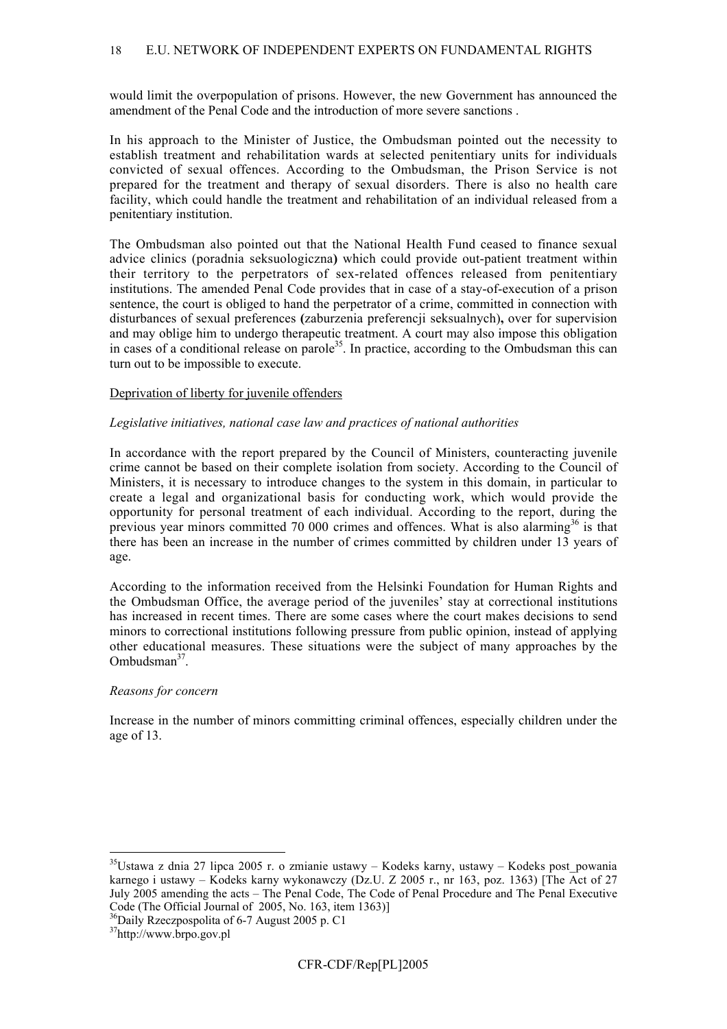would limit the overpopulation of prisons. However, the new Government has announced the amendment of the Penal Code and the introduction of more severe sanctions .

In his approach to the Minister of Justice, the Ombudsman pointed out the necessity to establish treatment and rehabilitation wards at selected penitentiary units for individuals convicted of sexual offences. According to the Ombudsman, the Prison Service is not prepared for the treatment and therapy of sexual disorders. There is also no health care facility, which could handle the treatment and rehabilitation of an individual released from a penitentiary institution.

The Ombudsman also pointed out that the National Health Fund ceased to finance sexual advice clinics (poradnia seksuologiczna**)** which could provide out-patient treatment within their territory to the perpetrators of sex-related offences released from penitentiary institutions. The amended Penal Code provides that in case of a stay-of-execution of a prison sentence, the court is obliged to hand the perpetrator of a crime, committed in connection with disturbances of sexual preferences **(**zaburzenia preferencji seksualnych)**,** over for supervision and may oblige him to undergo therapeutic treatment. A court may also impose this obligation in cases of a conditional release on parole[35]. In practice, according to the Ombudsman this can turn out to be impossible to execute.

<u>Deprivation of liberty for juvenile offenders</u>

*Legislative initiatives, national case law and practices of national authorities*

In accordance with the report prepared by the Council of Ministers, counteracting juvenile crime cannot be based on their complete isolation from society. According to the Council of Ministers, it is necessary to introduce changes to the system in this domain, in particular to create a legal and organizational basis for conducting work, which would provide the opportunity for personal treatment of each individual. According to the report, during the previous year minors committed 70 000 crimes and offences. What is also alarming[36] is that there has been an increase in the number of crimes committed by children under 13 years of age.

According to the information received from the Helsinki Foundation for Human Rights and the Ombudsman Office, the average period of the juveniles' stay at correctional institutions has increased in recent times. There are some cases where the court makes decisions to send minors to correctional institutions following pressure from public opinion, instead of applying other educational measures. These situations were the subject of many approaches by the Ombudsman[37].

*Reasons for concern*

Increase in the number of minors committing criminal offences, especially children under the age of 13.

---

[35] Ustawa z dnia 27 lipca 2005 r. o zmianie ustawy – Kodeks karny, ustawy – Kodeks post_powania karnego i ustawy – Kodeks karny wykonawczy (Dz.U. Z 2005 r., nr 163, poz. 1363) [The Act of 27 July 2005 amending the acts – The Penal Code, The Code of Penal Procedure and The Penal Executive Code (The Official Journal of 2005, No. 163, item 1363)]

[36] Daily Rzeczpospolita of 6-7 August 2005 p. C1

[37] http://www.brpo.gov.pl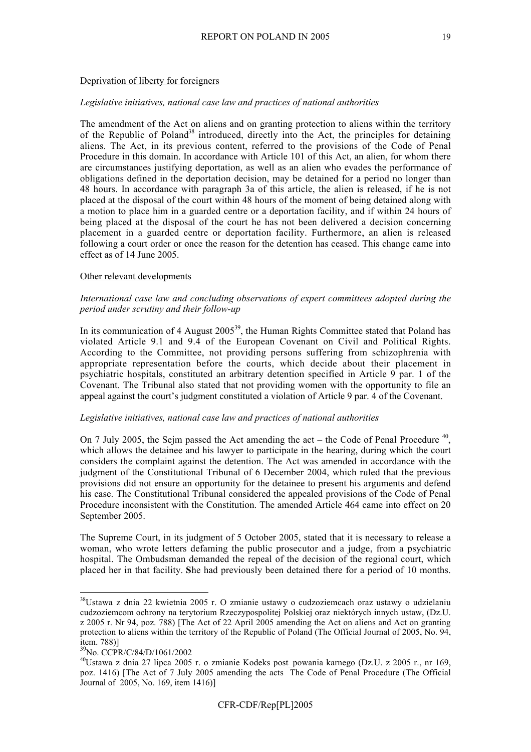Deprivation of liberty for foreigners

*Legislative initiatives, national case law and practices of national authorities*

The amendment of the Act on aliens and on granting protection to aliens within the territory of the Republic of Poland[38] introduced, directly into the Act, the principles for detaining aliens. The Act, in its previous content, referred to the provisions of the Code of Penal Procedure in this domain. In accordance with Article 101 of this Act, an alien, for whom there are circumstances justifying deportation, as well as an alien who evades the performance of obligations defined in the deportation decision, may be detained for a period no longer than 48 hours. In accordance with paragraph 3a of this article, the alien is released, if he is not placed at the disposal of the court within 48 hours of the moment of being detained along with a motion to place him in a guarded centre or a deportation facility, and if within 24 hours of being placed at the disposal of the court he has not been delivered a decision concerning placement in a guarded centre or deportation facility. Furthermore, an alien is released following a court order or once the reason for the detention has ceased. This change came into effect as of 14 June 2005.

Other relevant developments

*International case law and concluding observations of expert committees adopted during the period under scrutiny and their follow-up*

In its communication of 4 August 2005[39], the Human Rights Committee stated that Poland has violated Article 9.1 and 9.4 of the European Covenant on Civil and Political Rights. According to the Committee, not providing persons suffering from schizophrenia with appropriate representation before the courts, which decide about their placement in psychiatric hospitals, constituted an arbitrary detention specified in Article 9 par. 1 of the Covenant. The Tribunal also stated that not providing women with the opportunity to file an appeal against the court's judgment constituted a violation of Article 9 par. 4 of the Covenant.

*Legislative initiatives, national case law and practices of national authorities*

On 7 July 2005, the Sejm passed the Act amending the act – the Code of Penal Procedure [40], which allows the detainee and his lawyer to participate in the hearing, during which the court considers the complaint against the detention. The Act was amended in accordance with the judgment of the Constitutional Tribunal of 6 December 2004, which ruled that the previous provisions did not ensure an opportunity for the detainee to present his arguments and defend his case. The Constitutional Tribunal considered the appealed provisions of the Code of Penal Procedure inconsistent with the Constitution. The amended Article 464 came into effect on 20 September 2005.

The Supreme Court, in its judgment of 5 October 2005, stated that it is necessary to release a woman, who wrote letters defaming the public prosecutor and a judge, from a psychiatric hospital. The Ombudsman demanded the repeal of the decision of the regional court, which placed her in that facility. **S**he had previously been detained there for a period of 10 months.

[38] Ustawa z dnia 22 kwietnia 2005 r. O zmianie ustawy o cudzoziemcach oraz ustawy o udzielaniu cudzoziemcom ochrony na terytorium Rzeczypospolitej Polskiej oraz niektórych innych ustaw, (Dz.U. z 2005 r. Nr 94, poz. 788) [The Act of 22 April 2005 amending the Act on aliens and Act on granting protection to aliens within the territory of the Republic of Poland (The Official Journal of 2005, No. 94, item. 788)]

[39] No. CCPR/C/84/D/1061/2002

[40] Ustawa z dnia 27 lipca 2005 r. o zmianie Kodeks post_powania karnego (Dz.U. z 2005 r., nr 169, poz. 1416) [The Act of 7 July 2005 amending the acts The Code of Penal Procedure (The Official Journal of 2005, No. 169, item 1416)]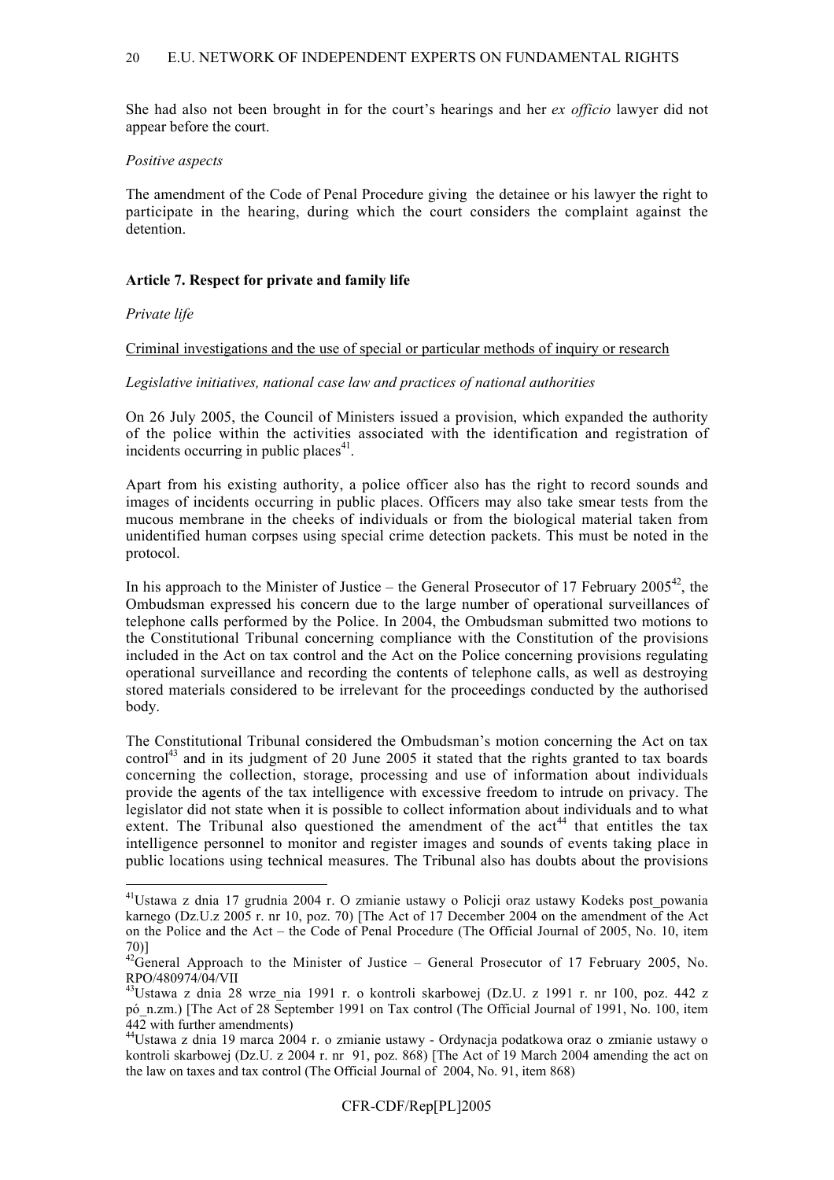She had also not been brought in for the court's hearings and her *ex officio* lawyer did not appear before the court.

*Positive aspects*

The amendment of the Code of Penal Procedure giving the detainee or his lawyer the right to participate in the hearing, during which the court considers the complaint against the detention.

**Article 7. Respect for private and family life**

*Private life*

Criminal investigations and the use of special or particular methods of inquiry or research

*Legislative initiatives, national case law and practices of national authorities*

On 26 July 2005, the Council of Ministers issued a provision, which expanded the authority of the police within the activities associated with the identification and registration of incidents occurring in public places[41].

Apart from his existing authority, a police officer also has the right to record sounds and images of incidents occurring in public places. Officers may also take smear tests from the mucous membrane in the cheeks of individuals or from the biological material taken from unidentified human corpses using special crime detection packets. This must be noted in the protocol.

In his approach to the Minister of Justice – the General Prosecutor of 17 February 2005[42], the Ombudsman expressed his concern due to the large number of operational surveillances of telephone calls performed by the Police. In 2004, the Ombudsman submitted two motions to the Constitutional Tribunal concerning compliance with the Constitution of the provisions included in the Act on tax control and the Act on the Police concerning provisions regulating operational surveillance and recording the contents of telephone calls, as well as destroying stored materials considered to be irrelevant for the proceedings conducted by the authorised body.

The Constitutional Tribunal considered the Ombudsman's motion concerning the Act on tax control[43] and in its judgment of 20 June 2005 it stated that the rights granted to tax boards concerning the collection, storage, processing and use of information about individuals provide the agents of the tax intelligence with excessive freedom to intrude on privacy. The legislator did not state when it is possible to collect information about individuals and to what extent. The Tribunal also questioned the amendment of the act[44] that entitles the tax intelligence personnel to monitor and register images and sounds of events taking place in public locations using technical measures. The Tribunal also has doubts about the provisions

---

[41] Ustawa z dnia 17 grudnia 2004 r. O zmianie ustawy o Policji oraz ustawy Kodeks post_powania karnego (Dz.U.z 2005 r. nr 10, poz. 70) [The Act of 17 December 2004 on the amendment of the Act on the Police and the Act – the Code of Penal Procedure (The Official Journal of 2005, No. 10, item 70)]

[42] General Approach to the Minister of Justice – General Prosecutor of 17 February 2005, No. RPO/480974/04/VII

[43] Ustawa z dnia 28 wrze_nia 1991 r. o kontroli skarbowej (Dz.U. z 1991 r. nr 100, poz. 442 z pó_n.zm.) [The Act of 28 September 1991 on Tax control (The Official Journal of 1991, No. 100, item 442 with further amendments)

[44] Ustawa z dnia 19 marca 2004 r. o zmianie ustawy - Ordynacja podatkowa oraz o zmianie ustawy o kontroli skarbowej (Dz.U. z 2004 r. nr 91, poz. 868) [The Act of 19 March 2004 amending the act on the law on taxes and tax control (The Official Journal of 2004, No. 91, item 868)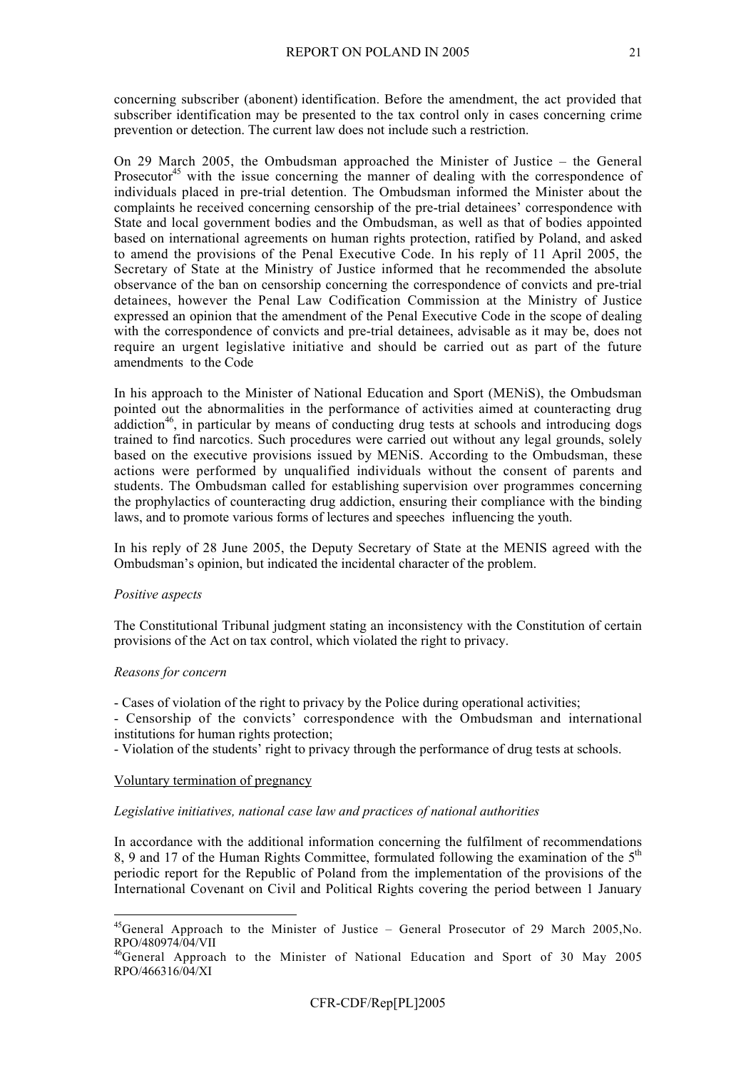concerning subscriber (abonent) identification. Before the amendment, the act provided that subscriber identification may be presented to the tax control only in cases concerning crime prevention or detection. The current law does not include such a restriction.

On 29 March 2005, the Ombudsman approached the Minister of Justice – the General Prosecutor[45] with the issue concerning the manner of dealing with the correspondence of individuals placed in pre-trial detention. The Ombudsman informed the Minister about the complaints he received concerning censorship of the pre-trial detainees' correspondence with State and local government bodies and the Ombudsman, as well as that of bodies appointed based on international agreements on human rights protection, ratified by Poland, and asked to amend the provisions of the Penal Executive Code. In his reply of 11 April 2005, the Secretary of State at the Ministry of Justice informed that he recommended the absolute observance of the ban on censorship concerning the correspondence of convicts and pre-trial detainees, however the Penal Law Codification Commission at the Ministry of Justice expressed an opinion that the amendment of the Penal Executive Code in the scope of dealing with the correspondence of convicts and pre-trial detainees, advisable as it may be, does not require an urgent legislative initiative and should be carried out as part of the future amendments to the Code

In his approach to the Minister of National Education and Sport (MENiS), the Ombudsman pointed out the abnormalities in the performance of activities aimed at counteracting drug addiction[46], in particular by means of conducting drug tests at schools and introducing dogs trained to find narcotics. Such procedures were carried out without any legal grounds, solely based on the executive provisions issued by MENiS. According to the Ombudsman, these actions were performed by unqualified individuals without the consent of parents and students. The Ombudsman called for establishing supervision over programmes concerning the prophylactics of counteracting drug addiction, ensuring their compliance with the binding laws, and to promote various forms of lectures and speeches influencing the youth.

In his reply of 28 June 2005, the Deputy Secretary of State at the MENIS agreed with the Ombudsman's opinion, but indicated the incidental character of the problem.

*Positive aspects*

The Constitutional Tribunal judgment stating an inconsistency with the Constitution of certain provisions of the Act on tax control, which violated the right to privacy.

*Reasons for concern*

- Cases of violation of the right to privacy by the Police during operational activities;
- Censorship of the convicts' correspondence with the Ombudsman and international institutions for human rights protection;
- Violation of the students' right to privacy through the performance of drug tests at schools.

Voluntary termination of pregnancy

*Legislative initiatives, national case law and practices of national authorities*

In accordance with the additional information concerning the fulfilment of recommendations 8, 9 and 17 of the Human Rights Committee, formulated following the examination of the 5th periodic report for the Republic of Poland from the implementation of the provisions of the International Covenant on Civil and Political Rights covering the period between 1 January

---

[45] General Approach to the Minister of Justice – General Prosecutor of 29 March 2005, No. RPO/480974/04/VII

[46] General Approach to the Minister of National Education and Sport of 30 May 2005 RPO/466316/04/XI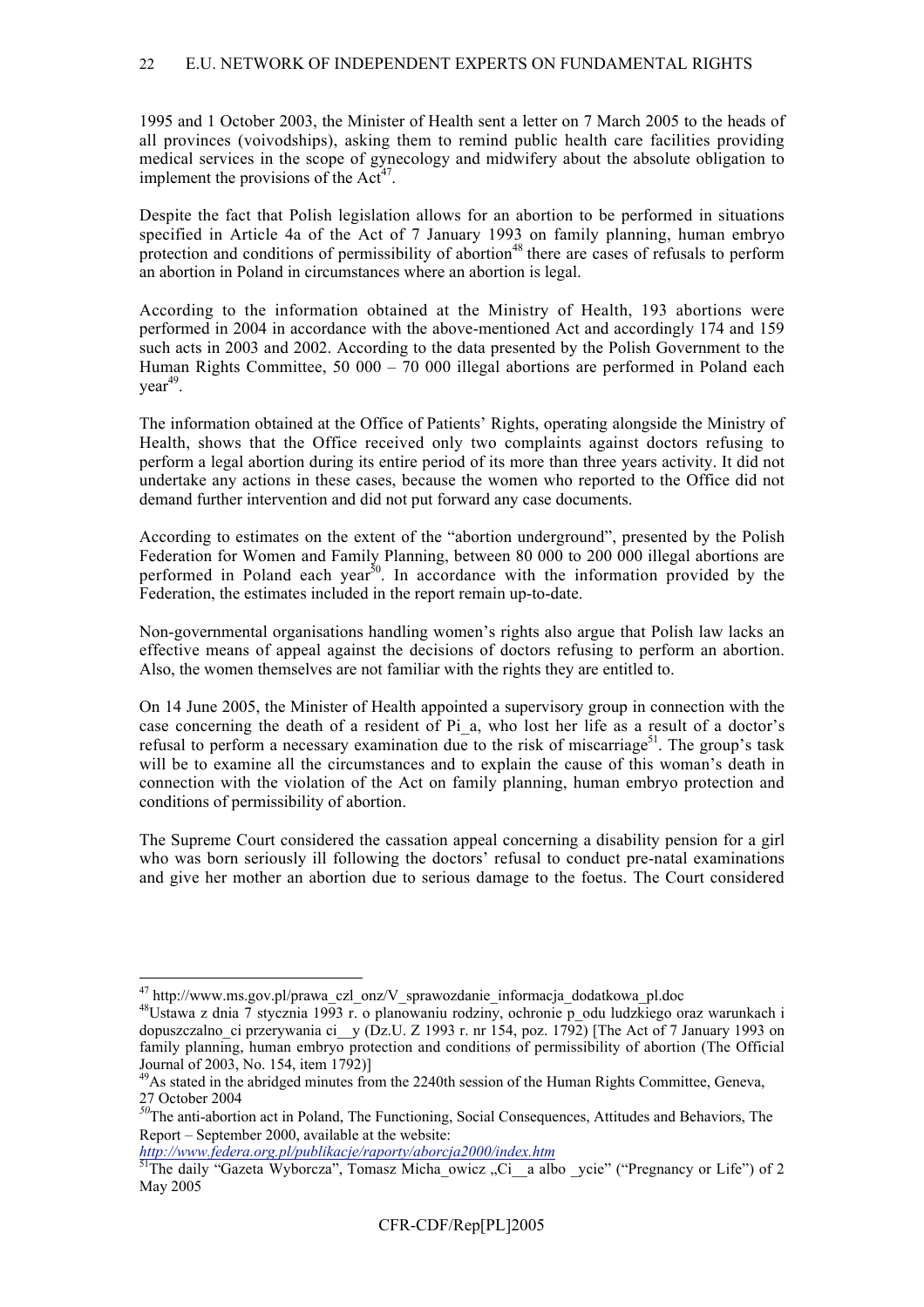1995 and 1 October 2003, the Minister of Health sent a letter on 7 March 2005 to the heads of all provinces (voivodships), asking them to remind public health care facilities providing medical services in the scope of gynecology and midwifery about the absolute obligation to implement the provisions of the Act[47].

Despite the fact that Polish legislation allows for an abortion to be performed in situations specified in Article 4a of the Act of 7 January 1993 on family planning, human embryo protection and conditions of permissibility of abortion[48] there are cases of refusals to perform an abortion in Poland in circumstances where an abortion is legal.

According to the information obtained at the Ministry of Health, 193 abortions were performed in 2004 in accordance with the above-mentioned Act and accordingly 174 and 159 such acts in 2003 and 2002. According to the data presented by the Polish Government to the Human Rights Committee, 50 000 – 70 000 illegal abortions are performed in Poland each year[49].

The information obtained at the Office of Patients' Rights, operating alongside the Ministry of Health, shows that the Office received only two complaints against doctors refusing to perform a legal abortion during its entire period of its more than three years activity. It did not undertake any actions in these cases, because the women who reported to the Office did not demand further intervention and did not put forward any case documents.

According to estimates on the extent of the "abortion underground", presented by the Polish Federation for Women and Family Planning, between 80 000 to 200 000 illegal abortions are performed in Poland each year[50]. In accordance with the information provided by the Federation, the estimates included in the report remain up-to-date.

Non-governmental organisations handling women's rights also argue that Polish law lacks an effective means of appeal against the decisions of doctors refusing to perform an abortion. Also, the women themselves are not familiar with the rights they are entitled to.

On 14 June 2005, the Minister of Health appointed a supervisory group in connection with the case concerning the death of a resident of Pi_a, who lost her life as a result of a doctor's refusal to perform a necessary examination due to the risk of miscarriage[51]. The group's task will be to examine all the circumstances and to explain the cause of this woman's death in connection with the violation of the Act on family planning, human embryo protection and conditions of permissibility of abortion.

The Supreme Court considered the cassation appeal concerning a disability pension for a girl who was born seriously ill following the doctors' refusal to conduct pre-natal examinations and give her mother an abortion due to serious damage to the foetus. The Court considered

---

[47] http://www.ms.gov.pl/prawa_czl_onz/V_sprawozdanie_informacja_dodatkowa_pl.doc

[48] Ustawa z dnia 7 stycznia 1993 r. o planowaniu rodziny, ochronie p_odu ludzkiego oraz warunkach i dopuszczalno_ci przerywania ci__y (Dz.U. Z 1993 r. nr 154, poz. 1792) [The Act of 7 January 1993 on family planning, human embryo protection and conditions of permissibility of abortion (The Official Journal of 2003, No. 154, item 1792)]

[49] As stated in the abridged minutes from the 2240th session of the Human Rights Committee, Geneva, 27 October 2004

[50] The anti-abortion act in Poland, The Functioning, Social Consequences, Attitudes and Behaviors, The Report – September 2000, available at the website: *http://www.federa.org.pl/publikacje/raporty/aborcja2000/index.htm*

[51] The daily "Gazeta Wyborcza", Tomasz Micha_owicz „Ci__a albo _ycie" ("Pregnancy or Life") of 2 May 2005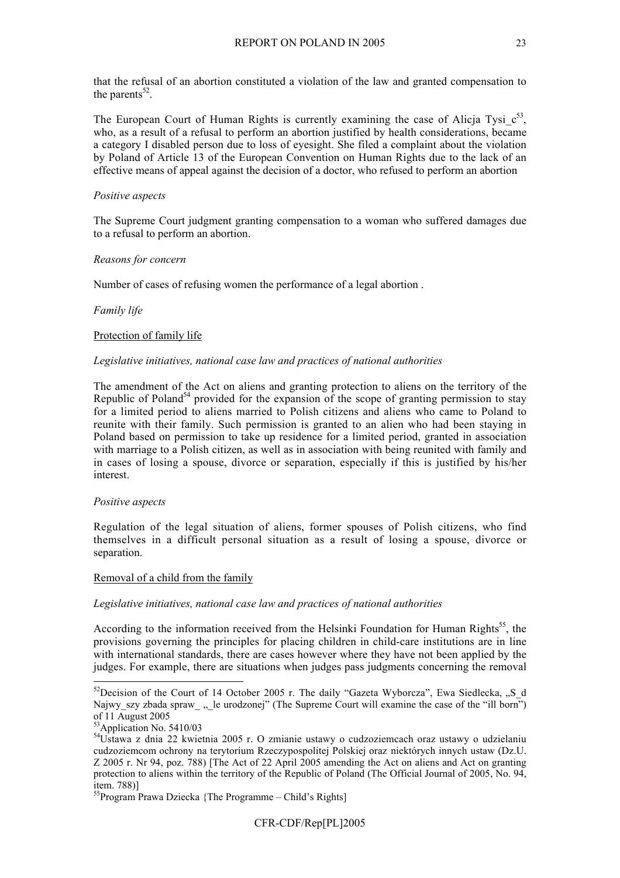that the refusal of an abortion constituted a violation of the law and granted compensation to the parents[52].

The European Court of Human Rights is currently examining the case of Alicja Tysi_c[53], who, as a result of a refusal to perform an abortion justified by health considerations, became a category I disabled person due to loss of eyesight. She filed a complaint about the violation by Poland of Article 13 of the European Convention on Human Rights due to the lack of an effective means of appeal against the decision of a doctor, who refused to perform an abortion

*Positive aspects*

The Supreme Court judgment granting compensation to a woman who suffered damages due to a refusal to perform an abortion.

*Reasons for concern*

Number of cases of refusing women the performance of a legal abortion .

*Family life*

<u>Protection of family life</u>

*Legislative initiatives, national case law and practices of national authorities*

The amendment of the Act on aliens and granting protection to aliens on the territory of the Republic of Poland[54] provided for the expansion of the scope of granting permission to stay for a limited period to aliens married to Polish citizens and aliens who came to Poland to reunite with their family. Such permission is granted to an alien who had been staying in Poland based on permission to take up residence for a limited period, granted in association with marriage to a Polish citizen, as well as in association with being reunited with family and in cases of losing a spouse, divorce or separation, especially if this is justified by his/her interest.

*Positive aspects*

Regulation of the legal situation of aliens, former spouses of Polish citizens, who find themselves in a difficult personal situation as a result of losing a spouse, divorce or separation.

<u>Removal of a child from the family</u>

*Legislative initiatives, national case law and practices of national authorities*

According to the information received from the Helsinki Foundation for Human Rights[55], the provisions governing the principles for placing children in child-care institutions are in line with international standards, there are cases however where they have not been applied by the judges. For example, there are situations when judges pass judgments concerning the removal

---

[52] Decision of the Court of 14 October 2005 r. The daily "Gazeta Wyborcza", Ewa Siedlecka, „S_d Najwy_szy zbada spraw_ „_le urodzonej" (The Supreme Court will examine the case of the "ill born") of 11 August 2005

[53] Application No. 5410/03

[54] Ustawa z dnia 22 kwietnia 2005 r. O zmianie ustawy o cudzoziemcach oraz ustawy o udzielaniu cudzoziemcom ochrony na terytorium Rzeczypospolitej Polskiej oraz niektórych innych ustaw (Dz.U. Z 2005 r. Nr 94, poz. 788) [The Act of 22 April 2005 amending the Act on aliens and Act on granting protection to aliens within the territory of the Republic of Poland (The Official Journal of 2005, No. 94, item. 788)]

[55] Program Prawa Dziecka {The Programme – Child's Rights]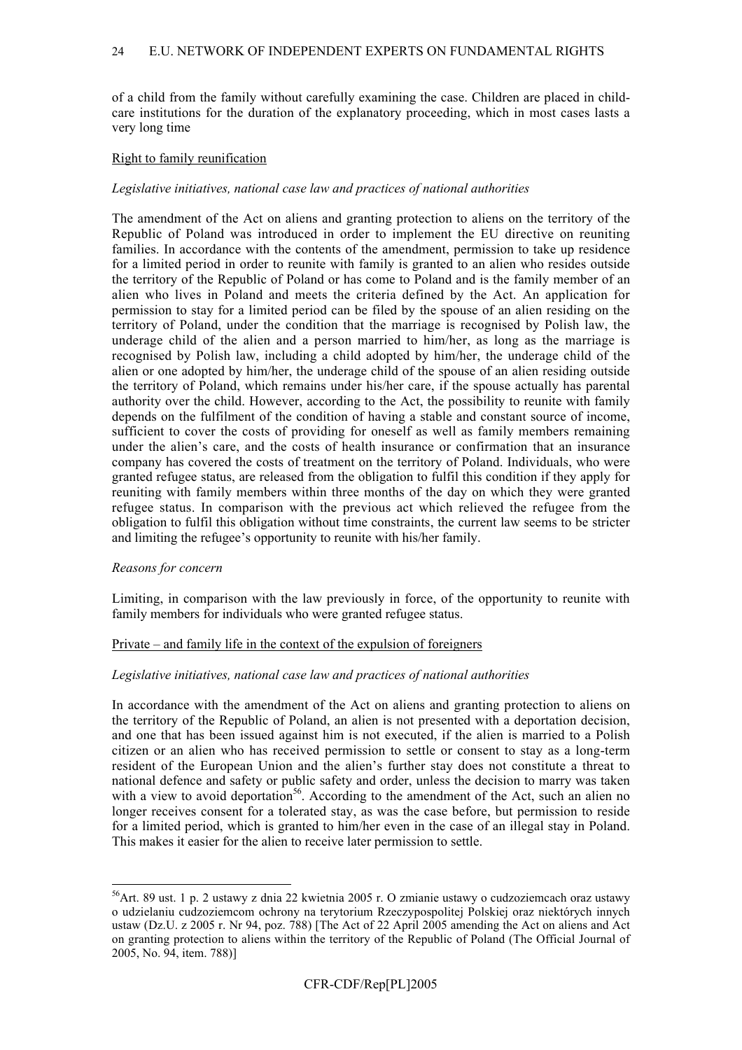of a child from the family without carefully examining the case. Children are placed in child-care institutions for the duration of the explanatory proceeding, which in most cases lasts a very long time

Right to family reunification

*Legislative initiatives, national case law and practices of national authorities*

The amendment of the Act on aliens and granting protection to aliens on the territory of the Republic of Poland was introduced in order to implement the EU directive on reuniting families. In accordance with the contents of the amendment, permission to take up residence for a limited period in order to reunite with family is granted to an alien who resides outside the territory of the Republic of Poland or has come to Poland and is the family member of an alien who lives in Poland and meets the criteria defined by the Act. An application for permission to stay for a limited period can be filed by the spouse of an alien residing on the territory of Poland, under the condition that the marriage is recognised by Polish law, the underage child of the alien and a person married to him/her, as long as the marriage is recognised by Polish law, including a child adopted by him/her, the underage child of the alien or one adopted by him/her, the underage child of the spouse of an alien residing outside the territory of Poland, which remains under his/her care, if the spouse actually has parental authority over the child. However, according to the Act, the possibility to reunite with family depends on the fulfilment of the condition of having a stable and constant source of income, sufficient to cover the costs of providing for oneself as well as family members remaining under the alien's care, and the costs of health insurance or confirmation that an insurance company has covered the costs of treatment on the territory of Poland. Individuals, who were granted refugee status, are released from the obligation to fulfil this condition if they apply for reuniting with family members within three months of the day on which they were granted refugee status. In comparison with the previous act which relieved the refugee from the obligation to fulfil this obligation without time constraints, the current law seems to be stricter and limiting the refugee's opportunity to reunite with his/her family.

*Reasons for concern*

Limiting, in comparison with the law previously in force, of the opportunity to reunite with family members for individuals who were granted refugee status.

Private – and family life in the context of the expulsion of foreigners

*Legislative initiatives, national case law and practices of national authorities*

In accordance with the amendment of the Act on aliens and granting protection to aliens on the territory of the Republic of Poland, an alien is not presented with a deportation decision, and one that has been issued against him is not executed, if the alien is married to a Polish citizen or an alien who has received permission to settle or consent to stay as a long-term resident of the European Union and the alien's further stay does not constitute a threat to national defence and safety or public safety and order, unless the decision to marry was taken with a view to avoid deportation[56]. According to the amendment of the Act, such an alien no longer receives consent for a tolerated stay, as was the case before, but permission to reside for a limited period, which is granted to him/her even in the case of an illegal stay in Poland. This makes it easier for the alien to receive later permission to settle.

[56] Art. 89 ust. 1 p. 2 ustawy z dnia 22 kwietnia 2005 r. O zmianie ustawy o cudzoziemcach oraz ustawy o udzielaniu cudzoziemcom ochrony na terytorium Rzeczypospolitej Polskiej oraz niektórych innych ustaw (Dz.U. z 2005 r. Nr 94, poz. 788) [The Act of 22 April 2005 amending the Act on aliens and Act on granting protection to aliens within the territory of the Republic of Poland (The Official Journal of 2005, No. 94, item. 788)]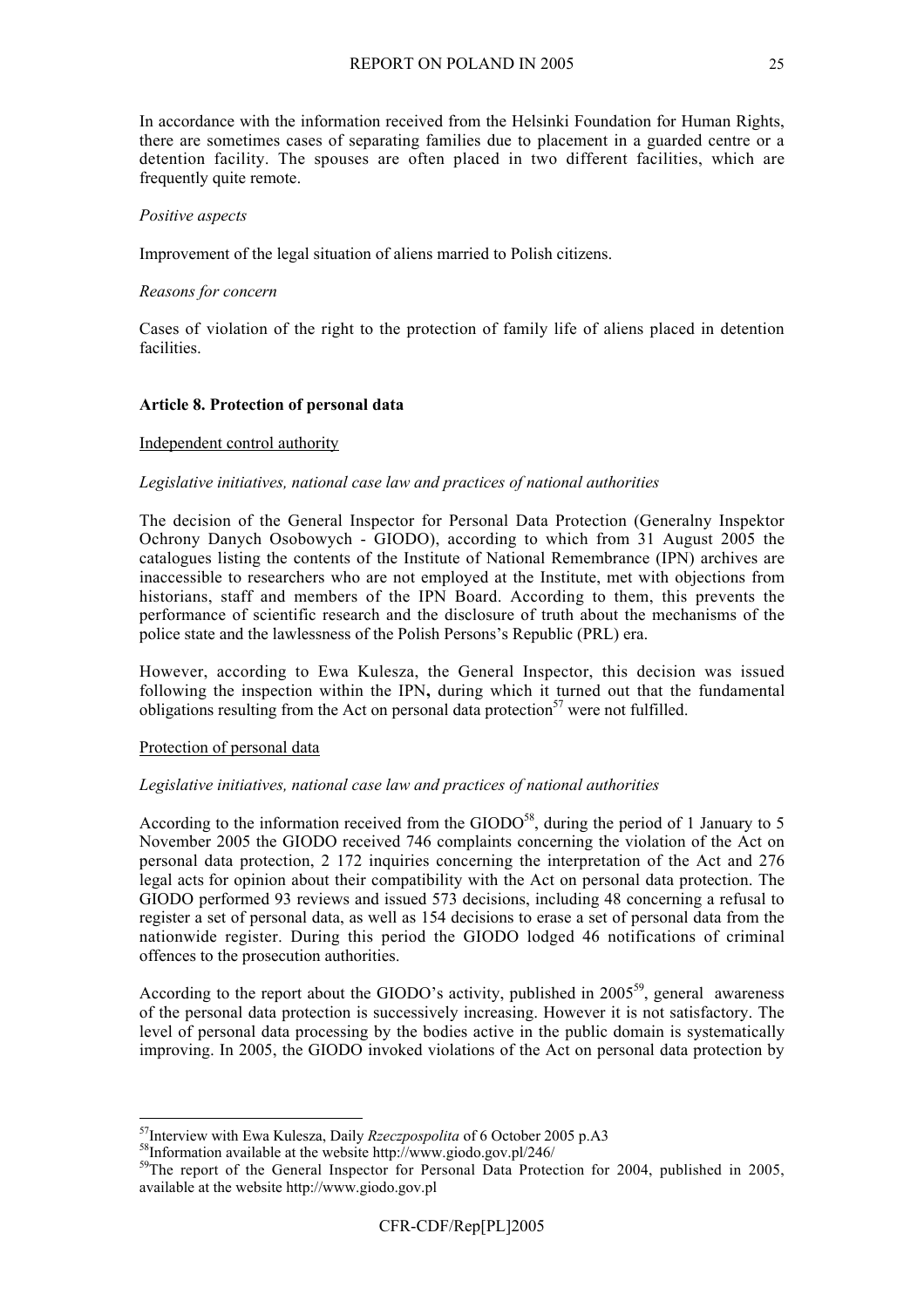In accordance with the information received from the Helsinki Foundation for Human Rights, there are sometimes cases of separating families due to placement in a guarded centre or a detention facility. The spouses are often placed in two different facilities, which are frequently quite remote.

*Positive aspects*

Improvement of the legal situation of aliens married to Polish citizens.

*Reasons for concern*

Cases of violation of the right to the protection of family life of aliens placed in detention facilities.

**Article 8. Protection of personal data**

Independent control authority

*Legislative initiatives, national case law and practices of national authorities*

The decision of the General Inspector for Personal Data Protection (Generalny Inspektor Ochrony Danych Osobowych - GIODO), according to which from 31 August 2005 the catalogues listing the contents of the Institute of National Remembrance (IPN) archives are inaccessible to researchers who are not employed at the Institute, met with objections from historians, staff and members of the IPN Board. According to them, this prevents the performance of scientific research and the disclosure of truth about the mechanisms of the police state and the lawlessness of the Polish Persons's Republic (PRL) era.

However, according to Ewa Kulesza, the General Inspector, this decision was issued following the inspection within the IPN**,** during which it turned out that the fundamental obligations resulting from the Act on personal data protection[57] were not fulfilled.

Protection of personal data

*Legislative initiatives, national case law and practices of national authorities*

According to the information received from the GIODO[58], during the period of 1 January to 5 November 2005 the GIODO received 746 complaints concerning the violation of the Act on personal data protection, 2 172 inquiries concerning the interpretation of the Act and 276 legal acts for opinion about their compatibility with the Act on personal data protection. The GIODO performed 93 reviews and issued 573 decisions, including 48 concerning a refusal to register a set of personal data, as well as 154 decisions to erase a set of personal data from the nationwide register. During this period the GIODO lodged 46 notifications of criminal offences to the prosecution authorities.

According to the report about the GIODO's activity, published in 2005[59], general awareness of the personal data protection is successively increasing. However it is not satisfactory. The level of personal data processing by the bodies active in the public domain is systematically improving. In 2005, the GIODO invoked violations of the Act on personal data protection by

[57] Interview with Ewa Kulesza, Daily *Rzeczpospolita* of 6 October 2005 p.A3

[58] Information available at the website http://www.giodo.gov.pl/246/

[59] The report of the General Inspector for Personal Data Protection for 2004, published in 2005, available at the website http://www.giodo.gov.pl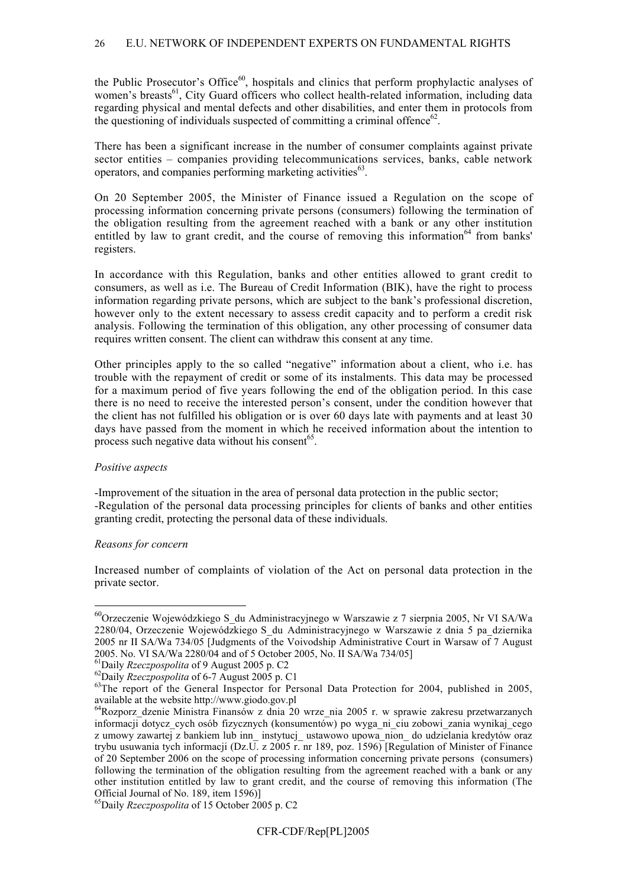the Public Prosecutor's Office[60], hospitals and clinics that perform prophylactic analyses of women's breasts[61], City Guard officers who collect health-related information, including data regarding physical and mental defects and other disabilities, and enter them in protocols from the questioning of individuals suspected of committing a criminal offence[62].

There has been a significant increase in the number of consumer complaints against private sector entities – companies providing telecommunications services, banks, cable network operators, and companies performing marketing activities[63].

On 20 September 2005, the Minister of Finance issued a Regulation on the scope of processing information concerning private persons (consumers) following the termination of the obligation resulting from the agreement reached with a bank or any other institution entitled by law to grant credit, and the course of removing this information[64] from banks' registers.

In accordance with this Regulation, banks and other entities allowed to grant credit to consumers, as well as i.e. The Bureau of Credit Information (BIK), have the right to process information regarding private persons, which are subject to the bank's professional discretion, however only to the extent necessary to assess credit capacity and to perform a credit risk analysis. Following the termination of this obligation, any other processing of consumer data requires written consent. The client can withdraw this consent at any time.

Other principles apply to the so called "negative" information about a client, who i.e. has trouble with the repayment of credit or some of its instalments. This data may be processed for a maximum period of five years following the end of the obligation period. In this case there is no need to receive the interested person's consent, under the condition however that the client has not fulfilled his obligation or is over 60 days late with payments and at least 30 days have passed from the moment in which he received information about the intention to process such negative data without his consent[65].

*Positive aspects*

-Improvement of the situation in the area of personal data protection in the public sector;
-Regulation of the personal data processing principles for clients of banks and other entities granting credit, protecting the personal data of these individuals.

*Reasons for concern*

Increased number of complaints of violation of the Act on personal data protection in the private sector.

---

[60] Orzeczenie Wojewódzkiego S_du Administracyjnego w Warszawie z 7 sierpnia 2005, Nr VI SA/Wa 2280/04, Orzeczenie Wojewódzkiego S_du Administracyjnego w Warszawie z dnia 5 pa_dziernika 2005 nr II SA/Wa 734/05 [Judgments of the Voivodship Administrative Court in Warsaw of 7 August 2005. No. VI SA/Wa 2280/04 and of 5 October 2005, No. II SA/Wa 734/05]

[61] Daily *Rzeczpospolita* of 9 August 2005 p. C2

[62] Daily *Rzeczpospolita* of 6-7 August 2005 p. C1

[63] The report of the General Inspector for Personal Data Protection for 2004, published in 2005, available at the website http://www.giodo.gov.pl

[64] Rozporz_dzenie Ministra Finansów z dnia 20 wrze_nia 2005 r. w sprawie zakresu przetwarzanych informacji dotycz_cych osób fizycznych (konsumentów) po wyga_ni_ciu zobowi_zania wynikaj_cego z umowy zawartej z bankiem lub inn_ instytucj_ ustawowo upowa_nion_ do udzielania kredytów oraz trybu usuwania tych informacji (Dz.U. z 2005 r. nr 189, poz. 1596) [Regulation of Minister of Finance of 20 September 2006 on the scope of processing information concerning private persons (consumers) following the termination of the obligation resulting from the agreement reached with a bank or any other institution entitled by law to grant credit, and the course of removing this information (The Official Journal of No. 189, item 1596)]

[65] Daily *Rzeczpospolita* of 15 October 2005 p. C2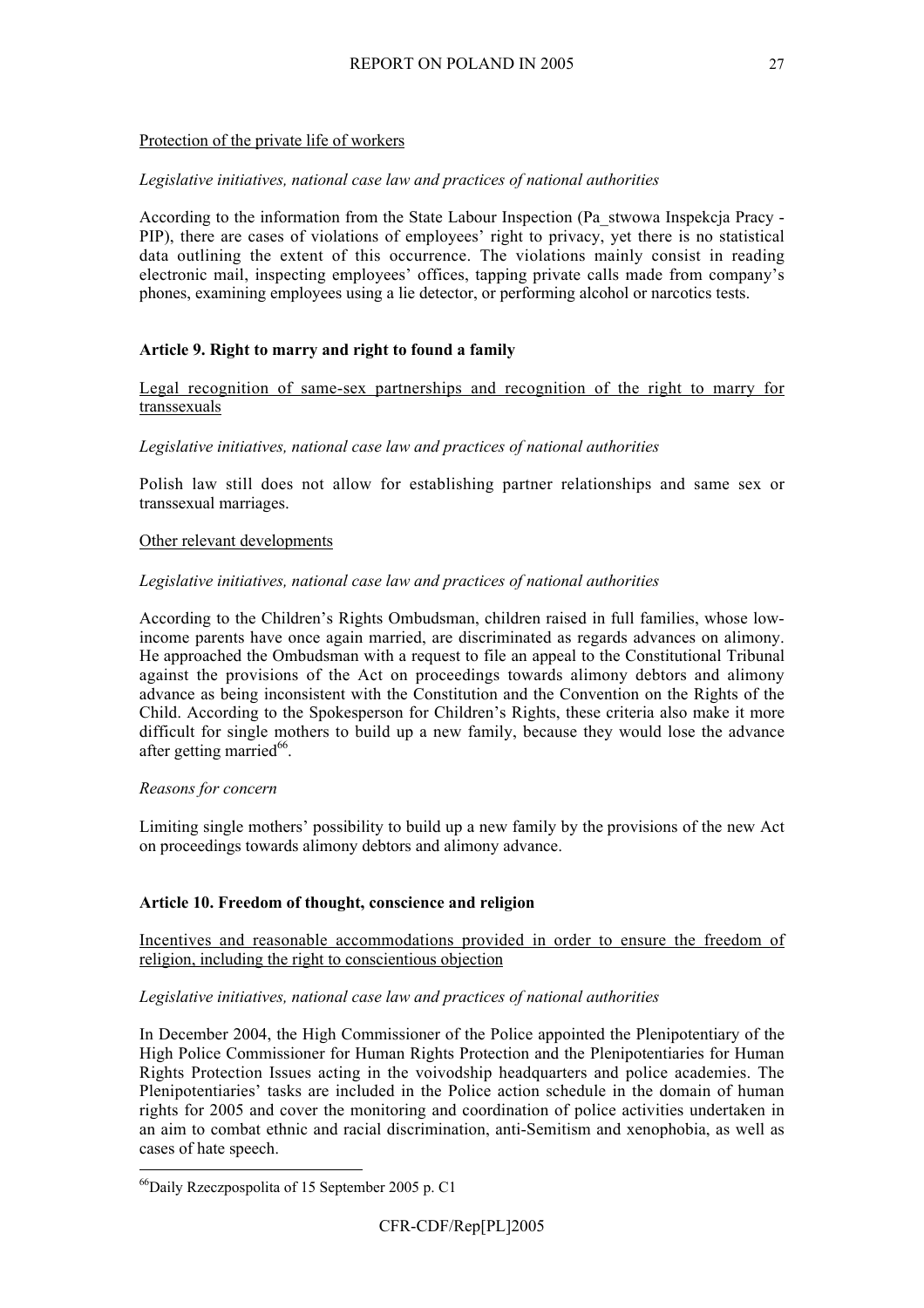Protection of the private life of workers

*Legislative initiatives, national case law and practices of national authorities*

According to the information from the State Labour Inspection (Pa_stwowa Inspekcja Pracy - PIP), there are cases of violations of employees' right to privacy, yet there is no statistical data outlining the extent of this occurrence. The violations mainly consist in reading electronic mail, inspecting employees' offices, tapping private calls made from company's phones, examining employees using a lie detector, or performing alcohol or narcotics tests.

### Article 9. Right to marry and right to found a family

Legal recognition of same-sex partnerships and recognition of the right to marry for transsexuals

*Legislative initiatives, national case law and practices of national authorities*

Polish law still does not allow for establishing partner relationships and same sex or transsexual marriages.

Other relevant developments

*Legislative initiatives, national case law and practices of national authorities*

According to the Children's Rights Ombudsman, children raised in full families, whose low-income parents have once again married, are discriminated as regards advances on alimony. He approached the Ombudsman with a request to file an appeal to the Constitutional Tribunal against the provisions of the Act on proceedings towards alimony debtors and alimony advance as being inconsistent with the Constitution and the Convention on the Rights of the Child. According to the Spokesperson for Children's Rights, these criteria also make it more difficult for single mothers to build up a new family, because they would lose the advance after getting married[66].

*Reasons for concern*

Limiting single mothers' possibility to build up a new family by the provisions of the new Act on proceedings towards alimony debtors and alimony advance.

### Article 10. Freedom of thought, conscience and religion

Incentives and reasonable accommodations provided in order to ensure the freedom of religion, including the right to conscientious objection

*Legislative initiatives, national case law and practices of national authorities*

In December 2004, the High Commissioner of the Police appointed the Plenipotentiary of the High Police Commissioner for Human Rights Protection and the Plenipotentiaries for Human Rights Protection Issues acting in the voivodship headquarters and police academies. The Plenipotentiaries' tasks are included in the Police action schedule in the domain of human rights for 2005 and cover the monitoring and coordination of police activities undertaken in an aim to combat ethnic and racial discrimination, anti-Semitism and xenophobia, as well as cases of hate speech.

---

[66] Daily Rzeczpospolita of 15 September 2005 p. C1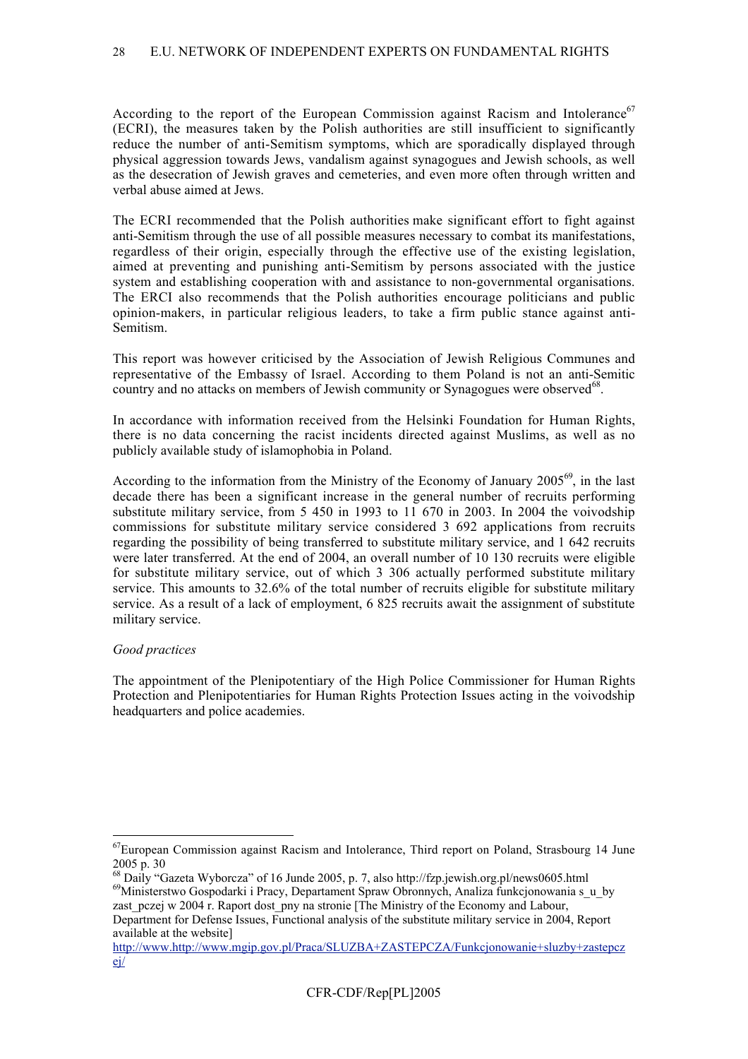According to the report of the European Commission against Racism and Intolerance[67] (ECRI), the measures taken by the Polish authorities are still insufficient to significantly reduce the number of anti-Semitism symptoms, which are sporadically displayed through physical aggression towards Jews, vandalism against synagogues and Jewish schools, as well as the desecration of Jewish graves and cemeteries, and even more often through written and verbal abuse aimed at Jews.

The ECRI recommended that the Polish authorities make significant effort to fight against anti-Semitism through the use of all possible measures necessary to combat its manifestations, regardless of their origin, especially through the effective use of the existing legislation, aimed at preventing and punishing anti-Semitism by persons associated with the justice system and establishing cooperation with and assistance to non-governmental organisations. The ERCI also recommends that the Polish authorities encourage politicians and public opinion-makers, in particular religious leaders, to take a firm public stance against anti-Semitism.

This report was however criticised by the Association of Jewish Religious Communes and representative of the Embassy of Israel. According to them Poland is not an anti-Semitic country and no attacks on members of Jewish community or Synagogues were observed[68].

In accordance with information received from the Helsinki Foundation for Human Rights, there is no data concerning the racist incidents directed against Muslims, as well as no publicly available study of islamophobia in Poland.

According to the information from the Ministry of the Economy of January 2005[69], in the last decade there has been a significant increase in the general number of recruits performing substitute military service, from 5 450 in 1993 to 11 670 in 2003. In 2004 the voivodship commissions for substitute military service considered 3 692 applications from recruits regarding the possibility of being transferred to substitute military service, and 1 642 recruits were later transferred. At the end of 2004, an overall number of 10 130 recruits were eligible for substitute military service, out of which 3 306 actually performed substitute military service. This amounts to 32.6% of the total number of recruits eligible for substitute military service. As a result of a lack of employment, 6 825 recruits await the assignment of substitute military service.

*Good practices*

The appointment of the Plenipotentiary of the High Police Commissioner for Human Rights Protection and Plenipotentiaries for Human Rights Protection Issues acting in the voivodship headquarters and police academies.

---

[67] European Commission against Racism and Intolerance, Third report on Poland, Strasbourg 14 June 2005 p. 30

[68] Daily "Gazeta Wyborcza" of 16 Junde 2005, p. 7, also http://fzp.jewish.org.pl/news0605.html

[69] Ministerstwo Gospodarki i Pracy, Departament Spraw Obronnych, Analiza funkcjonowania s_u_by zast_pczej w 2004 r. Raport dost_pny na stronie [The Ministry of the Economy and Labour, Department for Defense Issues, Functional analysis of the substitute military service in 2004, Report available at the website] http://www.http://www.mgip.gov.pl/Praca/SLUZBA+ZASTEPCZA/Funkcjonowanie+sluzby+zastepczej/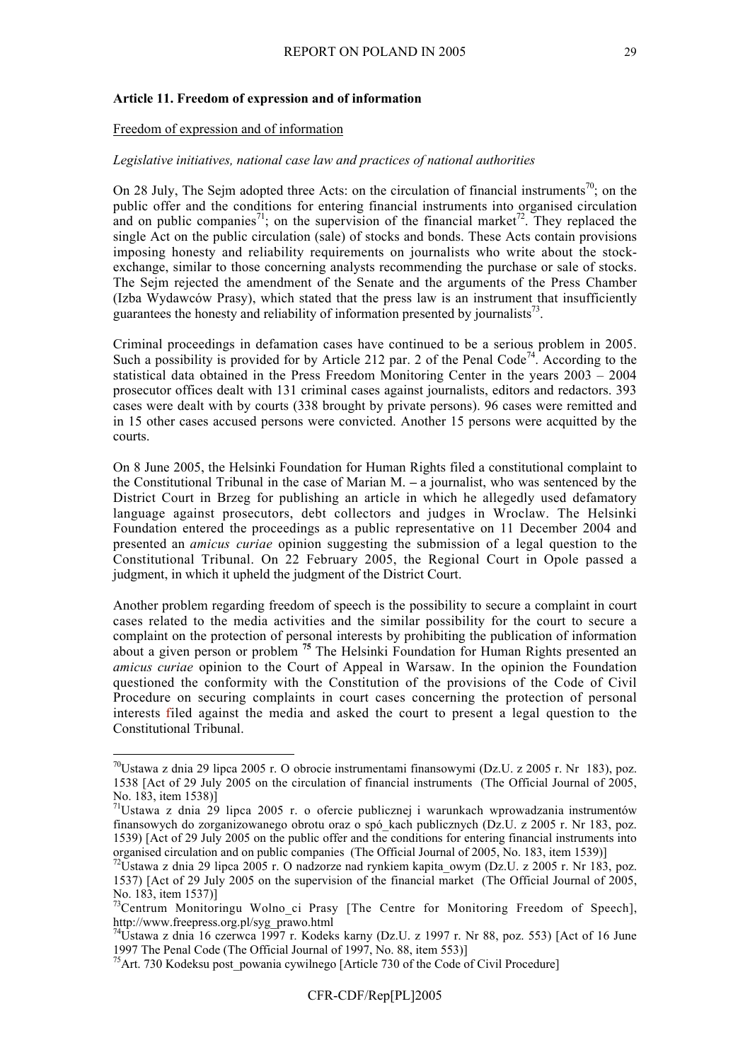**Article 11. Freedom of expression and of information**

Freedom of expression and of information

*Legislative initiatives, national case law and practices of national authorities*

On 28 July, The Sejm adopted three Acts: on the circulation of financial instruments[70]; on the public offer and the conditions for entering financial instruments into organised circulation and on public companies[71]; on the supervision of the financial market[72]. They replaced the single Act on the public circulation (sale) of stocks and bonds. These Acts contain provisions imposing honesty and reliability requirements on journalists who write about the stock-exchange, similar to those concerning analysts recommending the purchase or sale of stocks. The Sejm rejected the amendment of the Senate and the arguments of the Press Chamber (Izba Wydawców Prasy), which stated that the press law is an instrument that insufficiently guarantees the honesty and reliability of information presented by journalists[73].

Criminal proceedings in defamation cases have continued to be a serious problem in 2005. Such a possibility is provided for by Article 212 par. 2 of the Penal Code[74]. According to the statistical data obtained in the Press Freedom Monitoring Center in the years 2003 – 2004 prosecutor offices dealt with 131 criminal cases against journalists, editors and redactors. 393 cases were dealt with by courts (338 brought by private persons). 96 cases were remitted and in 15 other cases accused persons were convicted. Another 15 persons were acquitted by the courts.

On 8 June 2005, the Helsinki Foundation for Human Rights filed a constitutional complaint to the Constitutional Tribunal in the case of Marian M. – a journalist, who was sentenced by the District Court in Brzeg for publishing an article in which he allegedly used defamatory language against prosecutors, debt collectors and judges in Wroclaw. The Helsinki Foundation entered the proceedings as a public representative on 11 December 2004 and presented an *amicus curiae* opinion suggesting the submission of a legal question to the Constitutional Tribunal. On 22 February 2005, the Regional Court in Opole passed a judgment, in which it upheld the judgment of the District Court.

Another problem regarding freedom of speech is the possibility to secure a complaint in court cases related to the media activities and the similar possibility for the court to secure a complaint on the protection of personal interests by prohibiting the publication of information about a given person or problem [75] The Helsinki Foundation for Human Rights presented an *amicus curiae* opinion to the Court of Appeal in Warsaw. In the opinion the Foundation questioned the conformity with the Constitution of the provisions of the Code of Civil Procedure on securing complaints in court cases concerning the protection of personal interests filed against the media and asked the court to present a legal question to the Constitutional Tribunal.

---

[70] Ustawa z dnia 29 lipca 2005 r. O obrocie instrumentami finansowymi (Dz.U. z 2005 r. Nr 183), poz. 1538 [Act of 29 July 2005 on the circulation of financial instruments (The Official Journal of 2005, No. 183, item 1538)]

[71] Ustawa z dnia 29 lipca 2005 r. o ofercie publicznej i warunkach wprowadzania instrumentów finansowych do zorganizowanego obrotu oraz o spó_kach publicznych (Dz.U. z 2005 r. Nr 183, poz. 1539) [Act of 29 July 2005 on the public offer and the conditions for entering financial instruments into organised circulation and on public companies (The Official Journal of 2005, No. 183, item 1539)]

[72] Ustawa z dnia 29 lipca 2005 r. O nadzorze nad rynkiem kapita_owym (Dz.U. z 2005 r. Nr 183, poz. 1537) [Act of 29 July 2005 on the supervision of the financial market (The Official Journal of 2005, No. 183, item 1537)]

[73] Centrum Monitoringu Wolno_ci Prasy [The Centre for Monitoring Freedom of Speech], http://www.freepress.org.pl/syg_prawo.html

[74] Ustawa z dnia 16 czerwca 1997 r. Kodeks karny (Dz.U. z 1997 r. Nr 88, poz. 553) [Act of 16 June 1997 The Penal Code (The Official Journal of 1997, No. 88, item 553)]

[75] Art. 730 Kodeksu post_powania cywilnego [Article 730 of the Code of Civil Procedure]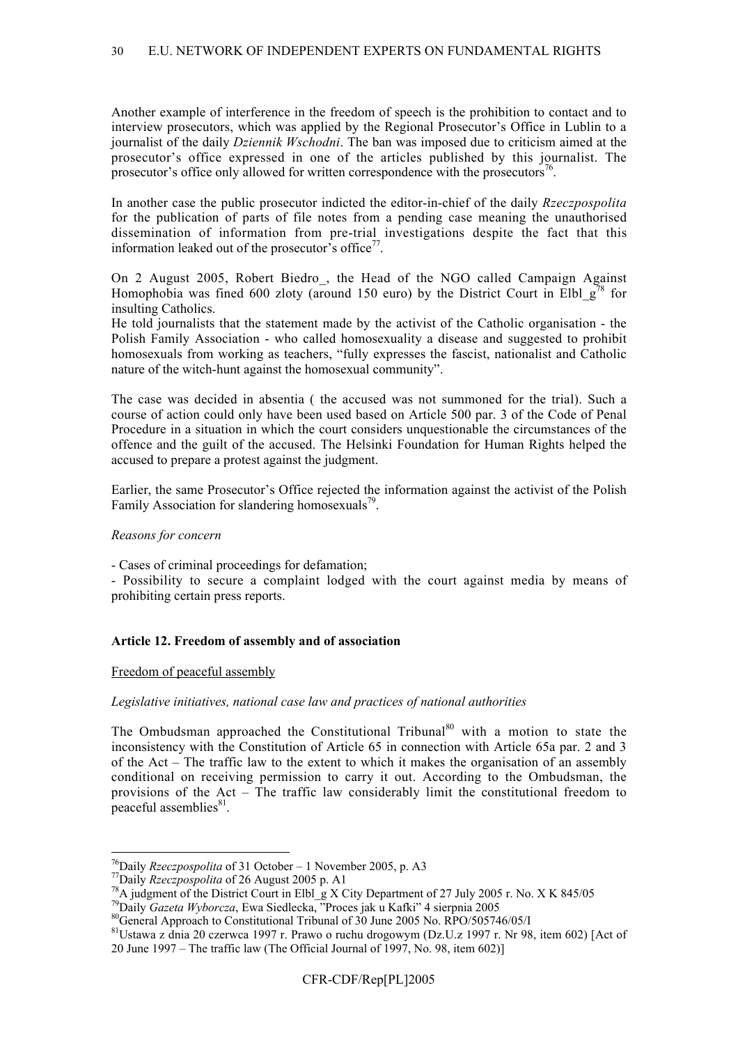Another example of interference in the freedom of speech is the prohibition to contact and to interview prosecutors, which was applied by the Regional Prosecutor's Office in Lublin to a journalist of the daily *Dziennik Wschodni*. The ban was imposed due to criticism aimed at the prosecutor's office expressed in one of the articles published by this journalist. The prosecutor's office only allowed for written correspondence with the prosecutors[76].

In another case the public prosecutor indicted the editor-in-chief of the daily *Rzeczpospolita* for the publication of parts of file notes from a pending case meaning the unauthorised dissemination of information from pre-trial investigations despite the fact that this information leaked out of the prosecutor's office[77].

On 2 August 2005, Robert Biedro_, the Head of the NGO called Campaign Against Homophobia was fined 600 zloty (around 150 euro) by the District Court in Elbl_g[78] for insulting Catholics.
He told journalists that the statement made by the activist of the Catholic organisation - the Polish Family Association - who called homosexuality a disease and suggested to prohibit homosexuals from working as teachers, "fully expresses the fascist, nationalist and Catholic nature of the witch-hunt against the homosexual community".

The case was decided in absentia ( the accused was not summoned for the trial). Such a course of action could only have been used based on Article 500 par. 3 of the Code of Penal Procedure in a situation in which the court considers unquestionable the circumstances of the offence and the guilt of the accused. The Helsinki Foundation for Human Rights helped the accused to prepare a protest against the judgment.

Earlier, the same Prosecutor's Office rejected the information against the activist of the Polish Family Association for slandering homosexuals[79].

*Reasons for concern*

- Cases of criminal proceedings for defamation;
- Possibility to secure a complaint lodged with the court against media by means of prohibiting certain press reports.

**Article 12. Freedom of assembly and of association**

Freedom of peaceful assembly

*Legislative initiatives, national case law and practices of national authorities*

The Ombudsman approached the Constitutional Tribunal[80] with a motion to state the inconsistency with the Constitution of Article 65 in connection with Article 65a par. 2 and 3 of the Act – The traffic law to the extent to which it makes the organisation of an assembly conditional on receiving permission to carry it out. According to the Ombudsman, the provisions of the Act – The traffic law considerably limit the constitutional freedom to peaceful assemblies[81].

---

[76] Daily *Rzeczpospolita* of 31 October – 1 November 2005, p. A3
[77] Daily *Rzeczpospolita* of 26 August 2005 p. A1
[78] A judgment of the District Court in Elbl_g X City Department of 27 July 2005 r. No. X K 845/05
[79] Daily *Gazeta Wyborcza*, Ewa Siedlecka, "Proces jak u Kafki" 4 sierpnia 2005
[80] General Approach to Constitutional Tribunal of 30 June 2005 No. RPO/505746/05/I
[81] Ustawa z dnia 20 czerwca 1997 r. Prawo o ruchu drogowym (Dz.U.z 1997 r. Nr 98, item 602) [Act of 20 June 1997 – The traffic law (The Official Journal of 1997, No. 98, item 602)]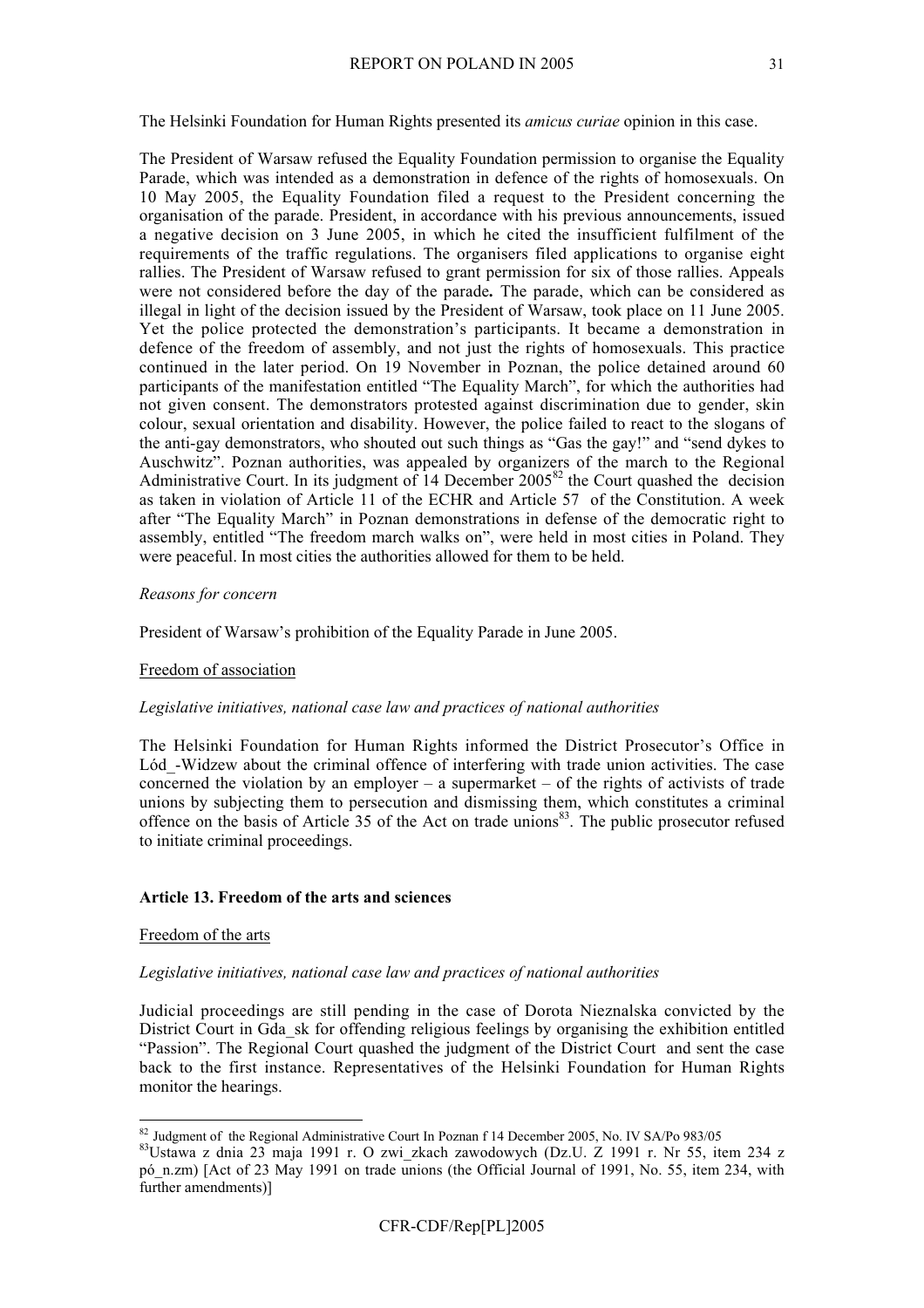The Helsinki Foundation for Human Rights presented its *amicus curiae* opinion in this case.

The President of Warsaw refused the Equality Foundation permission to organise the Equality Parade, which was intended as a demonstration in defence of the rights of homosexuals. On 10 May 2005, the Equality Foundation filed a request to the President concerning the organisation of the parade. President, in accordance with his previous announcements, issued a negative decision on 3 June 2005, in which he cited the insufficient fulfilment of the requirements of the traffic regulations. The organisers filed applications to organise eight rallies. The President of Warsaw refused to grant permission for six of those rallies. Appeals were not considered before the day of the parade**.** The parade, which can be considered as illegal in light of the decision issued by the President of Warsaw, took place on 11 June 2005. Yet the police protected the demonstration's participants. It became a demonstration in defence of the freedom of assembly, and not just the rights of homosexuals. This practice continued in the later period. On 19 November in Poznan, the police detained around 60 participants of the manifestation entitled "The Equality March", for which the authorities had not given consent. The demonstrators protested against discrimination due to gender, skin colour, sexual orientation and disability. However, the police failed to react to the slogans of the anti-gay demonstrators, who shouted out such things as "Gas the gay!" and "send dykes to Auschwitz". Poznan authorities, was appealed by organizers of the march to the Regional Administrative Court. In its judgment of 14 December 2005[82] the Court quashed the decision as taken in violation of Article 11 of the ECHR and Article 57 of the Constitution. A week after "The Equality March" in Poznan demonstrations in defense of the democratic right to assembly, entitled "The freedom march walks on", were held in most cities in Poland. They were peaceful. In most cities the authorities allowed for them to be held.

*Reasons for concern*

President of Warsaw's prohibition of the Equality Parade in June 2005.

Freedom of association

*Legislative initiatives, national case law and practices of national authorities*

The Helsinki Foundation for Human Rights informed the District Prosecutor's Office in Lód_-Widzew about the criminal offence of interfering with trade union activities. The case concerned the violation by an employer – a supermarket – of the rights of activists of trade unions by subjecting them to persecution and dismissing them, which constitutes a criminal offence on the basis of Article 35 of the Act on trade unions[83]. The public prosecutor refused to initiate criminal proceedings.

**Article 13. Freedom of the arts and sciences**

Freedom of the arts

*Legislative initiatives, national case law and practices of national authorities*

Judicial proceedings are still pending in the case of Dorota Nieznalska convicted by the District Court in Gda_sk for offending religious feelings by organising the exhibition entitled "Passion". The Regional Court quashed the judgment of the District Court and sent the case back to the first instance. Representatives of the Helsinki Foundation for Human Rights monitor the hearings.

---

[82] Judgment of the Regional Administrative Court In Poznan f 14 December 2005, No. IV SA/Po 983/05

[83] Ustawa z dnia 23 maja 1991 r. O zwi_zkach zawodowych (Dz.U. Z 1991 r. Nr 55, item 234 z pó_n.zm) [Act of 23 May 1991 on trade unions (the Official Journal of 1991, No. 55, item 234, with further amendments)]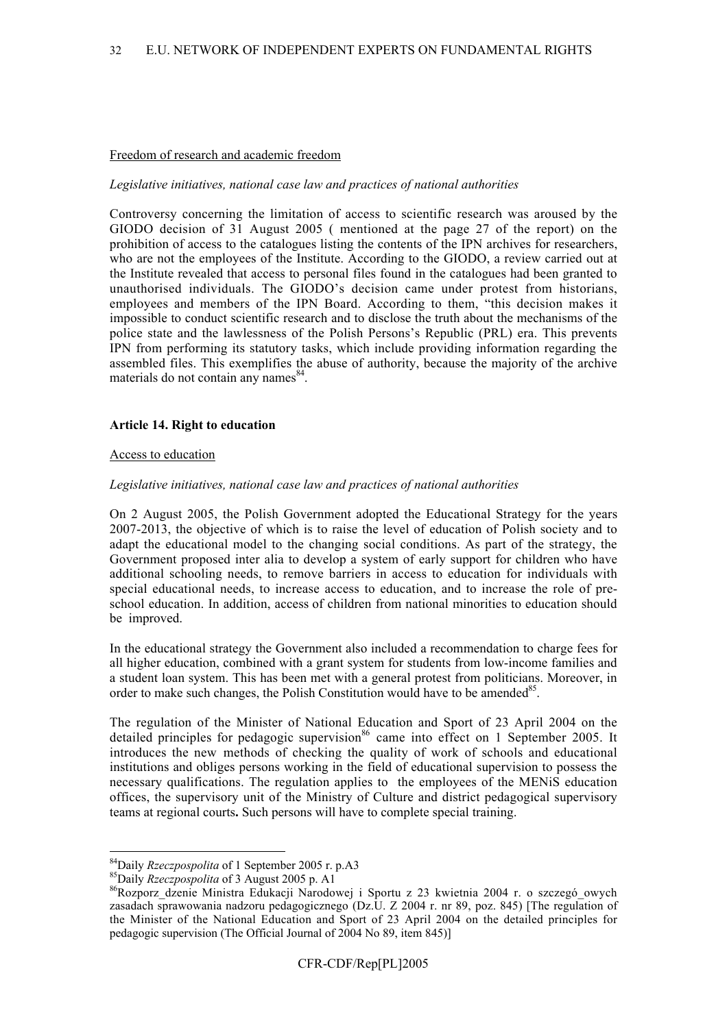Freedom of research and academic freedom

*Legislative initiatives, national case law and practices of national authorities*

Controversy concerning the limitation of access to scientific research was aroused by the GIODO decision of 31 August 2005 ( mentioned at the page 27 of the report) on the prohibition of access to the catalogues listing the contents of the IPN archives for researchers, who are not the employees of the Institute. According to the GIODO, a review carried out at the Institute revealed that access to personal files found in the catalogues had been granted to unauthorised individuals. The GIODO's decision came under protest from historians, employees and members of the IPN Board. According to them, "this decision makes it impossible to conduct scientific research and to disclose the truth about the mechanisms of the police state and the lawlessness of the Polish Persons's Republic (PRL) era. This prevents IPN from performing its statutory tasks, which include providing information regarding the assembled files. This exemplifies the abuse of authority, because the majority of the archive materials do not contain any names[84].

**Article 14. Right to education**

Access to education

*Legislative initiatives, national case law and practices of national authorities*

On 2 August 2005, the Polish Government adopted the Educational Strategy for the years 2007-2013, the objective of which is to raise the level of education of Polish society and to adapt the educational model to the changing social conditions. As part of the strategy, the Government proposed inter alia to develop a system of early support for children who have additional schooling needs, to remove barriers in access to education for individuals with special educational needs, to increase access to education, and to increase the role of pre-school education. In addition, access of children from national minorities to education should be improved.

In the educational strategy the Government also included a recommendation to charge fees for all higher education, combined with a grant system for students from low-income families and a student loan system. This has been met with a general protest from politicians. Moreover, in order to make such changes, the Polish Constitution would have to be amended[85].

The regulation of the Minister of National Education and Sport of 23 April 2004 on the detailed principles for pedagogic supervision[86] came into effect on 1 September 2005. It introduces the new methods of checking the quality of work of schools and educational institutions and obliges persons working in the field of educational supervision to possess the necessary qualifications. The regulation applies to the employees of the MENiS education offices, the supervisory unit of the Ministry of Culture and district pedagogical supervisory teams at regional courts**.** Such persons will have to complete special training.

---

[84] Daily *Rzeczpospolita* of 1 September 2005 r. p.A3

[85] Daily *Rzeczpospolita* of 3 August 2005 p. A1

[86] Rozporz_dzenie Ministra Edukacji Narodowej i Sportu z 23 kwietnia 2004 r. o szczegó_owych zasadach sprawowania nadzoru pedagogicznego (Dz.U. Z 2004 r. nr 89, poz. 845) [The regulation of the Minister of the National Education and Sport of 23 April 2004 on the detailed principles for pedagogic supervision (The Official Journal of 2004 No 89, item 845)]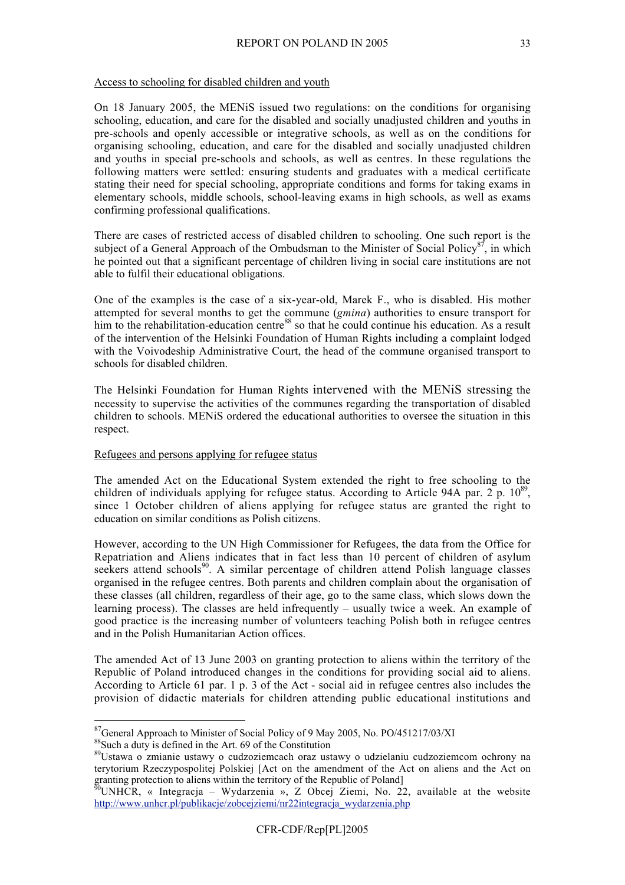Access to schooling for disabled children and youth

On 18 January 2005, the MENiS issued two regulations: on the conditions for organising schooling, education, and care for the disabled and socially unadjusted children and youths in pre-schools and openly accessible or integrative schools, as well as on the conditions for organising schooling, education, and care for the disabled and socially unadjusted children and youths in special pre-schools and schools, as well as centres. In these regulations the following matters were settled: ensuring students and graduates with a medical certificate stating their need for special schooling, appropriate conditions and forms for taking exams in elementary schools, middle schools, school-leaving exams in high schools, as well as exams confirming professional qualifications.

There are cases of restricted access of disabled children to schooling. One such report is the subject of a General Approach of the Ombudsman to the Minister of Social Policy[87], in which he pointed out that a significant percentage of children living in social care institutions are not able to fulfil their educational obligations.

One of the examples is the case of a six-year-old, Marek F., who is disabled. His mother attempted for several months to get the commune (*gmina*) authorities to ensure transport for him to the rehabilitation-education centre[88] so that he could continue his education. As a result of the intervention of the Helsinki Foundation of Human Rights including a complaint lodged with the Voivodeship Administrative Court, the head of the commune organised transport to schools for disabled children.

The Helsinki Foundation for Human Rights intervened with the MENiS stressing the necessity to supervise the activities of the communes regarding the transportation of disabled children to schools. MENiS ordered the educational authorities to oversee the situation in this respect.

Refugees and persons applying for refugee status

The amended Act on the Educational System extended the right to free schooling to the children of individuals applying for refugee status. According to Article 94A par. 2 p. 10[89], since 1 October children of aliens applying for refugee status are granted the right to education on similar conditions as Polish citizens.

However, according to the UN High Commissioner for Refugees, the data from the Office for Repatriation and Aliens indicates that in fact less than 10 percent of children of asylum seekers attend schools[90]. A similar percentage of children attend Polish language classes organised in the refugee centres. Both parents and children complain about the organisation of these classes (all children, regardless of their age, go to the same class, which slows down the learning process). The classes are held infrequently – usually twice a week. An example of good practice is the increasing number of volunteers teaching Polish both in refugee centres and in the Polish Humanitarian Action offices.

The amended Act of 13 June 2003 on granting protection to aliens within the territory of the Republic of Poland introduced changes in the conditions for providing social aid to aliens. According to Article 61 par. 1 p. 3 of the Act - social aid in refugee centres also includes the provision of didactic materials for children attending public educational institutions and

---

[87] General Approach to Minister of Social Policy of 9 May 2005, No. PO/451217/03/XI

[88] Such a duty is defined in the Art. 69 of the Constitution

[89] Ustawa o zmianie ustawy o cudzoziemcach oraz ustawy o udzielaniu cudzoziemcom ochrony na terytorium Rzeczypospolitej Polskiej [Act on the amendment of the Act on aliens and the Act on granting protection to aliens within the territory of the Republic of Poland]

[90] UNHCR, « Integracja – Wydarzenia », Z Obcej Ziemi, No. 22, available at the website http://www.unhcr.pl/publikacje/zobcejziemi/nr22integracja_wydarzenia.php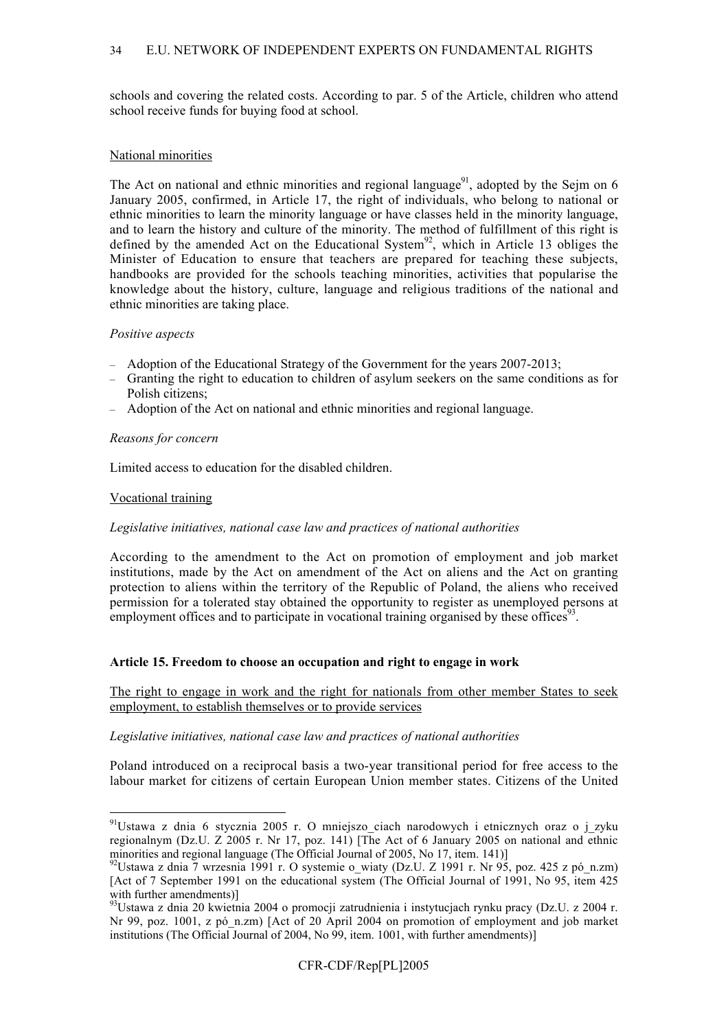schools and covering the related costs. According to par. 5 of the Article, children who attend school receive funds for buying food at school.

National minorities

The Act on national and ethnic minorities and regional language[91], adopted by the Sejm on 6 January 2005, confirmed, in Article 17, the right of individuals, who belong to national or ethnic minorities to learn the minority language or have classes held in the minority language, and to learn the history and culture of the minority. The method of fulfillment of this right is defined by the amended Act on the Educational System[92], which in Article 13 obliges the Minister of Education to ensure that teachers are prepared for teaching these subjects, handbooks are provided for the schools teaching minorities, activities that popularise the knowledge about the history, culture, language and religious traditions of the national and ethnic minorities are taking place.

*Positive aspects*

- Adoption of the Educational Strategy of the Government for the years 2007-2013;
- Granting the right to education to children of asylum seekers on the same conditions as for Polish citizens;
- Adoption of the Act on national and ethnic minorities and regional language.

*Reasons for concern*

Limited access to education for the disabled children.

Vocational training

*Legislative initiatives, national case law and practices of national authorities*

According to the amendment to the Act on promotion of employment and job market institutions, made by the Act on amendment of the Act on aliens and the Act on granting protection to aliens within the territory of the Republic of Poland, the aliens who received permission for a tolerated stay obtained the opportunity to register as unemployed persons at employment offices and to participate in vocational training organised by these offices[93].

**Article 15. Freedom to choose an occupation and right to engage in work**

The right to engage in work and the right for nationals from other member States to seek employment, to establish themselves or to provide services

*Legislative initiatives, national case law and practices of national authorities*

Poland introduced on a reciprocal basis a two-year transitional period for free access to the labour market for citizens of certain European Union member states. Citizens of the United

---

[91]Ustawa z dnia 6 stycznia 2005 r. O mniejszo_ciach narodowych i etnicznych oraz o j_zyku regionalnym (Dz.U. Z 2005 r. Nr 17, poz. 141) [The Act of 6 January 2005 on national and ethnic minorities and regional language (The Official Journal of 2005, No 17, item. 141)]

[92]Ustawa z dnia 7 wrzesnia 1991 r. O systemie o_wiaty (Dz.U. Z 1991 r. Nr 95, poz. 425 z pó_n.zm) [Act of 7 September 1991 on the educational system (The Official Journal of 1991, No 95, item 425 with further amendments)]

[93]Ustawa z dnia 20 kwietnia 2004 o promocji zatrudnienia i instytucjach rynku pracy (Dz.U. z 2004 r. Nr 99, poz. 1001, z pó_n.zm) [Act of 20 April 2004 on promotion of employment and job market institutions (The Official Journal of 2004, No 99, item. 1001, with further amendments)]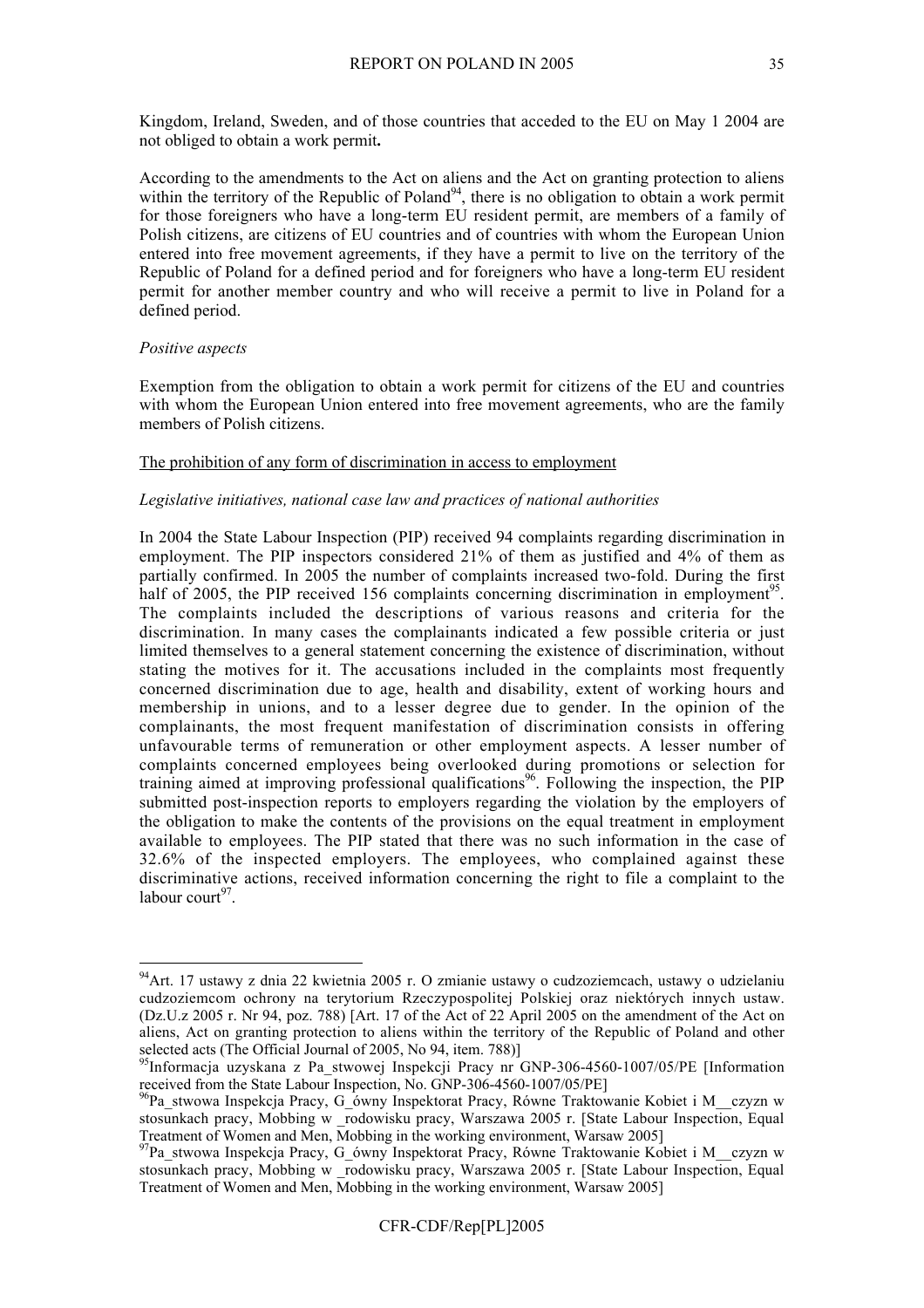Kingdom, Ireland, Sweden, and of those countries that acceded to the EU on May 1 2004 are not obliged to obtain a work permit**.**

According to the amendments to the Act on aliens and the Act on granting protection to aliens within the territory of the Republic of Poland[94], there is no obligation to obtain a work permit for those foreigners who have a long-term EU resident permit, are members of a family of Polish citizens, are citizens of EU countries and of countries with whom the European Union entered into free movement agreements, if they have a permit to live on the territory of the Republic of Poland for a defined period and for foreigners who have a long-term EU resident permit for another member country and who will receive a permit to live in Poland for a defined period.

*Positive aspects*

Exemption from the obligation to obtain a work permit for citizens of the EU and countries with whom the European Union entered into free movement agreements, who are the family members of Polish citizens.

<u>The prohibition of any form of discrimination in access to employment</u>

*Legislative initiatives, national case law and practices of national authorities*

In 2004 the State Labour Inspection (PIP) received 94 complaints regarding discrimination in employment. The PIP inspectors considered 21% of them as justified and 4% of them as partially confirmed. In 2005 the number of complaints increased two-fold. During the first half of 2005, the PIP received 156 complaints concerning discrimination in employment[95]. The complaints included the descriptions of various reasons and criteria for the discrimination. In many cases the complainants indicated a few possible criteria or just limited themselves to a general statement concerning the existence of discrimination, without stating the motives for it. The accusations included in the complaints most frequently concerned discrimination due to age, health and disability, extent of working hours and membership in unions, and to a lesser degree due to gender. In the opinion of the complainants, the most frequent manifestation of discrimination consists in offering unfavourable terms of remuneration or other employment aspects. A lesser number of complaints concerned employees being overlooked during promotions or selection for training aimed at improving professional qualifications[96]. Following the inspection, the PIP submitted post-inspection reports to employers regarding the violation by the employers of the obligation to make the contents of the provisions on the equal treatment in employment available to employees. The PIP stated that there was no such information in the case of 32.6% of the inspected employers. The employees, who complained against these discriminative actions, received information concerning the right to file a complaint to the labour court[97].

---

[94]Art. 17 ustawy z dnia 22 kwietnia 2005 r. O zmianie ustawy o cudzoziemcach, ustawy o udzielaniu cudzoziemcom ochrony na terytorium Rzeczypospolitej Polskiej oraz niektórych innych ustaw. (Dz.U.z 2005 r. Nr 94, poz. 788) [Art. 17 of the Act of 22 April 2005 on the amendment of the Act on aliens, Act on granting protection to aliens within the territory of the Republic of Poland and other selected acts (The Official Journal of 2005, No 94, item. 788)]

[95]Informacja uzyskana z Pa_stwowej Inspekcji Pracy nr GNP-306-4560-1007/05/PE [Information received from the State Labour Inspection, No. GNP-306-4560-1007/05/PE]

[96]Pa_stwowa Inspekcja Pracy, G_ówny Inspektorat Pracy, Równe Traktowanie Kobiet i M__czyzn w stosunkach pracy, Mobbing w _rodowisku pracy, Warszawa 2005 r. [State Labour Inspection, Equal Treatment of Women and Men, Mobbing in the working environment, Warsaw 2005]

[97]Pa_stwowa Inspekcja Pracy, G_ówny Inspektorat Pracy, Równe Traktowanie Kobiet i M__czyzn w stosunkach pracy, Mobbing w _rodowisku pracy, Warszawa 2005 r. [State Labour Inspection, Equal Treatment of Women and Men, Mobbing in the working environment, Warsaw 2005]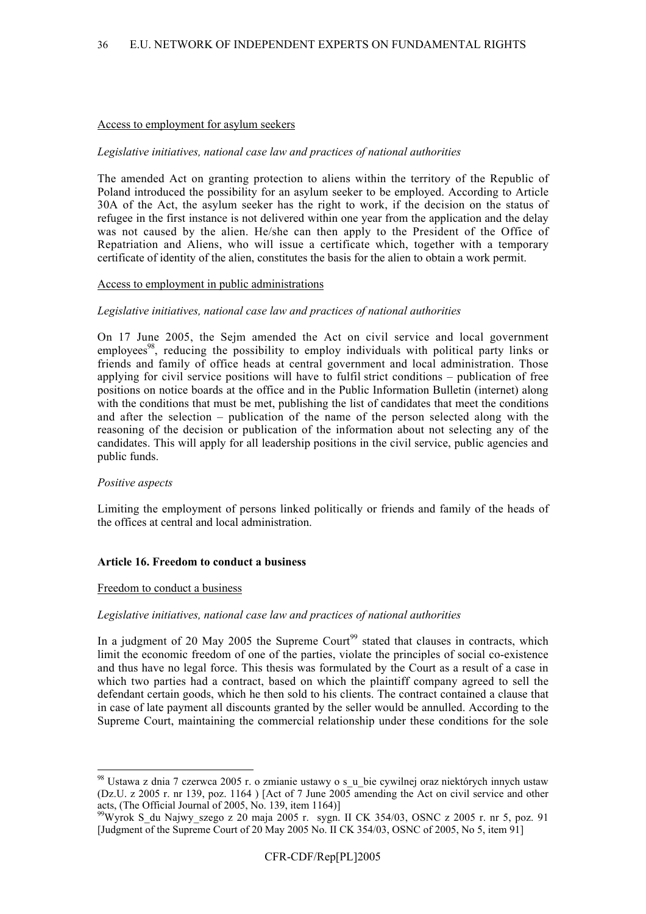Access to employment for asylum seekers

*Legislative initiatives, national case law and practices of national authorities*

The amended Act on granting protection to aliens within the territory of the Republic of Poland introduced the possibility for an asylum seeker to be employed. According to Article 30A of the Act, the asylum seeker has the right to work, if the decision on the status of refugee in the first instance is not delivered within one year from the application and the delay was not caused by the alien. He/she can then apply to the President of the Office of Repatriation and Aliens, who will issue a certificate which, together with a temporary certificate of identity of the alien, constitutes the basis for the alien to obtain a work permit.

Access to employment in public administrations

*Legislative initiatives, national case law and practices of national authorities*

On 17 June 2005, the Sejm amended the Act on civil service and local government employees[98], reducing the possibility to employ individuals with political party links or friends and family of office heads at central government and local administration. Those applying for civil service positions will have to fulfil strict conditions – publication of free positions on notice boards at the office and in the Public Information Bulletin (internet) along with the conditions that must be met, publishing the list of candidates that meet the conditions and after the selection – publication of the name of the person selected along with the reasoning of the decision or publication of the information about not selecting any of the candidates. This will apply for all leadership positions in the civil service, public agencies and public funds.

*Positive aspects*

Limiting the employment of persons linked politically or friends and family of the heads of the offices at central and local administration.

**Article 16. Freedom to conduct a business**

Freedom to conduct a business

*Legislative initiatives, national case law and practices of national authorities*

In a judgment of 20 May 2005 the Supreme Court[99] stated that clauses in contracts, which limit the economic freedom of one of the parties, violate the principles of social co-existence and thus have no legal force. This thesis was formulated by the Court as a result of a case in which two parties had a contract, based on which the plaintiff company agreed to sell the defendant certain goods, which he then sold to his clients. The contract contained a clause that in case of late payment all discounts granted by the seller would be annulled. According to the Supreme Court, maintaining the commercial relationship under these conditions for the sole

---

[98] Ustawa z dnia 7 czerwca 2005 r. o zmianie ustawy o s_u_bie cywilnej oraz niektórych innych ustaw (Dz.U. z 2005 r. nr 139, poz. 1164 ) [Act of 7 June 2005 amending the Act on civil service and other acts, (The Official Journal of 2005, No. 139, item 1164)]

[99] Wyrok S_du Najwy_szego z 20 maja 2005 r. sygn. II CK 354/03, OSNC z 2005 r. nr 5, poz. 91 [Judgment of the Supreme Court of 20 May 2005 No. II CK 354/03, OSNC of 2005, No 5, item 91]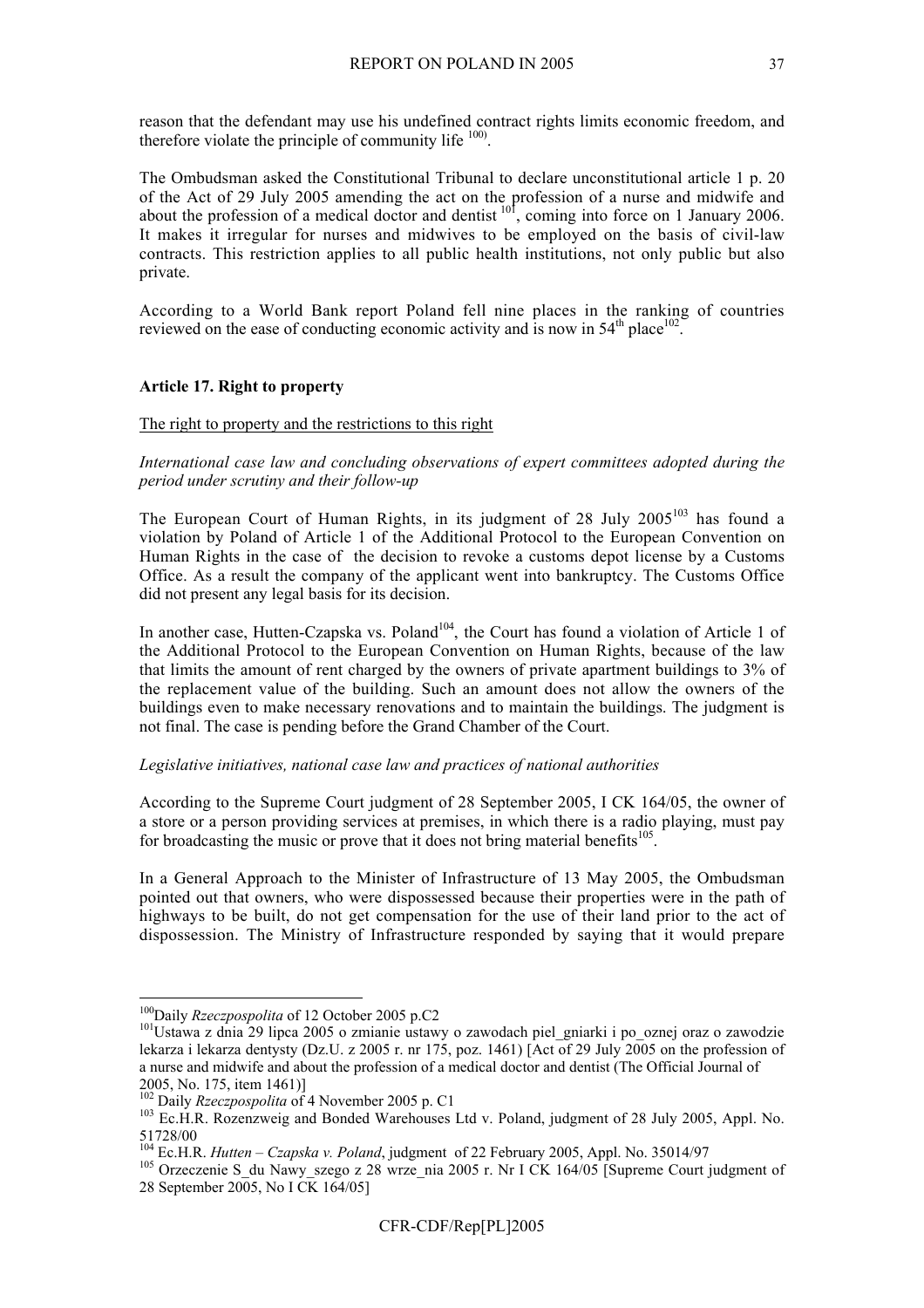reason that the defendant may use his undefined contract rights limits economic freedom, and therefore violate the principle of community life [100)].

The Ombudsman asked the Constitutional Tribunal to declare unconstitutional article 1 p. 20 of the Act of 29 July 2005 amending the act on the profession of a nurse and midwife and about the profession of a medical doctor and dentist [101], coming into force on 1 January 2006. It makes it irregular for nurses and midwives to be employed on the basis of civil-law contracts. This restriction applies to all public health institutions, not only public but also private.

According to a World Bank report Poland fell nine places in the ranking of countries reviewed on the ease of conducting economic activity and is now in 54th place[102].

**Article 17. Right to property**

The right to property and the restrictions to this right

*International case law and concluding observations of expert committees adopted during the period under scrutiny and their follow-up*

The European Court of Human Rights, in its judgment of 28 July 2005[103] has found a violation by Poland of Article 1 of the Additional Protocol to the European Convention on Human Rights in the case of the decision to revoke a customs depot license by a Customs Office. As a result the company of the applicant went into bankruptcy. The Customs Office did not present any legal basis for its decision.

In another case, Hutten-Czapska vs. Poland[104], the Court has found a violation of Article 1 of the Additional Protocol to the European Convention on Human Rights, because of the law that limits the amount of rent charged by the owners of private apartment buildings to 3% of the replacement value of the building. Such an amount does not allow the owners of the buildings even to make necessary renovations and to maintain the buildings. The judgment is not final. The case is pending before the Grand Chamber of the Court.

*Legislative initiatives, national case law and practices of national authorities*

According to the Supreme Court judgment of 28 September 2005, I CK 164/05, the owner of a store or a person providing services at premises, in which there is a radio playing, must pay for broadcasting the music or prove that it does not bring material benefits[105].

In a General Approach to the Minister of Infrastructure of 13 May 2005, the Ombudsman pointed out that owners, who were dispossessed because their properties were in the path of highways to be built, do not get compensation for the use of their land prior to the act of dispossession. The Ministry of Infrastructure responded by saying that it would prepare

---

[100] Daily *Rzeczpospolita* of 12 October 2005 p.C2

[101] Ustawa z dnia 29 lipca 2005 o zmianie ustawy o zawodach piel_gniarki i po_oznej oraz o zawodzie lekarza i lekarza dentysty (Dz.U. z 2005 r. nr 175, poz. 1461) [Act of 29 July 2005 on the profession of a nurse and midwife and about the profession of a medical doctor and dentist (The Official Journal of 2005, No. 175, item 1461)]

[102] Daily *Rzeczpospolita* of 4 November 2005 p. C1

[103] Ec.H.R. Rozenzweig and Bonded Warehouses Ltd v. Poland, judgment of 28 July 2005, Appl. No. 51728/00

[104] Ec.H.R. *Hutten – Czapska v. Poland*, judgment of 22 February 2005, Appl. No. 35014/97

[105] Orzeczenie S_du Nawy_szego z 28 wrze_nia 2005 r. Nr I CK 164/05 [Supreme Court judgment of 28 September 2005, No I CK 164/05]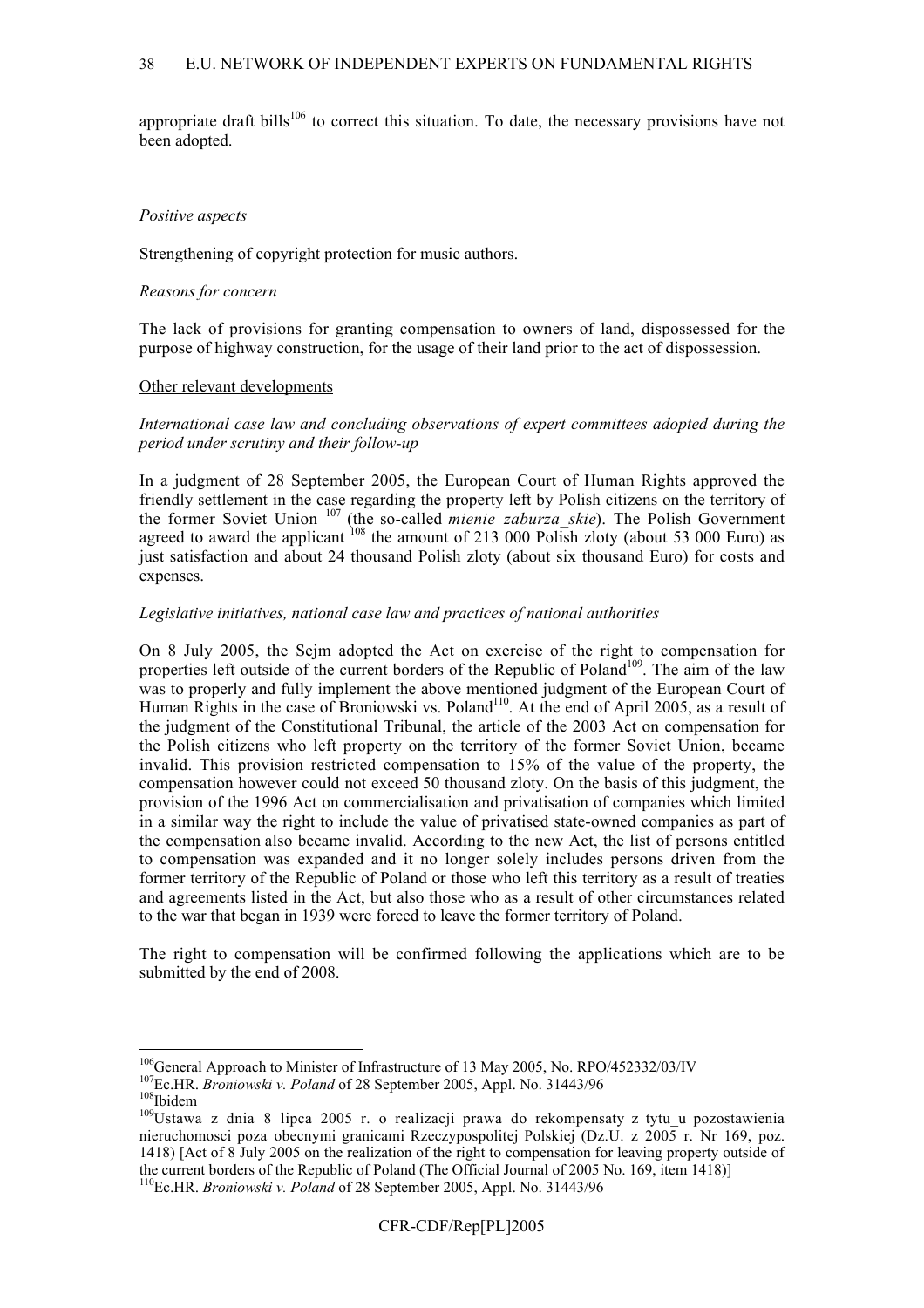appropriate draft bills[106] to correct this situation. To date, the necessary provisions have not been adopted.

*Positive aspects*

Strengthening of copyright protection for music authors.

*Reasons for concern*

The lack of provisions for granting compensation to owners of land, dispossessed for the purpose of highway construction, for the usage of their land prior to the act of dispossession.

Other relevant developments

*International case law and concluding observations of expert committees adopted during the period under scrutiny and their follow-up*

In a judgment of 28 September 2005, the European Court of Human Rights approved the friendly settlement in the case regarding the property left by Polish citizens on the territory of the former Soviet Union [107] (the so-called *mienie zaburza_skie*). The Polish Government agreed to award the applicant [108] the amount of 213 000 Polish zloty (about 53 000 Euro) as just satisfaction and about 24 thousand Polish zloty (about six thousand Euro) for costs and expenses.

*Legislative initiatives, national case law and practices of national authorities*

On 8 July 2005, the Sejm adopted the Act on exercise of the right to compensation for properties left outside of the current borders of the Republic of Poland[109]. The aim of the law was to properly and fully implement the above mentioned judgment of the European Court of Human Rights in the case of Broniowski vs. Poland[110]. At the end of April 2005, as a result of the judgment of the Constitutional Tribunal, the article of the 2003 Act on compensation for the Polish citizens who left property on the territory of the former Soviet Union, became invalid. This provision restricted compensation to 15% of the value of the property, the compensation however could not exceed 50 thousand zloty. On the basis of this judgment, the provision of the 1996 Act on commercialisation and privatisation of companies which limited in a similar way the right to include the value of privatised state-owned companies as part of the compensation also became invalid. According to the new Act, the list of persons entitled to compensation was expanded and it no longer solely includes persons driven from the former territory of the Republic of Poland or those who left this territory as a result of treaties and agreements listed in the Act, but also those who as a result of other circumstances related to the war that began in 1939 were forced to leave the former territory of Poland.

The right to compensation will be confirmed following the applications which are to be submitted by the end of 2008.

---

[106] General Approach to Minister of Infrastructure of 13 May 2005, No. RPO/452332/03/IV

[107] Ec.HR. *Broniowski v. Poland* of 28 September 2005, Appl. No. 31443/96

[108] Ibidem

[109] Ustawa z dnia 8 lipca 2005 r. o realizacji prawa do rekompensaty z tytu_u pozostawienia nieruchomosci poza obecnymi granicami Rzeczypospolitej Polskiej (Dz.U. z 2005 r. Nr 169, poz. 1418) [Act of 8 July 2005 on the realization of the right to compensation for leaving property outside of the current borders of the Republic of Poland (The Official Journal of 2005 No. 169, item 1418)]

[110] Ec.HR. *Broniowski v. Poland* of 28 September 2005, Appl. No. 31443/96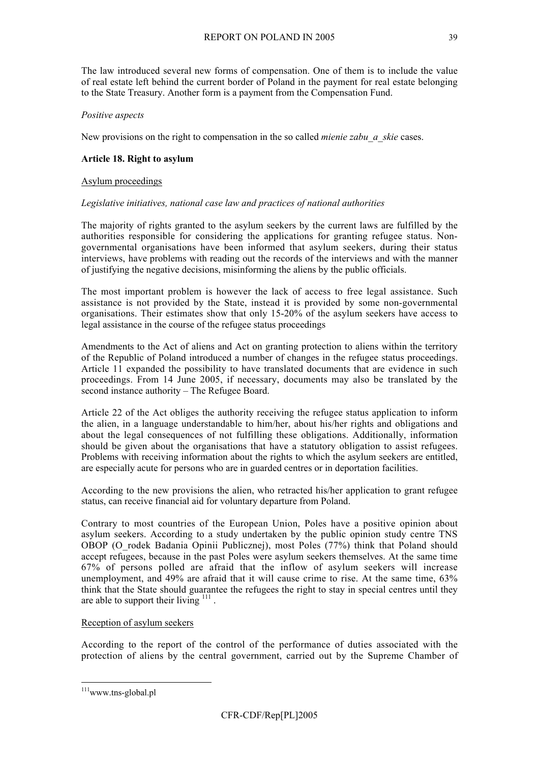The law introduced several new forms of compensation. One of them is to include the value of real estate left behind the current border of Poland in the payment for real estate belonging to the State Treasury. Another form is a payment from the Compensation Fund.

*Positive aspects*

New provisions on the right to compensation in the so called *mienie zabu_a_skie* cases.

### Article 18. Right to asylum

Asylum proceedings

*Legislative initiatives, national case law and practices of national authorities*

The majority of rights granted to the asylum seekers by the current laws are fulfilled by the authorities responsible for considering the applications for granting refugee status. Non-governmental organisations have been informed that asylum seekers, during their status interviews, have problems with reading out the records of the interviews and with the manner of justifying the negative decisions, misinforming the aliens by the public officials.

The most important problem is however the lack of access to free legal assistance. Such assistance is not provided by the State, instead it is provided by some non-governmental organisations. Their estimates show that only 15-20% of the asylum seekers have access to legal assistance in the course of the refugee status proceedings

Amendments to the Act of aliens and Act on granting protection to aliens within the territory of the Republic of Poland introduced a number of changes in the refugee status proceedings. Article 11 expanded the possibility to have translated documents that are evidence in such proceedings. From 14 June 2005, if necessary, documents may also be translated by the second instance authority – The Refugee Board.

Article 22 of the Act obliges the authority receiving the refugee status application to inform the alien, in a language understandable to him/her, about his/her rights and obligations and about the legal consequences of not fulfilling these obligations. Additionally, information should be given about the organisations that have a statutory obligation to assist refugees. Problems with receiving information about the rights to which the asylum seekers are entitled, are especially acute for persons who are in guarded centres or in deportation facilities.

According to the new provisions the alien, who retracted his/her application to grant refugee status, can receive financial aid for voluntary departure from Poland.

Contrary to most countries of the European Union, Poles have a positive opinion about asylum seekers. According to a study undertaken by the public opinion study centre TNS OBOP (O_rodek Badania Opinii Publicznej), most Poles (77%) think that Poland should accept refugees, because in the past Poles were asylum seekers themselves. At the same time 67% of persons polled are afraid that the inflow of asylum seekers will increase unemployment, and 49% are afraid that it will cause crime to rise. At the same time, 63% think that the State should guarantee the refugees the right to stay in special centres until they are able to support their living [111].

Reception of asylum seekers

According to the report of the control of the performance of duties associated with the protection of aliens by the central government, carried out by the Supreme Chamber of

---

[111] www.tns-global.pl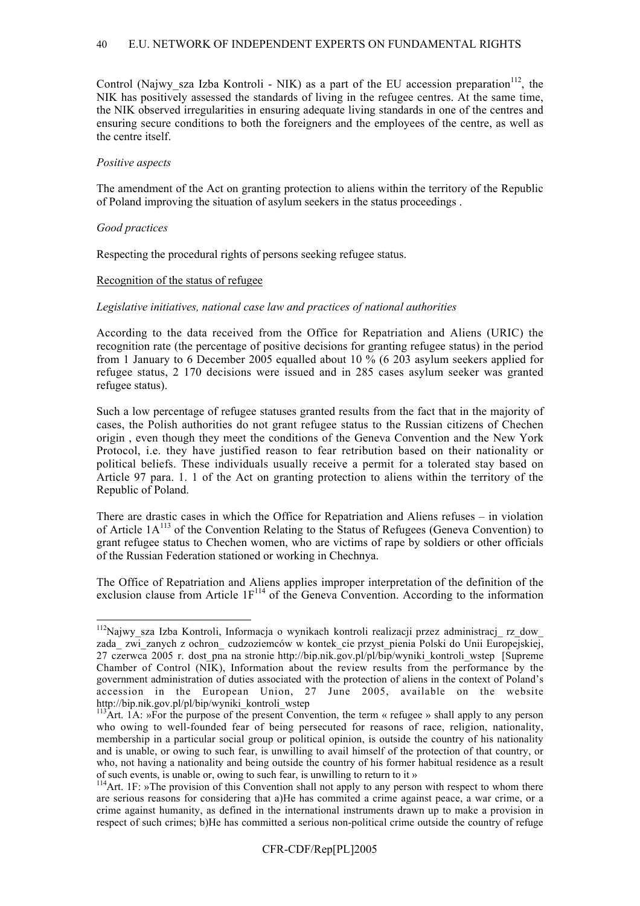Control (Najwy_sza Izba Kontroli - NIK) as a part of the EU accession preparation[112], the NIK has positively assessed the standards of living in the refugee centres. At the same time, the NIK observed irregularities in ensuring adequate living standards in one of the centres and ensuring secure conditions to both the foreigners and the employees of the centre, as well as the centre itself.

*Positive aspects*

The amendment of the Act on granting protection to aliens within the territory of the Republic of Poland improving the situation of asylum seekers in the status proceedings .

*Good practices*

Respecting the procedural rights of persons seeking refugee status.

<u>Recognition of the status of refugee</u>

*Legislative initiatives, national case law and practices of national authorities*

According to the data received from the Office for Repatriation and Aliens (URIC) the recognition rate (the percentage of positive decisions for granting refugee status) in the period from 1 January to 6 December 2005 equalled about 10 % (6 203 asylum seekers applied for refugee status, 2 170 decisions were issued and in 285 cases asylum seeker was granted refugee status).

Such a low percentage of refugee statuses granted results from the fact that in the majority of cases, the Polish authorities do not grant refugee status to the Russian citizens of Chechen origin , even though they meet the conditions of the Geneva Convention and the New York Protocol, i.e. they have justified reason to fear retribution based on their nationality or political beliefs. These individuals usually receive a permit for a tolerated stay based on Article 97 para. 1. 1 of the Act on granting protection to aliens within the territory of the Republic of Poland.

There are drastic cases in which the Office for Repatriation and Aliens refuses – in violation of Article 1A[113] of the Convention Relating to the Status of Refugees (Geneva Convention) to grant refugee status to Chechen women, who are victims of rape by soldiers or other officials of the Russian Federation stationed or working in Chechnya.

The Office of Repatriation and Aliens applies improper interpretation of the definition of the exclusion clause from Article 1F[114] of the Geneva Convention. According to the information

---

[112] Najwy_sza Izba Kontroli, Informacja o wynikach kontroli realizacji przez administracj_ rz_dow_ zada_ zwi_zanych z ochron_ cudzoziemców w kontek_cie przyst_pienia Polski do Unii Europejskiej, 27 czerwca 2005 r. dost_pna na stronie http://bip.nik.gov.pl/pl/bip/wyniki_kontroli_wstep [Supreme Chamber of Control (NIK), Information about the review results from the performance by the government administration of duties associated with the protection of aliens in the context of Poland's accession in the European Union, 27 June 2005, available on the website http://bip.nik.gov.pl/pl/bip/wyniki_kontroli_wstep

[113] Art. 1A: »For the purpose of the present Convention, the term « refugee » shall apply to any person who owing to well-founded fear of being persecuted for reasons of race, religion, nationality, membership in a particular social group or political opinion, is outside the country of his nationality and is unable, or owing to such fear, is unwilling to avail himself of the protection of that country, or who, not having a nationality and being outside the country of his former habitual residence as a result of such events, is unable or, owing to such fear, is unwilling to return to it »

[114] Art. 1F: »The provision of this Convention shall not apply to any person with respect to whom there are serious reasons for considering that a)He has commited a crime against peace, a war crime, or a crime against humanity, as defined in the international instruments drawn up to make a provision in respect of such crimes; b)He has committed a serious non-political crime outside the country of refuge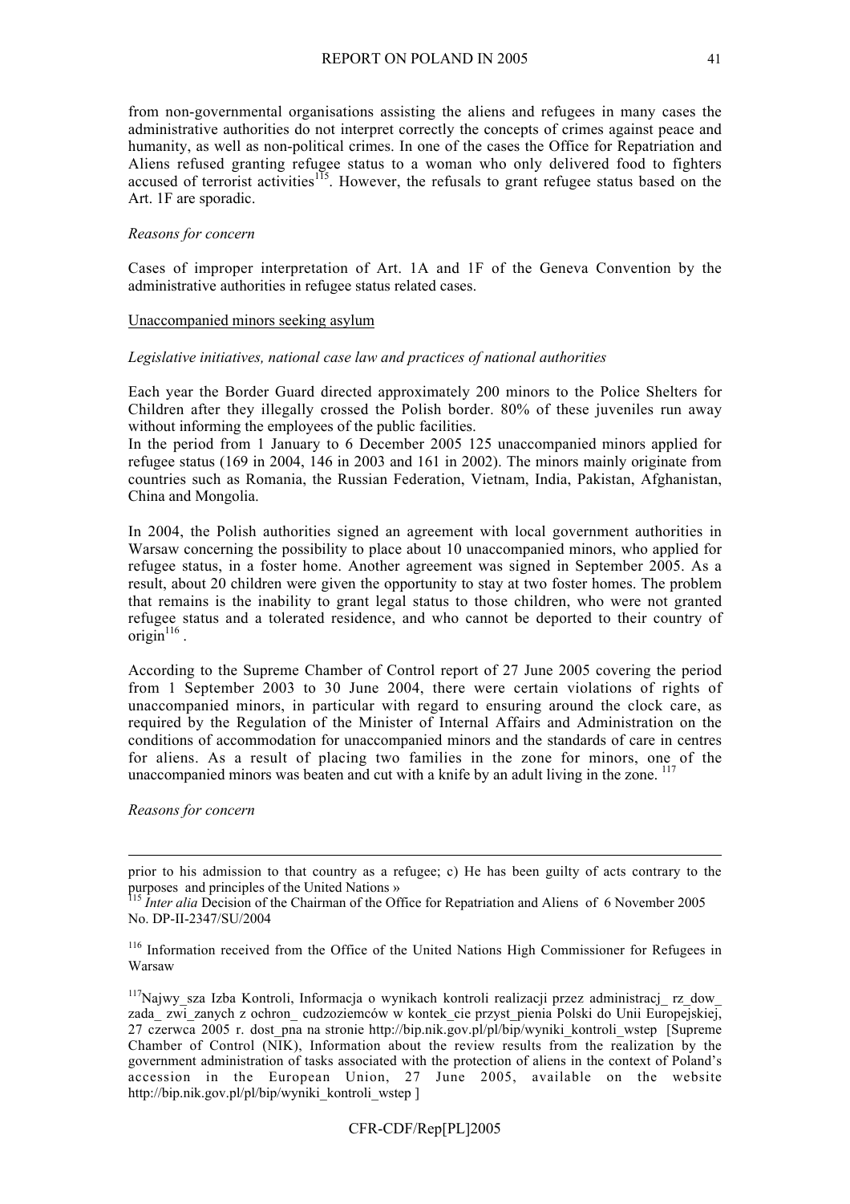from non-governmental organisations assisting the aliens and refugees in many cases the administrative authorities do not interpret correctly the concepts of crimes against peace and humanity, as well as non-political crimes. In one of the cases the Office for Repatriation and Aliens refused granting refugee status to a woman who only delivered food to fighters accused of terrorist activities[115]. However, the refusals to grant refugee status based on the Art. 1F are sporadic.

*Reasons for concern*

Cases of improper interpretation of Art. 1A and 1F of the Geneva Convention by the administrative authorities in refugee status related cases.

Unaccompanied minors seeking asylum

*Legislative initiatives, national case law and practices of national authorities*

Each year the Border Guard directed approximately 200 minors to the Police Shelters for Children after they illegally crossed the Polish border. 80% of these juveniles run away without informing the employees of the public facilities.

In the period from 1 January to 6 December 2005 125 unaccompanied minors applied for refugee status (169 in 2004, 146 in 2003 and 161 in 2002). The minors mainly originate from countries such as Romania, the Russian Federation, Vietnam, India, Pakistan, Afghanistan, China and Mongolia.

In 2004, the Polish authorities signed an agreement with local government authorities in Warsaw concerning the possibility to place about 10 unaccompanied minors, who applied for refugee status, in a foster home. Another agreement was signed in September 2005. As a result, about 20 children were given the opportunity to stay at two foster homes. The problem that remains is the inability to grant legal status to those children, who were not granted refugee status and a tolerated residence, and who cannot be deported to their country of origin[116].

According to the Supreme Chamber of Control report of 27 June 2005 covering the period from 1 September 2003 to 30 June 2004, there were certain violations of rights of unaccompanied minors, in particular with regard to ensuring around the clock care, as required by the Regulation of the Minister of Internal Affairs and Administration on the conditions of accommodation for unaccompanied minors and the standards of care in centres for aliens. As a result of placing two families in the zone for minors, one of the unaccompanied minors was beaten and cut with a knife by an adult living in the zone.[117]

*Reasons for concern*

---

prior to his admission to that country as a refugee; c) He has been guilty of acts contrary to the purposes and principles of the United Nations »

[115] *Inter alia* Decision of the Chairman of the Office for Repatriation and Aliens of 6 November 2005 No. DP-II-2347/SU/2004

[116] Information received from the Office of the United Nations High Commissioner for Refugees in Warsaw

[117] Najwy_sza Izba Kontroli, Informacja o wynikach kontroli realizacji przez administracj_ rz_dow_ zada_ zwi_zanych z ochron_ cudzoziemców w kontek_cie przyst_pienia Polski do Unii Europejskiej, 27 czerwca 2005 r. dost_pna na stronie http://bip.nik.gov.pl/pl/bip/wyniki_kontroli_wstep [Supreme Chamber of Control (NIK), Information about the review results from the realization by the government administration of tasks associated with the protection of aliens in the context of Poland's accession in the European Union, 27 June 2005, available on the website http://bip.nik.gov.pl/pl/bip/wyniki_kontroli_wstep ]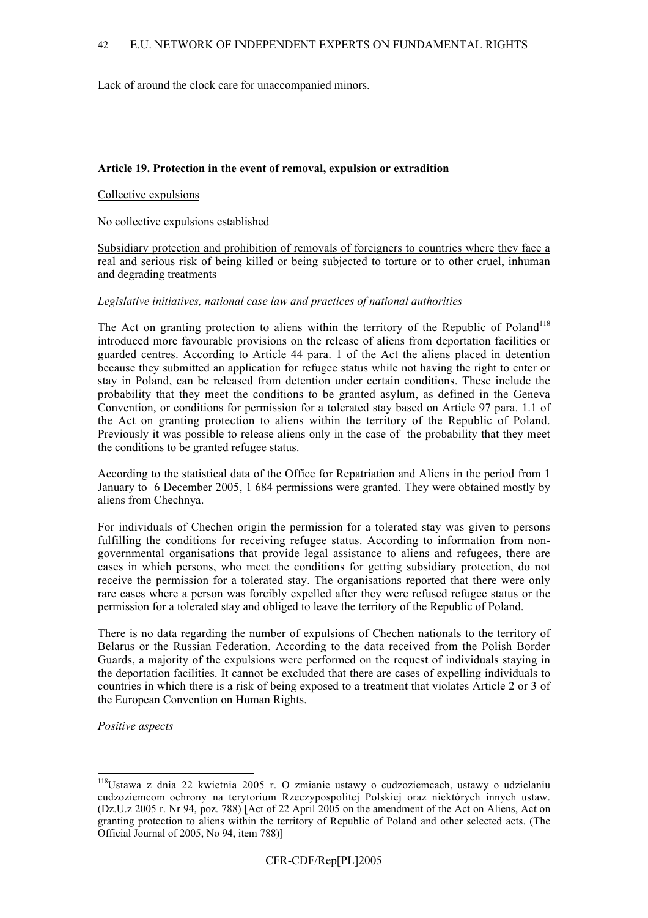Lack of around the clock care for unaccompanied minors.

**Article 19. Protection in the event of removal, expulsion or extradition**

Collective expulsions

No collective expulsions established

Subsidiary protection and prohibition of removals of foreigners to countries where they face a real and serious risk of being killed or being subjected to torture or to other cruel, inhuman and degrading treatments

*Legislative initiatives, national case law and practices of national authorities*

The Act on granting protection to aliens within the territory of the Republic of Poland[118] introduced more favourable provisions on the release of aliens from deportation facilities or guarded centres. According to Article 44 para. 1 of the Act the aliens placed in detention because they submitted an application for refugee status while not having the right to enter or stay in Poland, can be released from detention under certain conditions. These include the probability that they meet the conditions to be granted asylum, as defined in the Geneva Convention, or conditions for permission for a tolerated stay based on Article 97 para. 1.1 of the Act on granting protection to aliens within the territory of the Republic of Poland. Previously it was possible to release aliens only in the case of the probability that they meet the conditions to be granted refugee status.

According to the statistical data of the Office for Repatriation and Aliens in the period from 1 January to 6 December 2005, 1 684 permissions were granted. They were obtained mostly by aliens from Chechnya.

For individuals of Chechen origin the permission for a tolerated stay was given to persons fulfilling the conditions for receiving refugee status. According to information from non-governmental organisations that provide legal assistance to aliens and refugees, there are cases in which persons, who meet the conditions for getting subsidiary protection, do not receive the permission for a tolerated stay. The organisations reported that there were only rare cases where a person was forcibly expelled after they were refused refugee status or the permission for a tolerated stay and obliged to leave the territory of the Republic of Poland.

There is no data regarding the number of expulsions of Chechen nationals to the territory of Belarus or the Russian Federation. According to the data received from the Polish Border Guards, a majority of the expulsions were performed on the request of individuals staying in the deportation facilities. It cannot be excluded that there are cases of expelling individuals to countries in which there is a risk of being exposed to a treatment that violates Article 2 or 3 of the European Convention on Human Rights.

*Positive aspects*

---

[118] Ustawa z dnia 22 kwietnia 2005 r. O zmianie ustawy o cudzoziemcach, ustawy o udzielaniu cudzoziemcom ochrony na terytorium Rzeczypospolitej Polskiej oraz niektórych innych ustaw. (Dz.U.z 2005 r. Nr 94, poz. 788) [Act of 22 April 2005 on the amendment of the Act on Aliens, Act on granting protection to aliens within the territory of Republic of Poland and other selected acts. (The Official Journal of 2005, No 94, item 788)]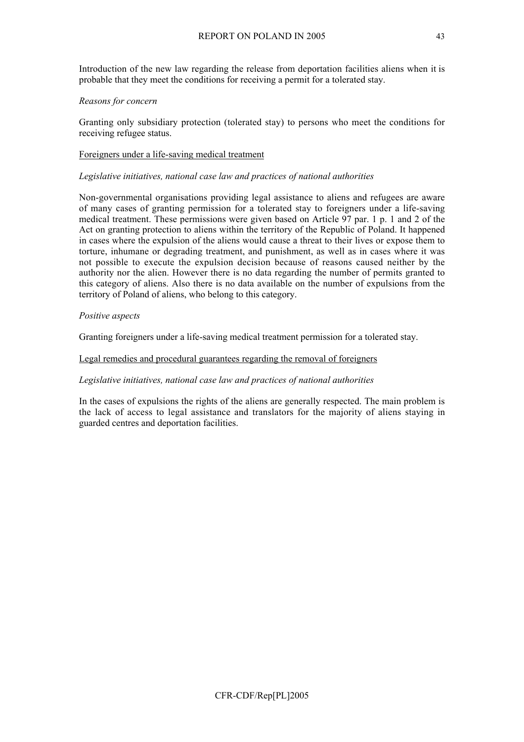Introduction of the new law regarding the release from deportation facilities aliens when it is probable that they meet the conditions for receiving a permit for a tolerated stay.

*Reasons for concern*

Granting only subsidiary protection (tolerated stay) to persons who meet the conditions for receiving refugee status.

<u>Foreigners under a life-saving medical treatment</u>

*Legislative initiatives, national case law and practices of national authorities*

Non-governmental organisations providing legal assistance to aliens and refugees are aware of many cases of granting permission for a tolerated stay to foreigners under a life-saving medical treatment. These permissions were given based on Article 97 par. 1 p. 1 and 2 of the Act on granting protection to aliens within the territory of the Republic of Poland. It happened in cases where the expulsion of the aliens would cause a threat to their lives or expose them to torture, inhumane or degrading treatment, and punishment, as well as in cases where it was not possible to execute the expulsion decision because of reasons caused neither by the authority nor the alien. However there is no data regarding the number of permits granted to this category of aliens. Also there is no data available on the number of expulsions from the territory of Poland of aliens, who belong to this category.

*Positive aspects*

Granting foreigners under a life-saving medical treatment permission for a tolerated stay.

<u>Legal remedies and procedural guarantees regarding the removal of foreigners</u>

*Legislative initiatives, national case law and practices of national authorities*

In the cases of expulsions the rights of the aliens are generally respected. The main problem is the lack of access to legal assistance and translators for the majority of aliens staying in guarded centres and deportation facilities.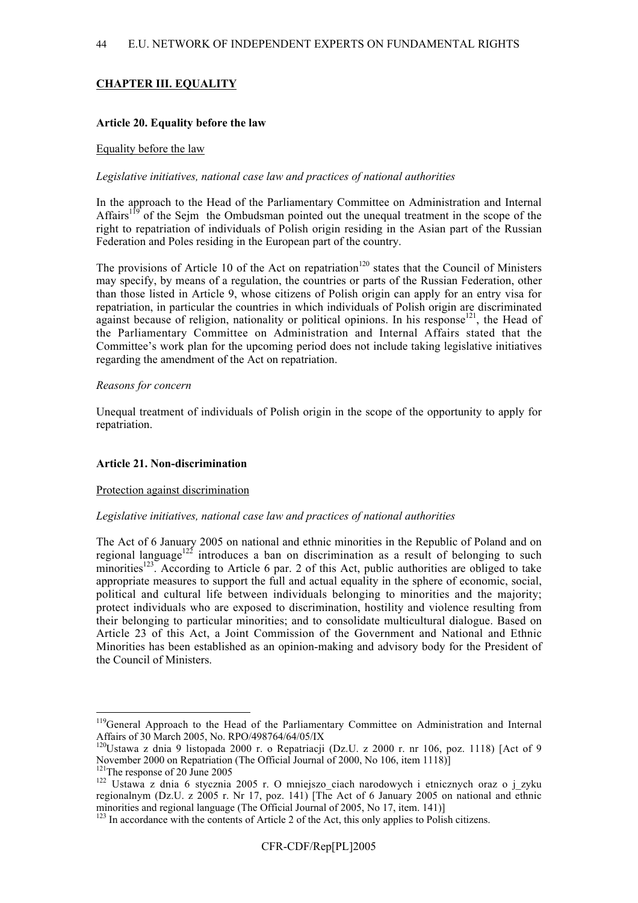## CHAPTER III. EQUALITY

### Article 20. Equality before the law

Equality before the law

*Legislative initiatives, national case law and practices of national authorities*

In the approach to the Head of the Parliamentary Committee on Administration and Internal Affairs[119] of the Sejm the Ombudsman pointed out the unequal treatment in the scope of the right to repatriation of individuals of Polish origin residing in the Asian part of the Russian Federation and Poles residing in the European part of the country.

The provisions of Article 10 of the Act on repatriation[120] states that the Council of Ministers may specify, by means of a regulation, the countries or parts of the Russian Federation, other than those listed in Article 9, whose citizens of Polish origin can apply for an entry visa for repatriation, in particular the countries in which individuals of Polish origin are discriminated against because of religion, nationality or political opinions. In his response[121], the Head of the Parliamentary Committee on Administration and Internal Affairs stated that the Committee's work plan for the upcoming period does not include taking legislative initiatives regarding the amendment of the Act on repatriation.

*Reasons for concern*

Unequal treatment of individuals of Polish origin in the scope of the opportunity to apply for repatriation.

### Article 21. Non-discrimination

Protection against discrimination

*Legislative initiatives, national case law and practices of national authorities*

The Act of 6 January 2005 on national and ethnic minorities in the Republic of Poland and on regional language[122] introduces a ban on discrimination as a result of belonging to such minorities[123]. According to Article 6 par. 2 of this Act, public authorities are obliged to take appropriate measures to support the full and actual equality in the sphere of economic, social, political and cultural life between individuals belonging to minorities and the majority; protect individuals who are exposed to discrimination, hostility and violence resulting from their belonging to particular minorities; and to consolidate multicultural dialogue. Based on Article 23 of this Act, a Joint Commission of the Government and National and Ethnic Minorities has been established as an opinion-making and advisory body for the President of the Council of Ministers.

---

[119] General Approach to the Head of the Parliamentary Committee on Administration and Internal Affairs of 30 March 2005, No. RPO/498764/64/05/IX

[120] Ustawa z dnia 9 listopada 2000 r. o Repatriacji (Dz.U. z 2000 r. nr 106, poz. 1118) [Act of 9 November 2000 on Repatriation (The Official Journal of 2000, No 106, item 1118)]

[121] The response of 20 June 2005

[122] Ustawa z dnia 6 stycznia 2005 r. O mniejszo_ciach narodowych i etnicznych oraz o j_zyku regionalnym (Dz.U. z 2005 r. Nr 17, poz. 141) [The Act of 6 January 2005 on national and ethnic minorities and regional language (The Official Journal of 2005, No 17, item. 141)]

[123] In accordance with the contents of Article 2 of the Act, this only applies to Polish citizens.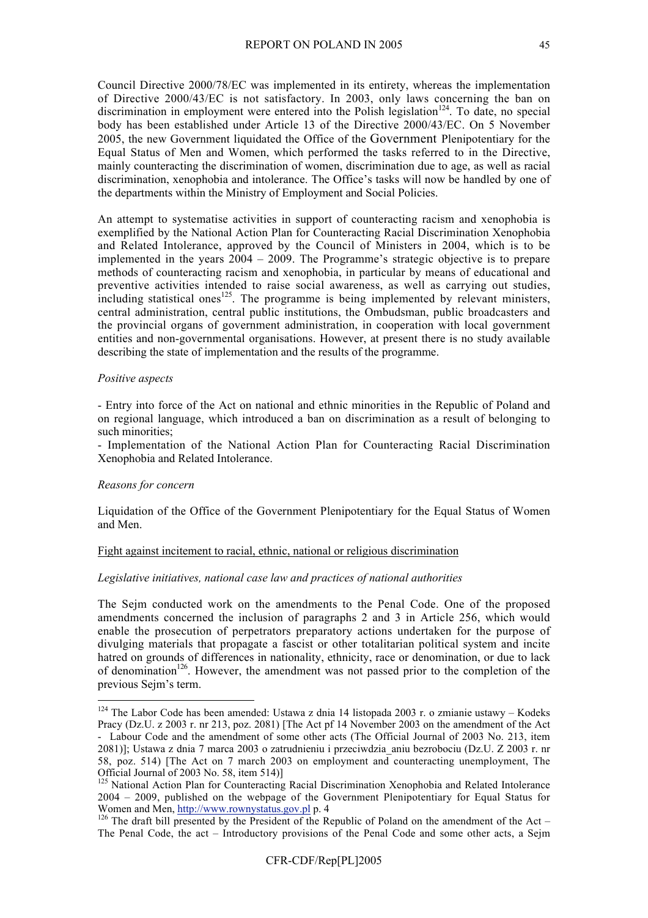Council Directive 2000/78/EC was implemented in its entirety, whereas the implementation of Directive 2000/43/EC is not satisfactory. In 2003, only laws concerning the ban on discrimination in employment were entered into the Polish legislation[124]. To date, no special body has been established under Article 13 of the Directive 2000/43/EC. On 5 November 2005, the new Government liquidated the Office of the Government Plenipotentiary for the Equal Status of Men and Women, which performed the tasks referred to in the Directive, mainly counteracting the discrimination of women, discrimination due to age, as well as racial discrimination, xenophobia and intolerance. The Office's tasks will now be handled by one of the departments within the Ministry of Employment and Social Policies.

An attempt to systematise activities in support of counteracting racism and xenophobia is exemplified by the National Action Plan for Counteracting Racial Discrimination Xenophobia and Related Intolerance, approved by the Council of Ministers in 2004, which is to be implemented in the years 2004 – 2009. The Programme's strategic objective is to prepare methods of counteracting racism and xenophobia, in particular by means of educational and preventive activities intended to raise social awareness, as well as carrying out studies, including statistical ones[125]. The programme is being implemented by relevant ministers, central administration, central public institutions, the Ombudsman, public broadcasters and the provincial organs of government administration, in cooperation with local government entities and non-governmental organisations. However, at present there is no study available describing the state of implementation and the results of the programme.

*Positive aspects*

- Entry into force of the Act on national and ethnic minorities in the Republic of Poland and on regional language, which introduced a ban on discrimination as a result of belonging to such minorities;
- Implementation of the National Action Plan for Counteracting Racial Discrimination Xenophobia and Related Intolerance.

*Reasons for concern*

Liquidation of the Office of the Government Plenipotentiary for the Equal Status of Women and Men.

Fight against incitement to racial, ethnic, national or religious discrimination

*Legislative initiatives, national case law and practices of national authorities*

The Sejm conducted work on the amendments to the Penal Code. One of the proposed amendments concerned the inclusion of paragraphs 2 and 3 in Article 256, which would enable the prosecution of perpetrators preparatory actions undertaken for the purpose of divulging materials that propagate a fascist or other totalitarian political system and incite hatred on grounds of differences in nationality, ethnicity, race or denomination, or due to lack of denomination[126]. However, the amendment was not passed prior to the completion of the previous Sejm's term.

---

[124] The Labor Code has been amended: Ustawa z dnia 14 listopada 2003 r. o zmianie ustawy – Kodeks Pracy (Dz.U. z 2003 r. nr 213, poz. 2081) [The Act pf 14 November 2003 on the amendment of the Act - Labour Code and the amendment of some other acts (The Official Journal of 2003 No. 213, item 2081)]; Ustawa z dnia 7 marca 2003 o zatrudnieniu i przeciwdzia_aniu bezrobociu (Dz.U. Z 2003 r. nr 58, poz. 514) [The Act on 7 march 2003 on employment and counteracting unemployment, The Official Journal of 2003 No. 58, item 514)]

[125] National Action Plan for Counteracting Racial Discrimination Xenophobia and Related Intolerance 2004 – 2009, published on the webpage of the Government Plenipotentiary for Equal Status for Women and Men, http://www.rownystatus.gov.pl p. 4

[126] The draft bill presented by the President of the Republic of Poland on the amendment of the Act – The Penal Code, the act – Introductory provisions of the Penal Code and some other acts, a Sejm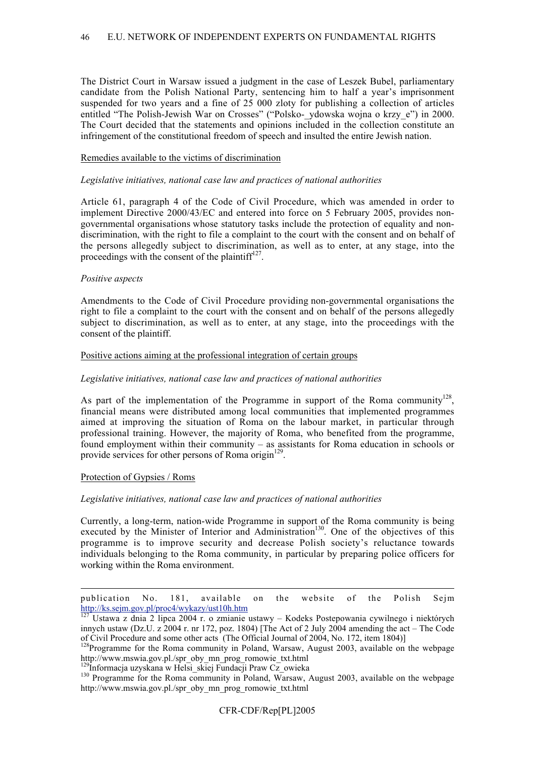The District Court in Warsaw issued a judgment in the case of Leszek Bubel, parliamentary candidate from the Polish National Party, sentencing him to half a year's imprisonment suspended for two years and a fine of 25 000 zloty for publishing a collection of articles entitled "The Polish-Jewish War on Crosses" ("Polsko-_ydowska wojna o krzy_e") in 2000. The Court decided that the statements and opinions included in the collection constitute an infringement of the constitutional freedom of speech and insulted the entire Jewish nation.

Remedies available to the victims of discrimination

*Legislative initiatives, national case law and practices of national authorities*

Article 61, paragraph 4 of the Code of Civil Procedure, which was amended in order to implement Directive 2000/43/EC and entered into force on 5 February 2005, provides non-governmental organisations whose statutory tasks include the protection of equality and non-discrimination, with the right to file a complaint to the court with the consent and on behalf of the persons allegedly subject to discrimination, as well as to enter, at any stage, into the proceedings with the consent of the plaintiff[127].

*Positive aspects*

Amendments to the Code of Civil Procedure providing non-governmental organisations the right to file a complaint to the court with the consent and on behalf of the persons allegedly subject to discrimination, as well as to enter, at any stage, into the proceedings with the consent of the plaintiff.

Positive actions aiming at the professional integration of certain groups

*Legislative initiatives, national case law and practices of national authorities*

As part of the implementation of the Programme in support of the Roma community[128], financial means were distributed among local communities that implemented programmes aimed at improving the situation of Roma on the labour market, in particular through professional training. However, the majority of Roma, who benefited from the programme, found employment within their community – as assistants for Roma education in schools or provide services for other persons of Roma origin[129].

Protection of Gypsies / Roms

*Legislative initiatives, national case law and practices of national authorities*

Currently, a long-term, nation-wide Programme in support of the Roma community is being executed by the Minister of Interior and Administration[130]. One of the objectives of this programme is to improve security and decrease Polish society's reluctance towards individuals belonging to the Roma community, in particular by preparing police officers for working within the Roma environment.

---

publication No. 181, available on the website of the Polish Sejm http://ks.sejm.gov.pl/proc4/wykazy/ust10h.htm

[127] Ustawa z dnia 2 lipca 2004 r. o zmianie ustawy – Kodeks Postepowania cywilnego i niektórych innych ustaw (Dz.U. z 2004 r. nr 172, poz. 1804) [The Act of 2 July 2004 amending the act – The Code of Civil Procedure and some other acts (The Official Journal of 2004, No. 172, item 1804)]

[128] Programme for the Roma community in Poland, Warsaw, August 2003, available on the webpage http://www.mswia.gov.pl./spr_oby_mn_prog_romowie_txt.html

[129] Informacja uzyskana w Helsi_skiej Fundacji Praw Cz_owieka

[130] Programme for the Roma community in Poland, Warsaw, August 2003, available on the webpage http://www.mswia.gov.pl./spr_oby_mn_prog_romowie_txt.html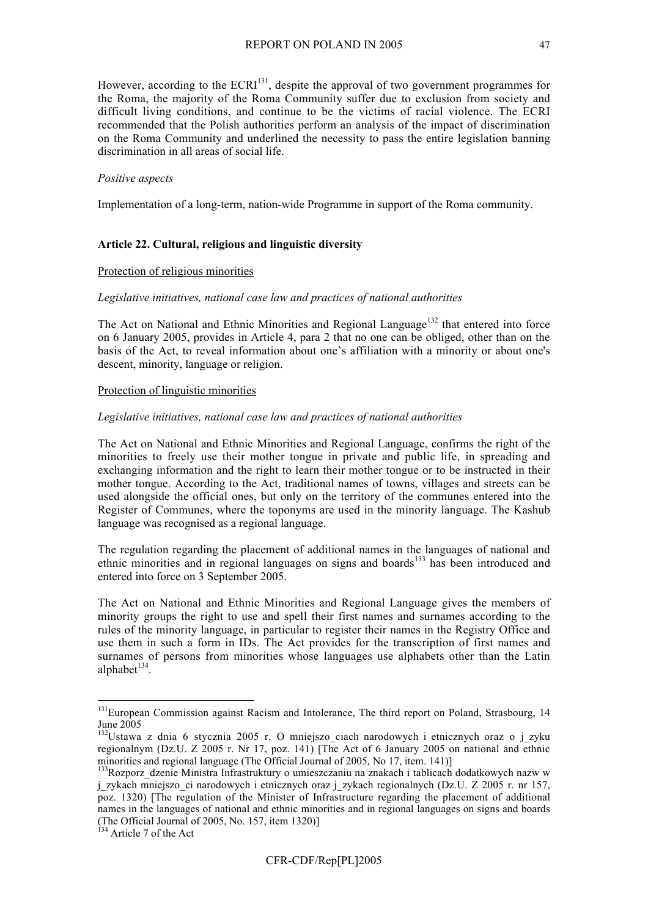However, according to the ECRI[131], despite the approval of two government programmes for the Roma, the majority of the Roma Community suffer due to exclusion from society and difficult living conditions, and continue to be the victims of racial violence. The ECRI recommended that the Polish authorities perform an analysis of the impact of discrimination on the Roma Community and underlined the necessity to pass the entire legislation banning discrimination in all areas of social life.

*Positive aspects*

Implementation of a long-term, nation-wide Programme in support of the Roma community.

**Article 22. Cultural, religious and linguistic diversity**

Protection of religious minorities

*Legislative initiatives, national case law and practices of national authorities*

The Act on National and Ethnic Minorities and Regional Language[132] that entered into force on 6 January 2005, provides in Article 4, para 2 that no one can be obliged, other than on the basis of the Act, to reveal information about one's affiliation with a minority or about one's descent, minority, language or religion.

Protection of linguistic minorities

*Legislative initiatives, national case law and practices of national authorities*

The Act on National and Ethnic Minorities and Regional Language, confirms the right of the minorities to freely use their mother tongue in private and public life, in spreading and exchanging information and the right to learn their mother tongue or to be instructed in their mother tongue. According to the Act, traditional names of towns, villages and streets can be used alongside the official ones, but only on the territory of the communes entered into the Register of Communes, where the toponyms are used in the minority language. The Kashub language was recognised as a regional language.

The regulation regarding the placement of additional names in the languages of national and ethnic minorities and in regional languages on signs and boards[133] has been introduced and entered into force on 3 September 2005.

The Act on National and Ethnic Minorities and Regional Language gives the members of minority groups the right to use and spell their first names and surnames according to the rules of the minority language, in particular to register their names in the Registry Office and use them in such a form in IDs. The Act provides for the transcription of first names and surnames of persons from minorities whose languages use alphabets other than the Latin alphabet[134].

---

[131] European Commission against Racism and Intolerance, The third report on Poland, Strasbourg, 14 June 2005

[132] Ustawa z dnia 6 stycznia 2005 r. O mniejszo_ciach narodowych i etnicznych oraz o j_zyku regionalnym (Dz.U. Z 2005 r. Nr 17, poz. 141) [The Act of 6 January 2005 on national and ethnic minorities and regional language (The Official Journal of 2005, No 17, item. 141)]

[133] Rozporz_dzenie Ministra Infrastruktury o umieszczaniu na znakach i tablicach dodatkowych nazw w j_zykach mniejszo_ci narodowych i etnicznych oraz j_zykach regionalnych (Dz.U. Z 2005 r. nr 157, poz. 1320) [The regulation of the Minister of Infrastructure regarding the placement of additional names in the languages of national and ethnic minorities and in regional languages on signs and boards (The Official Journal of 2005, No. 157, item 1320)]

[134] Article 7 of the Act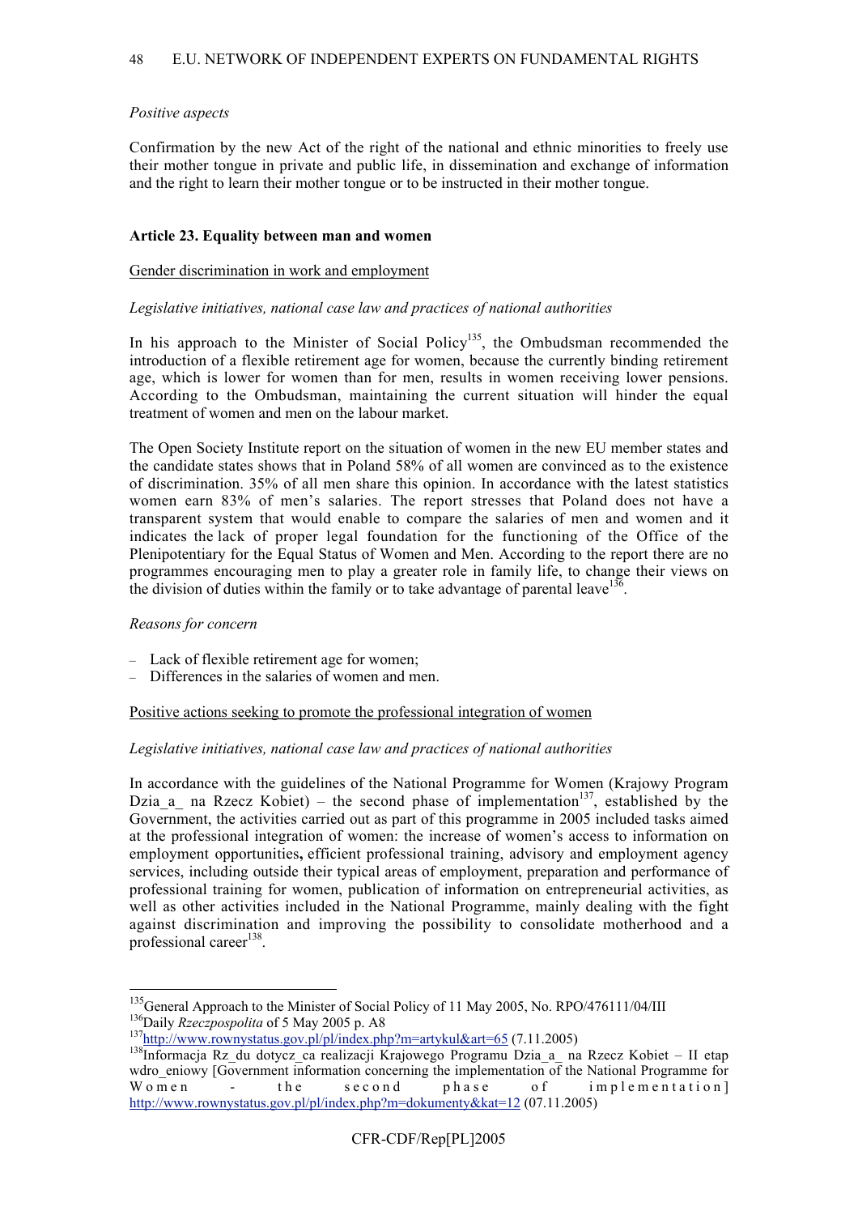*Positive aspects*

Confirmation by the new Act of the right of the national and ethnic minorities to freely use their mother tongue in private and public life, in dissemination and exchange of information and the right to learn their mother tongue or to be instructed in their mother tongue.

## Article 23. Equality between man and women

Gender discrimination in work and employment

*Legislative initiatives, national case law and practices of national authorities*

In his approach to the Minister of Social Policy[135], the Ombudsman recommended the introduction of a flexible retirement age for women, because the currently binding retirement age, which is lower for women than for men, results in women receiving lower pensions. According to the Ombudsman, maintaining the current situation will hinder the equal treatment of women and men on the labour market.

The Open Society Institute report on the situation of women in the new EU member states and the candidate states shows that in Poland 58% of all women are convinced as to the existence of discrimination. 35% of all men share this opinion. In accordance with the latest statistics women earn 83% of men's salaries. The report stresses that Poland does not have a transparent system that would enable to compare the salaries of men and women and it indicates the lack of proper legal foundation for the functioning of the Office of the Plenipotentiary for the Equal Status of Women and Men. According to the report there are no programmes encouraging men to play a greater role in family life, to change their views on the division of duties within the family or to take advantage of parental leave[136].

*Reasons for concern*

- Lack of flexible retirement age for women;
- Differences in the salaries of women and men.

Positive actions seeking to promote the professional integration of women

*Legislative initiatives, national case law and practices of national authorities*

In accordance with the guidelines of the National Programme for Women (Krajowy Program Dzia_a_ na Rzecz Kobiet) – the second phase of implementation[137], established by the Government, the activities carried out as part of this programme in 2005 included tasks aimed at the professional integration of women: the increase of women's access to information on employment opportunities, efficient professional training, advisory and employment agency services, including outside their typical areas of employment, preparation and performance of professional training for women, publication of information on entrepreneurial activities, as well as other activities included in the National Programme, mainly dealing with the fight against discrimination and improving the possibility to consolidate motherhood and a professional career[138].

---

[135] General Approach to the Minister of Social Policy of 11 May 2005, No. RPO/476111/04/III

[136] Daily *Rzeczpospolita* of 5 May 2005 p. A8

[137] http://www.rownystatus.gov.pl/pl/index.php?m=artykul&art=65 (7.11.2005)

[138] Informacja Rz_du dotycz_ca realizacji Krajowego Programu Dzia_a_ na Rzecz Kobiet – II etap wdro_eniowy [Government information concerning the implementation of the National Programme for Women - the second phase of implementation] http://www.rownystatus.gov.pl/pl/index.php?m=dokumenty&kat=12 (07.11.2005)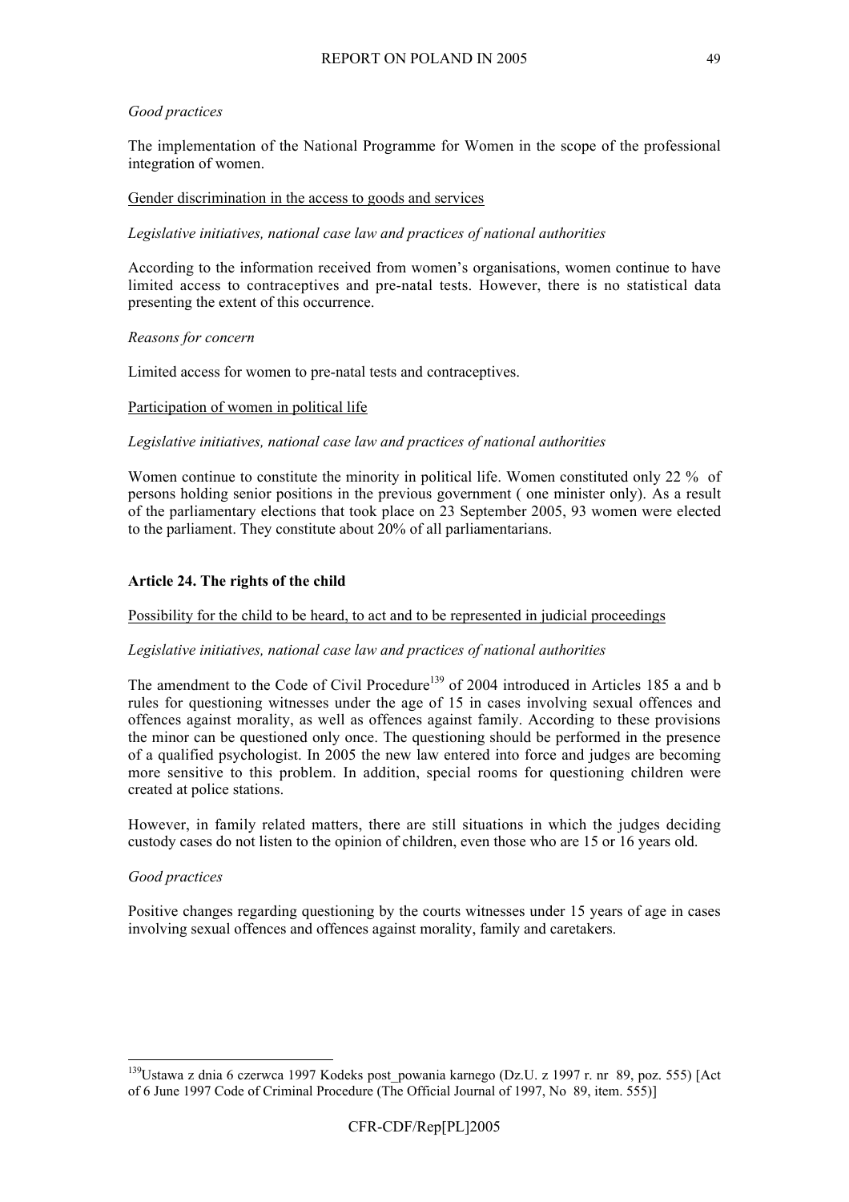*Good practices*

The implementation of the National Programme for Women in the scope of the professional integration of women.

Gender discrimination in the access to goods and services

*Legislative initiatives, national case law and practices of national authorities*

According to the information received from women's organisations, women continue to have limited access to contraceptives and pre-natal tests. However, there is no statistical data presenting the extent of this occurrence.

*Reasons for concern*

Limited access for women to pre-natal tests and contraceptives.

Participation of women in political life

*Legislative initiatives, national case law and practices of national authorities*

Women continue to constitute the minority in political life. Women constituted only 22 % of persons holding senior positions in the previous government ( one minister only). As a result of the parliamentary elections that took place on 23 September 2005, 93 women were elected to the parliament. They constitute about 20% of all parliamentarians.

**Article 24. The rights of the child**

Possibility for the child to be heard, to act and to be represented in judicial proceedings

*Legislative initiatives, national case law and practices of national authorities*

The amendment to the Code of Civil Procedure[139] of 2004 introduced in Articles 185 a and b rules for questioning witnesses under the age of 15 in cases involving sexual offences and offences against morality, as well as offences against family. According to these provisions the minor can be questioned only once. The questioning should be performed in the presence of a qualified psychologist. In 2005 the new law entered into force and judges are becoming more sensitive to this problem. In addition, special rooms for questioning children were created at police stations.

However, in family related matters, there are still situations in which the judges deciding custody cases do not listen to the opinion of children, even those who are 15 or 16 years old.

*Good practices*

Positive changes regarding questioning by the courts witnesses under 15 years of age in cases involving sexual offences and offences against morality, family and caretakers.

---

[139] Ustawa z dnia 6 czerwca 1997 Kodeks post_powania karnego (Dz.U. z 1997 r. nr 89, poz. 555) [Act of 6 June 1997 Code of Criminal Procedure (The Official Journal of 1997, No 89, item. 555)]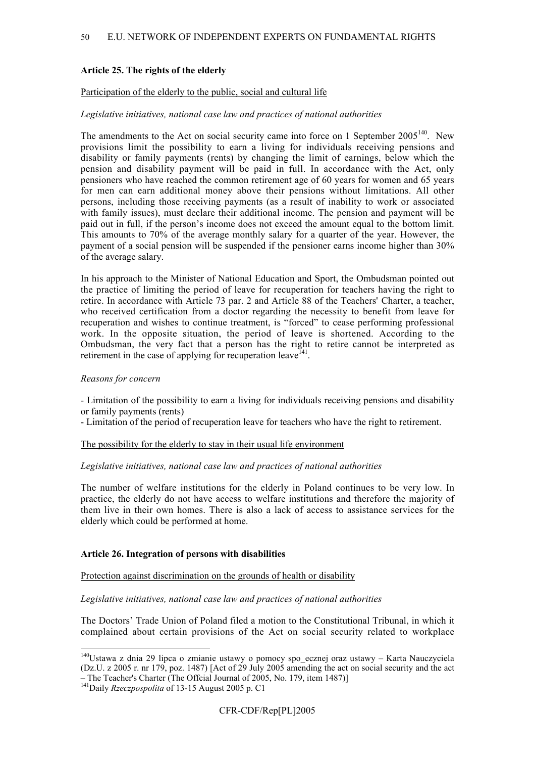**Article 25. The rights of the elderly**

Participation of the elderly to the public, social and cultural life

*Legislative initiatives, national case law and practices of national authorities*

The amendments to the Act on social security came into force on 1 September 2005[140]. New provisions limit the possibility to earn a living for individuals receiving pensions and disability or family payments (rents) by changing the limit of earnings, below which the pension and disability payment will be paid in full. In accordance with the Act, only pensioners who have reached the common retirement age of 60 years for women and 65 years for men can earn additional money above their pensions without limitations. All other persons, including those receiving payments (as a result of inability to work or associated with family issues), must declare their additional income. The pension and payment will be paid out in full, if the person's income does not exceed the amount equal to the bottom limit. This amounts to 70% of the average monthly salary for a quarter of the year. However, the payment of a social pension will be suspended if the pensioner earns income higher than 30% of the average salary.

In his approach to the Minister of National Education and Sport, the Ombudsman pointed out the practice of limiting the period of leave for recuperation for teachers having the right to retire. In accordance with Article 73 par. 2 and Article 88 of the Teachers' Charter, a teacher, who received certification from a doctor regarding the necessity to benefit from leave for recuperation and wishes to continue treatment, is "forced" to cease performing professional work. In the opposite situation, the period of leave is shortened. According to the Ombudsman, the very fact that a person has the right to retire cannot be interpreted as retirement in the case of applying for recuperation leave[141].

*Reasons for concern*

- Limitation of the possibility to earn a living for individuals receiving pensions and disability or family payments (rents)
- Limitation of the period of recuperation leave for teachers who have the right to retirement.

The possibility for the elderly to stay in their usual life environment

*Legislative initiatives, national case law and practices of national authorities*

The number of welfare institutions for the elderly in Poland continues to be very low. In practice, the elderly do not have access to welfare institutions and therefore the majority of them live in their own homes. There is also a lack of access to assistance services for the elderly which could be performed at home.

**Article 26. Integration of persons with disabilities**

Protection against discrimination on the grounds of health or disability

*Legislative initiatives, national case law and practices of national authorities*

The Doctors' Trade Union of Poland filed a motion to the Constitutional Tribunal, in which it complained about certain provisions of the Act on social security related to workplace

---

[140] Ustawa z dnia 29 lipca o zmianie ustawy o pomocy spo_ecznej oraz ustawy – Karta Nauczyciela (Dz.U. z 2005 r. nr 179, poz. 1487) [Act of 29 July 2005 amending the act on social security and the act – The Teacher's Charter (The Offcial Journal of 2005, No. 179, item 1487)]

[141] Daily *Rzeczpospolita* of 13-15 August 2005 p. C1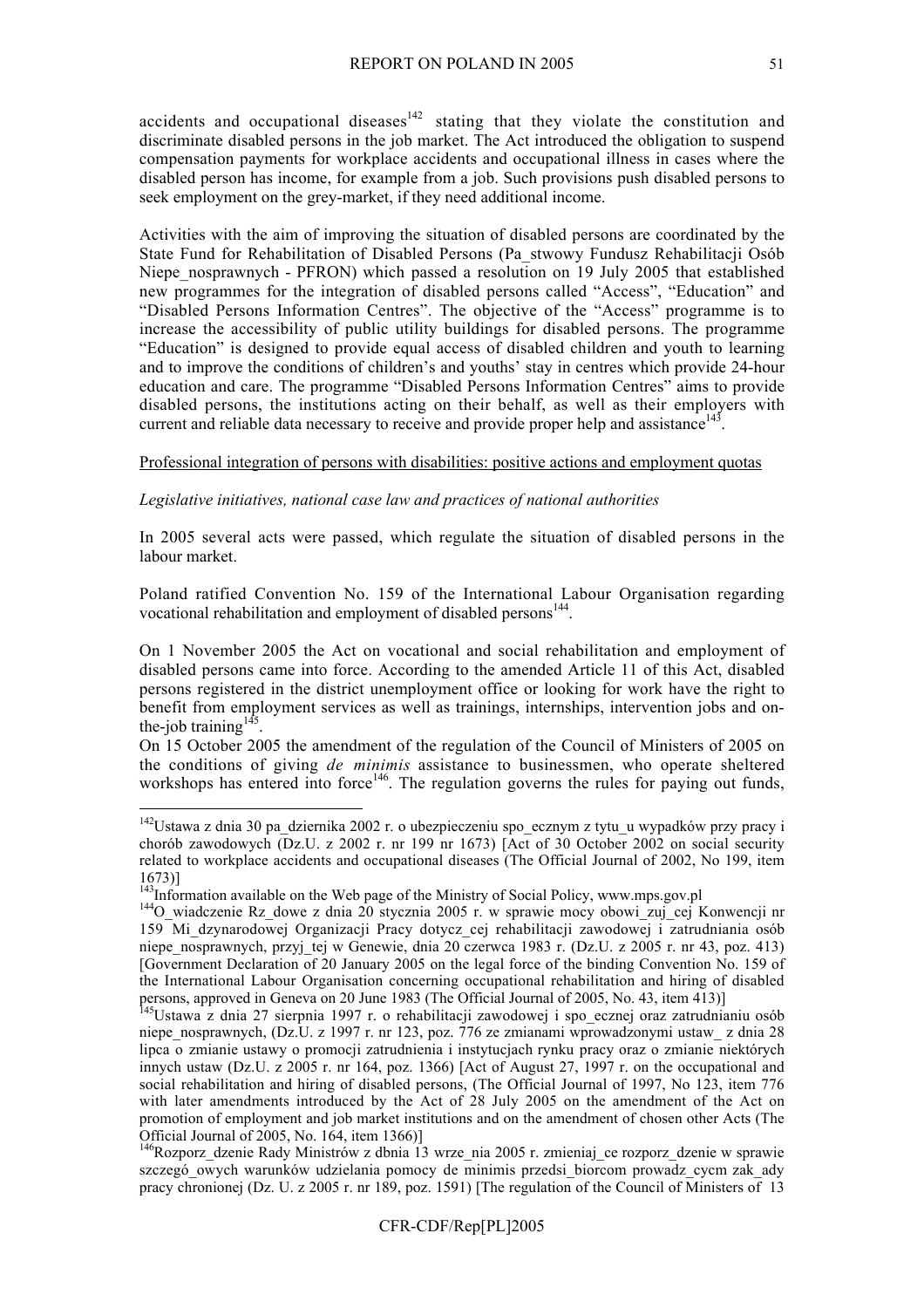accidents and occupational diseases[142] stating that they violate the constitution and discriminate disabled persons in the job market. The Act introduced the obligation to suspend compensation payments for workplace accidents and occupational illness in cases where the disabled person has income, for example from a job. Such provisions push disabled persons to seek employment on the grey-market, if they need additional income.

Activities with the aim of improving the situation of disabled persons are coordinated by the State Fund for Rehabilitation of Disabled Persons (Pa_stwowy Fundusz Rehabilitacji Osób Niepe_nosprawnych - PFRON) which passed a resolution on 19 July 2005 that established new programmes for the integration of disabled persons called "Access", "Education" and "Disabled Persons Information Centres". The objective of the "Access" programme is to increase the accessibility of public utility buildings for disabled persons. The programme "Education" is designed to provide equal access of disabled children and youth to learning and to improve the conditions of children's and youths' stay in centres which provide 24-hour education and care. The programme "Disabled Persons Information Centres" aims to provide disabled persons, the institutions acting on their behalf, as well as their employers with current and reliable data necessary to receive and provide proper help and assistance[143].

<u>Professional integration of persons with disabilities: positive actions and employment quotas</u>

*Legislative initiatives, national case law and practices of national authorities*

In 2005 several acts were passed, which regulate the situation of disabled persons in the labour market.

Poland ratified Convention No. 159 of the International Labour Organisation regarding vocational rehabilitation and employment of disabled persons[144].

On 1 November 2005 the Act on vocational and social rehabilitation and employment of disabled persons came into force. According to the amended Article 11 of this Act, disabled persons registered in the district unemployment office or looking for work have the right to benefit from employment services as well as trainings, internships, intervention jobs and on-the-job training[145].

On 15 October 2005 the amendment of the regulation of the Council of Ministers of 2005 on the conditions of giving *de minimis* assistance to businessmen, who operate sheltered workshops has entered into force[146]. The regulation governs the rules for paying out funds,

---

[142] Ustawa z dnia 30 pa_dziernika 2002 r. o ubezpieczeniu spo_ecznym z tytu_u wypadków przy pracy i chorób zawodowych (Dz.U. z 2002 r. nr 199 nr 1673) [Act of 30 October 2002 on social security related to workplace accidents and occupational diseases (The Official Journal of 2002, No 199, item 1673)]

[143] Information available on the Web page of the Ministry of Social Policy, www.mps.gov.pl

[144] O_wiadczenie Rz_dowe z dnia 20 stycznia 2005 r. w sprawie mocy obowi_zuj_cej Konwencji nr 159 Mi_dzynarodowej Organizacji Pracy dotycz_cej rehabilitacji zawodowej i zatrudniania osób niepe_nosprawnych, przyj_tej w Genewie, dnia 20 czerwca 1983 r. (Dz.U. z 2005 r. nr 43, poz. 413) [Government Declaration of 20 January 2005 on the legal force of the binding Convention No. 159 of the International Labour Organisation concerning occupational rehabilitation and hiring of disabled persons, approved in Geneva on 20 June 1983 (The Official Journal of 2005, No. 43, item 413)]

[145] Ustawa z dnia 27 sierpnia 1997 r. o rehabilitacji zawodowej i spo_ecznej oraz zatrudnianiu osób niepe_nosprawnych, (Dz.U. z 1997 r. nr 123, poz. 776 ze zmianami wprowadzonymi ustaw_ z dnia 28 lipca o zmianie ustawy o promocji zatrudnienia i instytucjach rynku pracy oraz o zmianie niektórych innych ustaw (Dz.U. z 2005 r. nr 164, poz. 1366) [Act of August 27, 1997 r. on the occupational and social rehabilitation and hiring of disabled persons, (The Official Journal of 1997, No 123, item 776 with later amendments introduced by the Act of 28 July 2005 on the amendment of the Act on promotion of employment and job market institutions and on the amendment of chosen other Acts (The Official Journal of 2005, No. 164, item 1366)]

[146] Rozporz_dzenie Rady Ministrów z dbnia 13 wrze_nia 2005 r. zmieniaj_ce rozporz_dzenie w sprawie szczegó_owych warunków udzielania pomocy de minimis przedsi_biorcom prowadz_cym zak_ady pracy chronionej (Dz. U. z 2005 r. nr 189, poz. 1591) [The regulation of the Council of Ministers of 13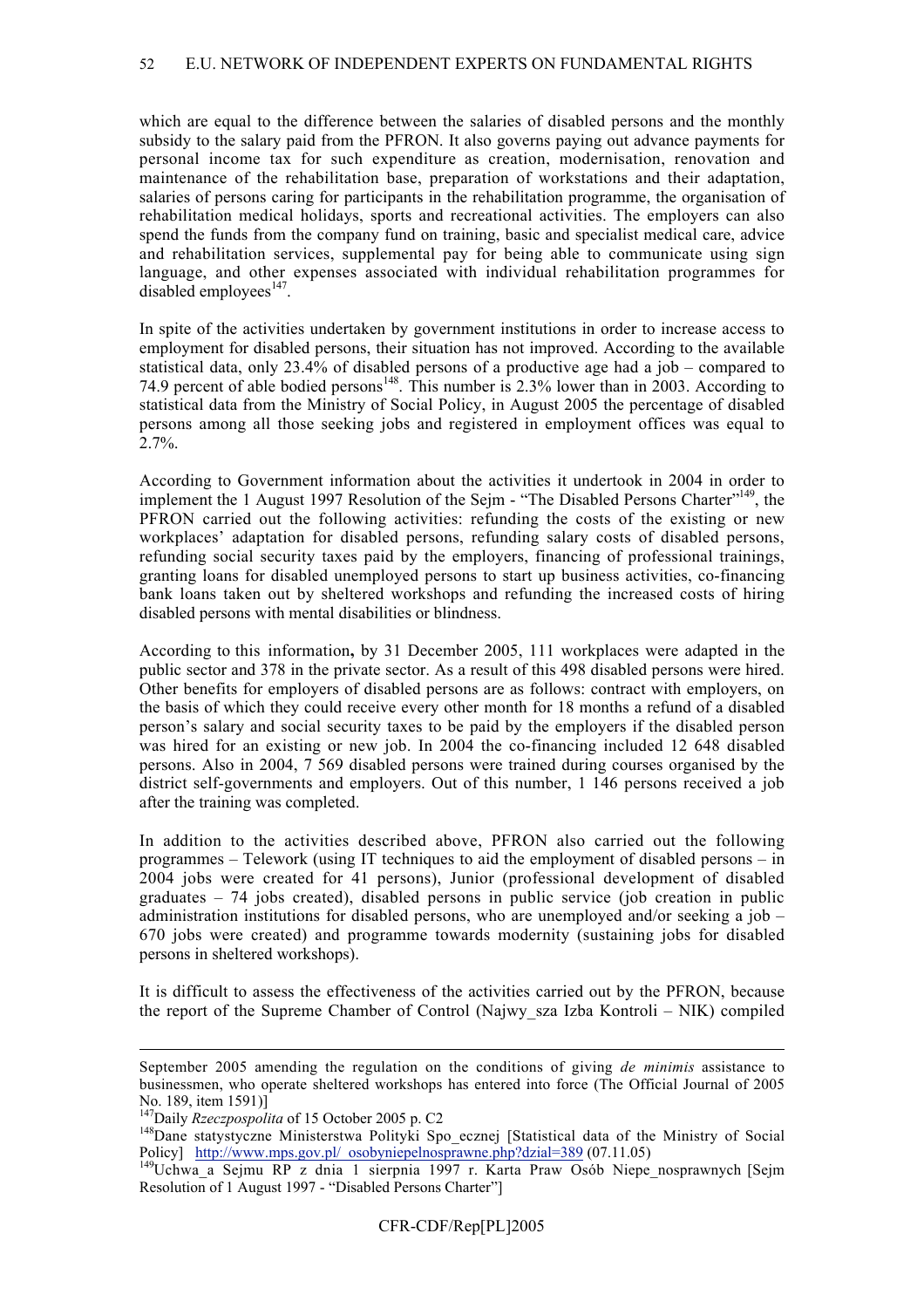which are equal to the difference between the salaries of disabled persons and the monthly subsidy to the salary paid from the PFRON. It also governs paying out advance payments for personal income tax for such expenditure as creation, modernisation, renovation and maintenance of the rehabilitation base, preparation of workstations and their adaptation, salaries of persons caring for participants in the rehabilitation programme, the organisation of rehabilitation medical holidays, sports and recreational activities. The employers can also spend the funds from the company fund on training, basic and specialist medical care, advice and rehabilitation services, supplemental pay for being able to communicate using sign language, and other expenses associated with individual rehabilitation programmes for disabled employees[147].

In spite of the activities undertaken by government institutions in order to increase access to employment for disabled persons, their situation has not improved. According to the available statistical data, only 23.4% of disabled persons of a productive age had a job – compared to 74.9 percent of able bodied persons[148]. This number is 2.3% lower than in 2003. According to statistical data from the Ministry of Social Policy, in August 2005 the percentage of disabled persons among all those seeking jobs and registered in employment offices was equal to 2.7%.

According to Government information about the activities it undertook in 2004 in order to implement the 1 August 1997 Resolution of the Sejm - "The Disabled Persons Charter"[149], the PFRON carried out the following activities: refunding the costs of the existing or new workplaces' adaptation for disabled persons, refunding salary costs of disabled persons, refunding social security taxes paid by the employers, financing of professional trainings, granting loans for disabled unemployed persons to start up business activities, co-financing bank loans taken out by sheltered workshops and refunding the increased costs of hiring disabled persons with mental disabilities or blindness.

According to this information**,** by 31 December 2005, 111 workplaces were adapted in the public sector and 378 in the private sector. As a result of this 498 disabled persons were hired. Other benefits for employers of disabled persons are as follows: contract with employers, on the basis of which they could receive every other month for 18 months a refund of a disabled person's salary and social security taxes to be paid by the employers if the disabled person was hired for an existing or new job. In 2004 the co-financing included 12 648 disabled persons. Also in 2004, 7 569 disabled persons were trained during courses organised by the district self-governments and employers. Out of this number, 1 146 persons received a job after the training was completed.

In addition to the activities described above, PFRON also carried out the following programmes – Telework (using IT techniques to aid the employment of disabled persons – in 2004 jobs were created for 41 persons), Junior (professional development of disabled graduates – 74 jobs created), disabled persons in public service (job creation in public administration institutions for disabled persons, who are unemployed and/or seeking a job – 670 jobs were created) and programme towards modernity (sustaining jobs for disabled persons in sheltered workshops).

It is difficult to assess the effectiveness of the activities carried out by the PFRON, because the report of the Supreme Chamber of Control (Najwy_sza Izba Kontroli – NIK) compiled

---

September 2005 amending the regulation on the conditions of giving *de minimis* assistance to businessmen, who operate sheltered workshops has entered into force (The Official Journal of 2005 No. 189, item 1591)]

[147] Daily *Rzeczpospolita* of 15 October 2005 p. C2

[148] Dane statystyczne Ministerstwa Polityki Spo_ecznej [Statistical data of the Ministry of Social Policy] http://www.mps.gov.pl/_osobyniepelnosprawne.php?dzial=389 (07.11.05)

[149] Uchwa_a Sejmu RP z dnia 1 sierpnia 1997 r. Karta Praw Osób Niepe_nosprawnych [Sejm Resolution of 1 August 1997 - "Disabled Persons Charter"]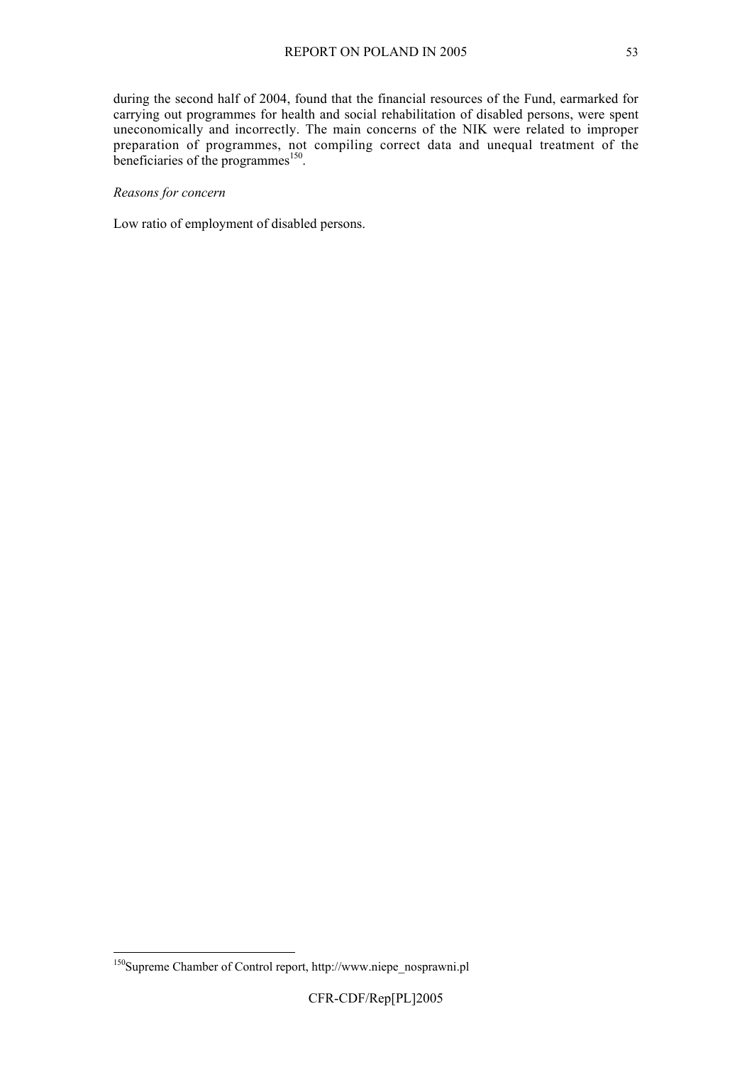during the second half of 2004, found that the financial resources of the Fund, earmarked for carrying out programmes for health and social rehabilitation of disabled persons, were spent uneconomically and incorrectly. The main concerns of the NIK were related to improper preparation of programmes, not compiling correct data and unequal treatment of the beneficiaries of the programmes[150].

*Reasons for concern*

Low ratio of employment of disabled persons.

---

[150] Supreme Chamber of Control report, http://www.niepe_nosprawni.pl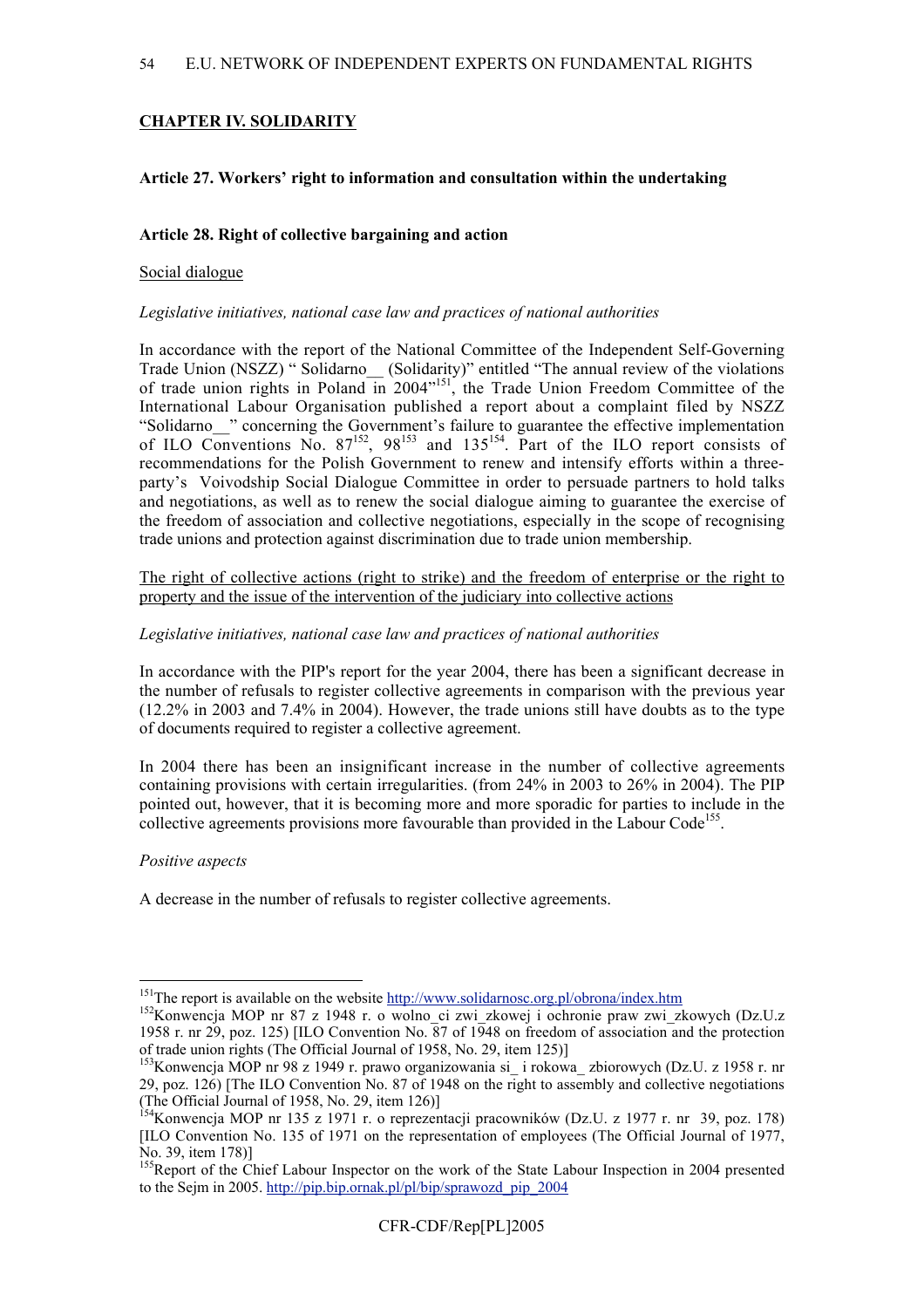## CHAPTER IV. SOLIDARITY

### Article 27. Workers' right to information and consultation within the undertaking

### Article 28. Right of collective bargaining and action

Social dialogue

*Legislative initiatives, national case law and practices of national authorities*

In accordance with the report of the National Committee of the Independent Self-Governing Trade Union (NSZZ) " Solidarno__ (Solidarity)" entitled "The annual review of the violations of trade union rights in Poland in 2004"[151], the Trade Union Freedom Committee of the International Labour Organisation published a report about a complaint filed by NSZZ "Solidarno__" concerning the Government's failure to guarantee the effective implementation of ILO Conventions No. 87[152], 98[153] and 135[154]. Part of the ILO report consists of recommendations for the Polish Government to renew and intensify efforts within a three-party's Voivodship Social Dialogue Committee in order to persuade partners to hold talks and negotiations, as well as to renew the social dialogue aiming to guarantee the exercise of the freedom of association and collective negotiations, especially in the scope of recognising trade unions and protection against discrimination due to trade union membership.

The right of collective actions (right to strike) and the freedom of enterprise or the right to property and the issue of the intervention of the judiciary into collective actions

*Legislative initiatives, national case law and practices of national authorities*

In accordance with the PIP's report for the year 2004, there has been a significant decrease in the number of refusals to register collective agreements in comparison with the previous year (12.2% in 2003 and 7.4% in 2004). However, the trade unions still have doubts as to the type of documents required to register a collective agreement.

In 2004 there has been an insignificant increase in the number of collective agreements containing provisions with certain irregularities. (from 24% in 2003 to 26% in 2004). The PIP pointed out, however, that it is becoming more and more sporadic for parties to include in the collective agreements provisions more favourable than provided in the Labour Code[155].

*Positive aspects*

A decrease in the number of refusals to register collective agreements.

---

[151] The report is available on the website http://www.solidarnosc.org.pl/obrona/index.htm

[152] Konwencja MOP nr 87 z 1948 r. o wolno_ci zwi_zkowej i ochronie praw zwi_zkowych (Dz.U.z 1958 r. nr 29, poz. 125) [ILO Convention No. 87 of 1948 on freedom of association and the protection of trade union rights (The Official Journal of 1958, No. 29, item 125)]

[153] Konwencja MOP nr 98 z 1949 r. prawo organizowania si_ i rokowa_ zbiorowych (Dz.U. z 1958 r. nr 29, poz. 126) [The ILO Convention No. 87 of 1948 on the right to assembly and collective negotiations (The Official Journal of 1958, No. 29, item 126)]

[154] Konwencja MOP nr 135 z 1971 r. o reprezentacji pracowników (Dz.U. z 1977 r. nr 39, poz. 178) [ILO Convention No. 135 of 1971 on the representation of employees (The Official Journal of 1977, No. 39, item 178)]

[155] Report of the Chief Labour Inspector on the work of the State Labour Inspection in 2004 presented to the Sejm in 2005. http://pip.bip.ornak.pl/pl/bip/sprawozd_pip_2004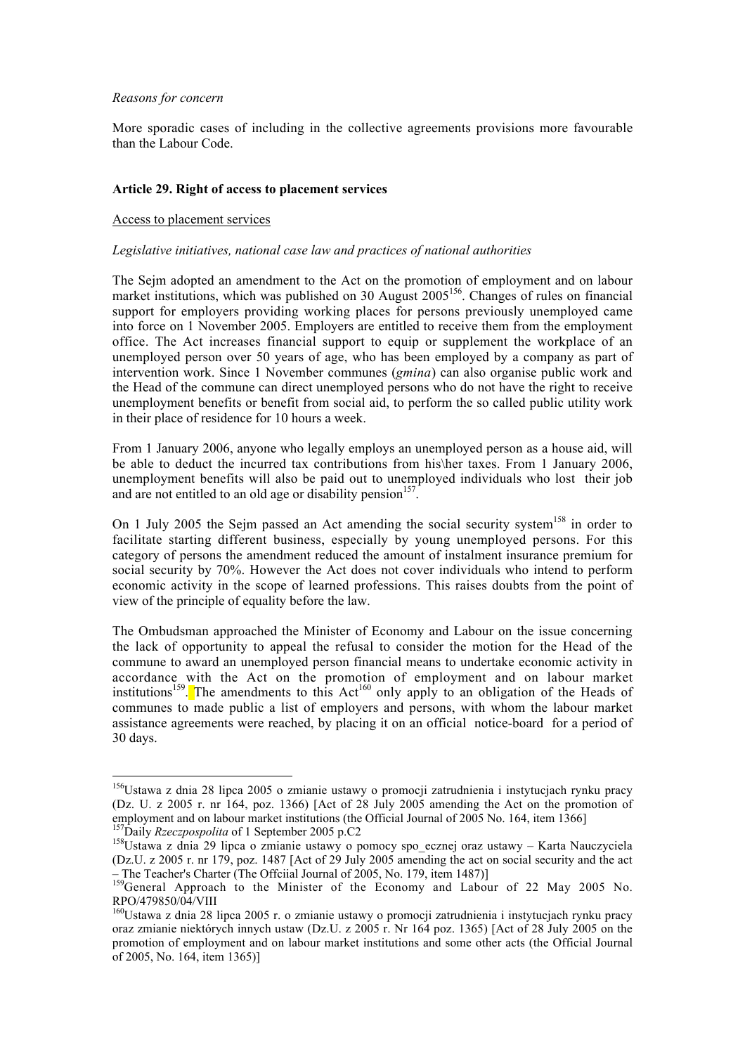*Reasons for concern*

More sporadic cases of including in the collective agreements provisions more favourable than the Labour Code.

**Article 29. Right of access to placement services**

Access to placement services

*Legislative initiatives, national case law and practices of national authorities*

The Sejm adopted an amendment to the Act on the promotion of employment and on labour market institutions, which was published on 30 August 2005[156]. Changes of rules on financial support for employers providing working places for persons previously unemployed came into force on 1 November 2005. Employers are entitled to receive them from the employment office. The Act increases financial support to equip or supplement the workplace of an unemployed person over 50 years of age, who has been employed by a company as part of intervention work. Since 1 November communes (*gmina*) can also organise public work and the Head of the commune can direct unemployed persons who do not have the right to receive unemployment benefits or benefit from social aid, to perform the so called public utility work in their place of residence for 10 hours a week.

From 1 January 2006, anyone who legally employs an unemployed person as a house aid, will be able to deduct the incurred tax contributions from his\her taxes. From 1 January 2006, unemployment benefits will also be paid out to unemployed individuals who lost their job and are not entitled to an old age or disability pension[157].

On 1 July 2005 the Sejm passed an Act amending the social security system[158] in order to facilitate starting different business, especially by young unemployed persons. For this category of persons the amendment reduced the amount of instalment insurance premium for social security by 70%. However the Act does not cover individuals who intend to perform economic activity in the scope of learned professions. This raises doubts from the point of view of the principle of equality before the law.

The Ombudsman approached the Minister of Economy and Labour on the issue concerning the lack of opportunity to appeal the refusal to consider the motion for the Head of the commune to award an unemployed person financial means to undertake economic activity in accordance with the Act on the promotion of employment and on labour market institutions[159]. The amendments to this Act[160] only apply to an obligation of the Heads of communes to made public a list of employers and persons, with whom the labour market assistance agreements were reached, by placing it on an official notice-board for a period of 30 days.

---

[156] Ustawa z dnia 28 lipca 2005 o zmianie ustawy o promocji zatrudnienia i instytucjach rynku pracy (Dz. U. z 2005 r. nr 164, poz. 1366) [Act of 28 July 2005 amending the Act on the promotion of employment and on labour market institutions (the Official Journal of 2005 No. 164, item 1366]

[157] Daily *Rzeczpospolita* of 1 September 2005 p.C2

[158] Ustawa z dnia 29 lipca o zmianie ustawy o pomocy spo_ecznej oraz ustawy – Karta Nauczyciela (Dz.U. z 2005 r. nr 179, poz. 1487 [Act of 29 July 2005 amending the act on social security and the act – The Teacher's Charter (The Offciial Journal of 2005, No. 179, item 1487)]

[159] General Approach to the Minister of the Economy and Labour of 22 May 2005 No. RPO/479850/04/VIII

[160] Ustawa z dnia 28 lipca 2005 r. o zmianie ustawy o promocji zatrudnienia i instytucjach rynku pracy oraz zmianie niektórych innych ustaw (Dz.U. z 2005 r. Nr 164 poz. 1365) [Act of 28 July 2005 on the promotion of employment and on labour market institutions and some other acts (the Official Journal of 2005, No. 164, item 1365)]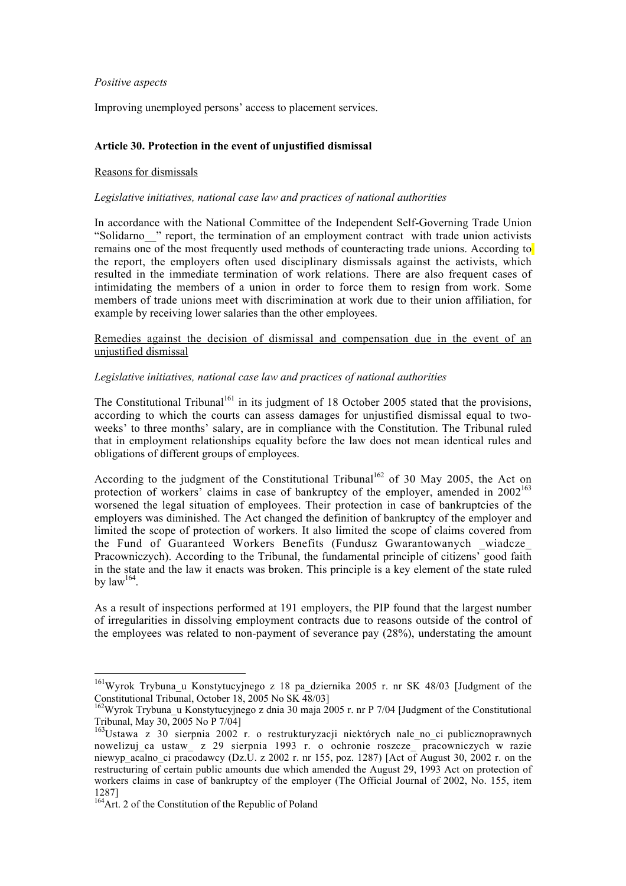*Positive aspects*

Improving unemployed persons' access to placement services.

**Article 30. Protection in the event of unjustified dismissal**

Reasons for dismissals

*Legislative initiatives, national case law and practices of national authorities*

In accordance with the National Committee of the Independent Self-Governing Trade Union "Solidarno__" report, the termination of an employment contract with trade union activists remains one of the most frequently used methods of counteracting trade unions. According to the report, the employers often used disciplinary dismissals against the activists, which resulted in the immediate termination of work relations. There are also frequent cases of intimidating the members of a union in order to force them to resign from work. Some members of trade unions meet with discrimination at work due to their union affiliation, for example by receiving lower salaries than the other employees.

Remedies against the decision of dismissal and compensation due in the event of an unjustified dismissal

*Legislative initiatives, national case law and practices of national authorities*

The Constitutional Tribunal[161] in its judgment of 18 October 2005 stated that the provisions, according to which the courts can assess damages for unjustified dismissal equal to two-weeks' to three months' salary, are in compliance with the Constitution. The Tribunal ruled that in employment relationships equality before the law does not mean identical rules and obligations of different groups of employees.

According to the judgment of the Constitutional Tribunal[162] of 30 May 2005, the Act on protection of workers' claims in case of bankruptcy of the employer, amended in 2002[163] worsened the legal situation of employees. Their protection in case of bankruptcies of the employers was diminished. The Act changed the definition of bankruptcy of the employer and limited the scope of protection of workers. It also limited the scope of claims covered from the Fund of Guaranteed Workers Benefits (Fundusz Gwarantowanych _wiadcze_ Pracowniczych). According to the Tribunal, the fundamental principle of citizens' good faith in the state and the law it enacts was broken. This principle is a key element of the state ruled by law[164].

As a result of inspections performed at 191 employers, the PIP found that the largest number of irregularities in dissolving employment contracts due to reasons outside of the control of the employees was related to non-payment of severance pay (28%), understating the amount

---

[161] Wyrok Trybuna_u Konstytucyjnego z 18 pa_dziernika 2005 r. nr SK 48/03 [Judgment of the Constitutional Tribunal, October 18, 2005 No SK 48/03]

[162] Wyrok Trybuna_u Konstytucyjnego z dnia 30 maja 2005 r. nr P 7/04 [Judgment of the Constitutional Tribunal, May 30, 2005 No P 7/04]

[163] Ustawa z 30 sierpnia 2002 r. o restrukturyzacji niektórych nale_no_ci publicznoprawnych nowelizuj_ca ustaw_ z 29 sierpnia 1993 r. o ochronie roszcze_ pracowniczych w razie niewyp_acalno_ci pracodawcy (Dz.U. z 2002 r. nr 155, poz. 1287) [Act of August 30, 2002 r. on the restructuring of certain public amounts due which amended the August 29, 1993 Act on protection of workers claims in case of bankruptcy of the employer (The Official Journal of 2002, No. 155, item 1287]

[164] Art. 2 of the Constitution of the Republic of Poland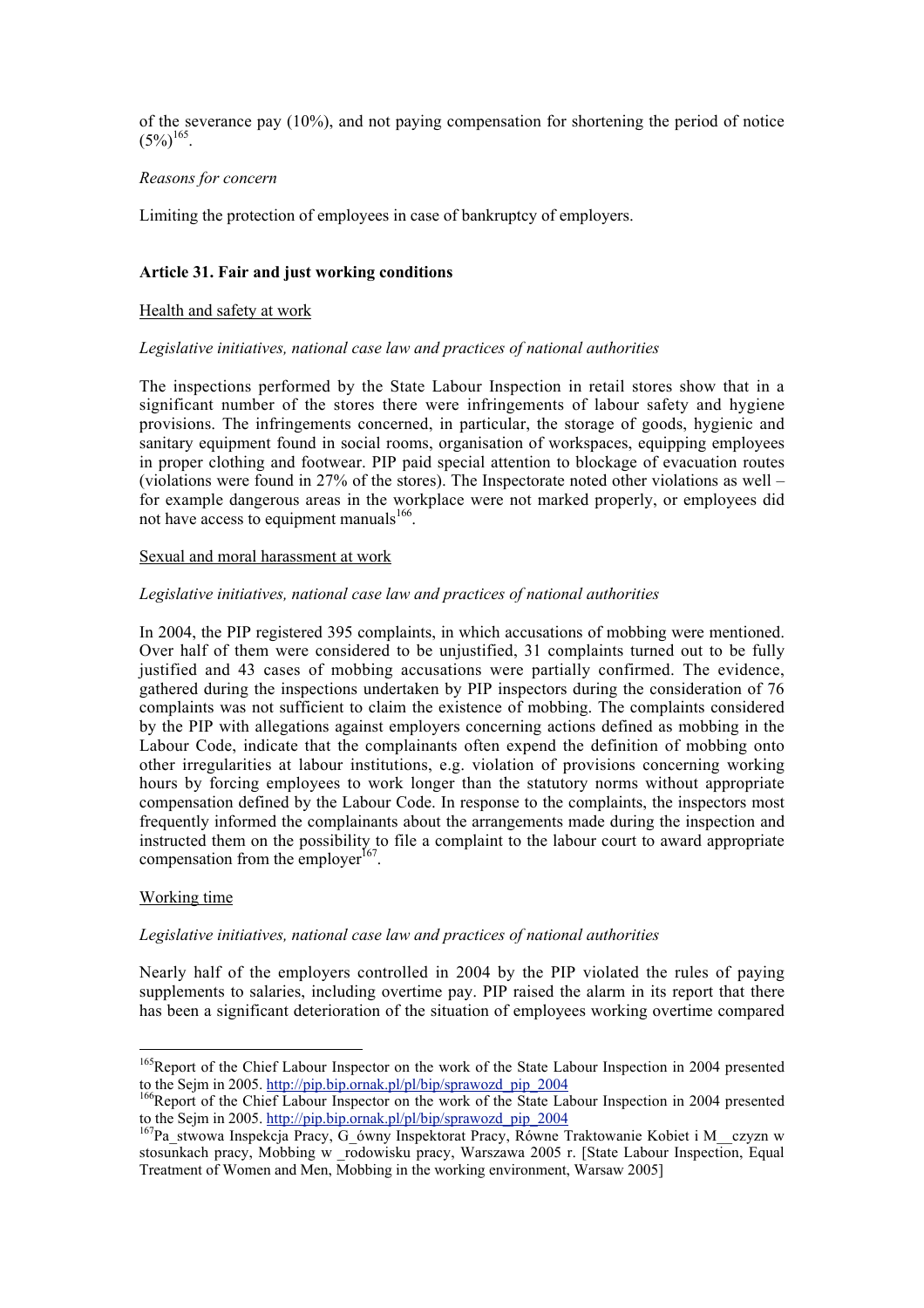of the severance pay (10%), and not paying compensation for shortening the period of notice (5%)[165].

*Reasons for concern*

Limiting the protection of employees in case of bankruptcy of employers.

## Article 31. Fair and just working conditions

Health and safety at work

*Legislative initiatives, national case law and practices of national authorities*

The inspections performed by the State Labour Inspection in retail stores show that in a significant number of the stores there were infringements of labour safety and hygiene provisions. The infringements concerned, in particular, the storage of goods, hygienic and sanitary equipment found in social rooms, organisation of workspaces, equipping employees in proper clothing and footwear. PIP paid special attention to blockage of evacuation routes (violations were found in 27% of the stores). The Inspectorate noted other violations as well – for example dangerous areas in the workplace were not marked properly, or employees did not have access to equipment manuals[166].

Sexual and moral harassment at work

*Legislative initiatives, national case law and practices of national authorities*

In 2004, the PIP registered 395 complaints, in which accusations of mobbing were mentioned. Over half of them were considered to be unjustified, 31 complaints turned out to be fully justified and 43 cases of mobbing accusations were partially confirmed. The evidence, gathered during the inspections undertaken by PIP inspectors during the consideration of 76 complaints was not sufficient to claim the existence of mobbing. The complaints considered by the PIP with allegations against employers concerning actions defined as mobbing in the Labour Code, indicate that the complainants often expend the definition of mobbing onto other irregularities at labour institutions, e.g. violation of provisions concerning working hours by forcing employees to work longer than the statutory norms without appropriate compensation defined by the Labour Code. In response to the complaints, the inspectors most frequently informed the complainants about the arrangements made during the inspection and instructed them on the possibility to file a complaint to the labour court to award appropriate compensation from the employer[167].

Working time

*Legislative initiatives, national case law and practices of national authorities*

Nearly half of the employers controlled in 2004 by the PIP violated the rules of paying supplements to salaries, including overtime pay. PIP raised the alarm in its report that there has been a significant deterioration of the situation of employees working overtime compared

---

[165] Report of the Chief Labour Inspector on the work of the State Labour Inspection in 2004 presented to the Sejm in 2005. http://pip.bip.ornak.pl/pl/bip/sprawozd_pip_2004

[166] Report of the Chief Labour Inspector on the work of the State Labour Inspection in 2004 presented to the Sejm in 2005. http://pip.bip.ornak.pl/pl/bip/sprawozd_pip_2004

[167] Pa_stwowa Inspekcja Pracy, G_ówny Inspektorat Pracy, Równe Traktowanie Kobiet i M__czyzn w stosunkach pracy, Mobbing w _rodowisku pracy, Warszawa 2005 r. [State Labour Inspection, Equal Treatment of Women and Men, Mobbing in the working environment, Warsaw 2005]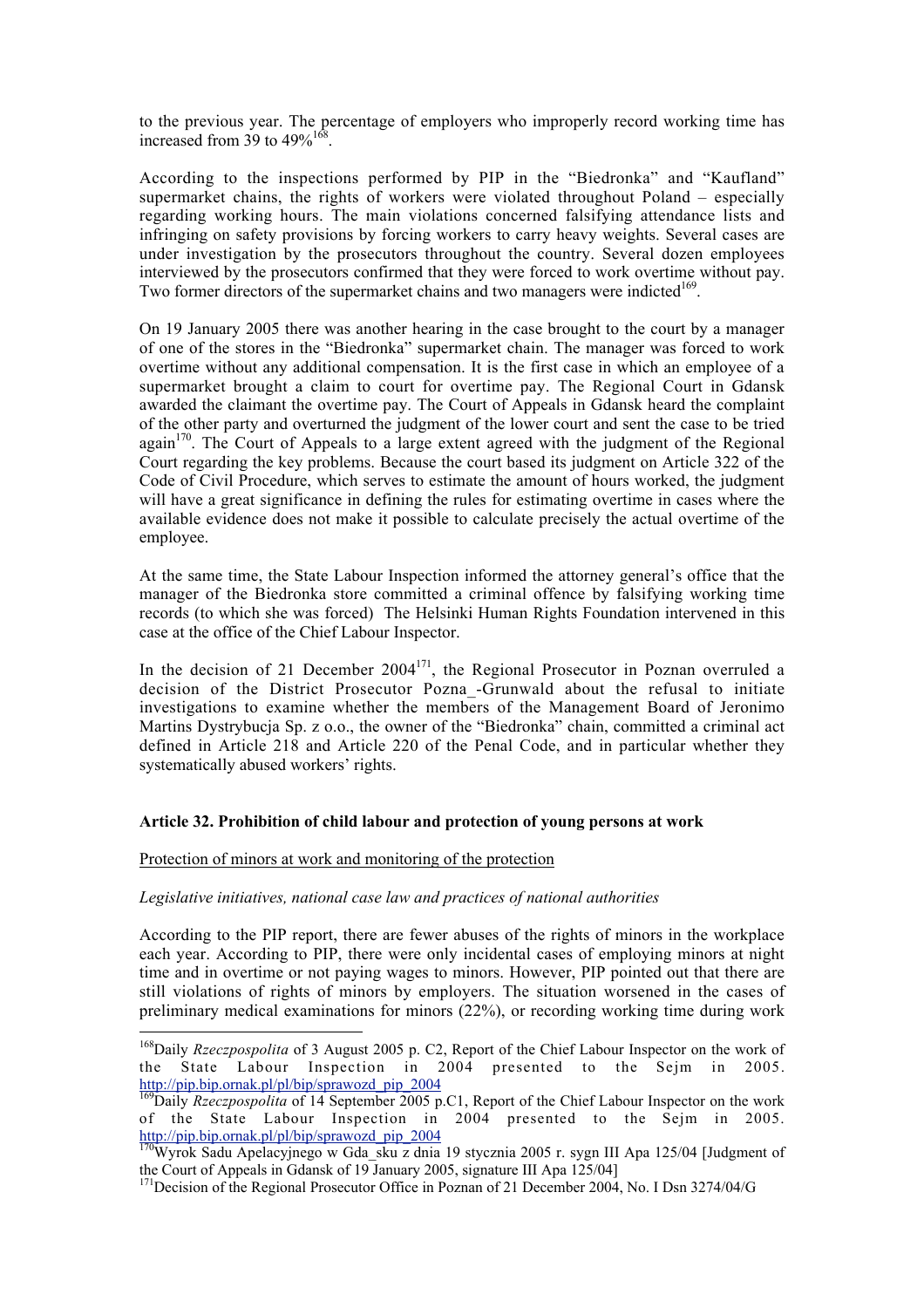to the previous year. The percentage of employers who improperly record working time has increased from 39 to 49%[168].

According to the inspections performed by PIP in the "Biedronka" and "Kaufland" supermarket chains, the rights of workers were violated throughout Poland – especially regarding working hours. The main violations concerned falsifying attendance lists and infringing on safety provisions by forcing workers to carry heavy weights. Several cases are under investigation by the prosecutors throughout the country. Several dozen employees interviewed by the prosecutors confirmed that they were forced to work overtime without pay. Two former directors of the supermarket chains and two managers were indicted[169].

On 19 January 2005 there was another hearing in the case brought to the court by a manager of one of the stores in the "Biedronka" supermarket chain. The manager was forced to work overtime without any additional compensation. It is the first case in which an employee of a supermarket brought a claim to court for overtime pay. The Regional Court in Gdansk awarded the claimant the overtime pay. The Court of Appeals in Gdansk heard the complaint of the other party and overturned the judgment of the lower court and sent the case to be tried again[170]. The Court of Appeals to a large extent agreed with the judgment of the Regional Court regarding the key problems. Because the court based its judgment on Article 322 of the Code of Civil Procedure, which serves to estimate the amount of hours worked, the judgment will have a great significance in defining the rules for estimating overtime in cases where the available evidence does not make it possible to calculate precisely the actual overtime of the employee.

At the same time, the State Labour Inspection informed the attorney general's office that the manager of the Biedronka store committed a criminal offence by falsifying working time records (to which she was forced) The Helsinki Human Rights Foundation intervened in this case at the office of the Chief Labour Inspector.

In the decision of 21 December 2004[171], the Regional Prosecutor in Poznan overruled a decision of the District Prosecutor Pozna_-Grunwald about the refusal to initiate investigations to examine whether the members of the Management Board of Jeronimo Martins Dystrybucja Sp. z o.o., the owner of the "Biedronka" chain, committed a criminal act defined in Article 218 and Article 220 of the Penal Code, and in particular whether they systematically abused workers' rights.

## Article 32. Prohibition of child labour and protection of young persons at work

Protection of minors at work and monitoring of the protection

*Legislative initiatives, national case law and practices of national authorities*

According to the PIP report, there are fewer abuses of the rights of minors in the workplace each year. According to PIP, there were only incidental cases of employing minors at night time and in overtime or not paying wages to minors. However, PIP pointed out that there are still violations of rights of minors by employers. The situation worsened in the cases of preliminary medical examinations for minors (22%), or recording working time during work

---

[168] Daily *Rzeczpospolita* of 3 August 2005 p. C2, Report of the Chief Labour Inspector on the work of the State Labour Inspection in 2004 presented to the Sejm in 2005. http://pip.bip.ornak.pl/pl/bip/sprawozd_pip_2004

[169] Daily *Rzeczpospolita* of 14 September 2005 p.C1, Report of the Chief Labour Inspector on the work of the State Labour Inspection in 2004 presented to the Sejm in 2005. http://pip.bip.ornak.pl/pl/bip/sprawozd_pip_2004

[170] Wyrok Sadu Apelacyjnego w Gda_sku z dnia 19 stycznia 2005 r. sygn III Apa 125/04 [Judgment of the Court of Appeals in Gdansk of 19 January 2005, signature III Apa 125/04]

[171] Decision of the Regional Prosecutor Office in Poznan of 21 December 2004, No. I Dsn 3274/04/G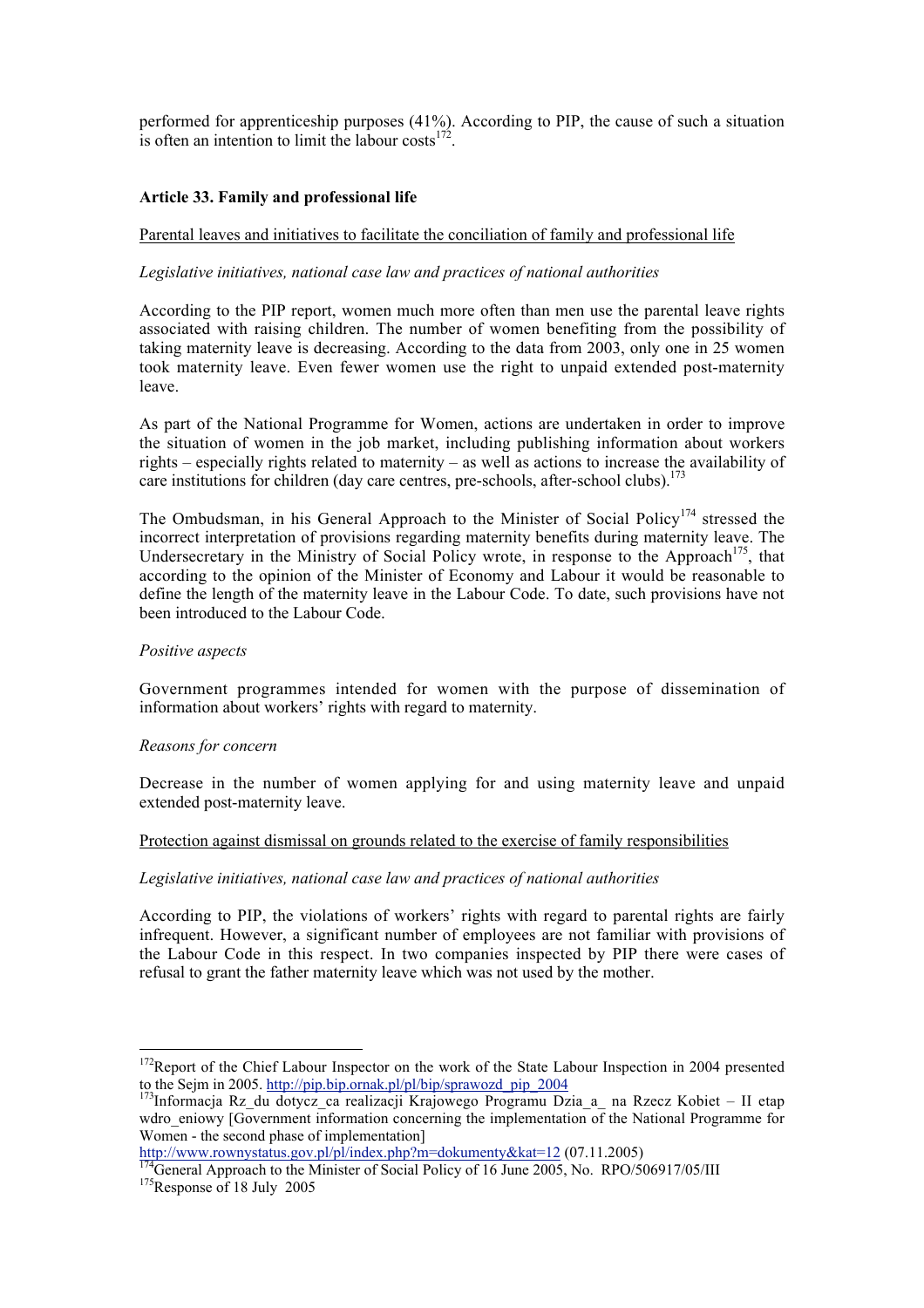performed for apprenticeship purposes (41%). According to PIP, the cause of such a situation is often an intention to limit the labour costs[172].

**Article 33. Family and professional life**

Parental leaves and initiatives to facilitate the conciliation of family and professional life

*Legislative initiatives, national case law and practices of national authorities*

According to the PIP report, women much more often than men use the parental leave rights associated with raising children. The number of women benefiting from the possibility of taking maternity leave is decreasing. According to the data from 2003, only one in 25 women took maternity leave. Even fewer women use the right to unpaid extended post-maternity leave.

As part of the National Programme for Women, actions are undertaken in order to improve the situation of women in the job market, including publishing information about workers rights – especially rights related to maternity – as well as actions to increase the availability of care institutions for children (day care centres, pre-schools, after-school clubs).[173]

The Ombudsman, in his General Approach to the Minister of Social Policy[174] stressed the incorrect interpretation of provisions regarding maternity benefits during maternity leave. The Undersecretary in the Ministry of Social Policy wrote, in response to the Approach[175], that according to the opinion of the Minister of Economy and Labour it would be reasonable to define the length of the maternity leave in the Labour Code. To date, such provisions have not been introduced to the Labour Code.

*Positive aspects*

Government programmes intended for women with the purpose of dissemination of information about workers' rights with regard to maternity.

*Reasons for concern*

Decrease in the number of women applying for and using maternity leave and unpaid extended post-maternity leave.

Protection against dismissal on grounds related to the exercise of family responsibilities

*Legislative initiatives, national case law and practices of national authorities*

According to PIP, the violations of workers' rights with regard to parental rights are fairly infrequent. However, a significant number of employees are not familiar with provisions of the Labour Code in this respect. In two companies inspected by PIP there were cases of refusal to grant the father maternity leave which was not used by the mother.

---

[172] Report of the Chief Labour Inspector on the work of the State Labour Inspection in 2004 presented to the Sejm in 2005. http://pip.bip.ornak.pl/pl/bip/sprawozd_pip_2004

[173] Informacja Rz_du dotycz_ca realizacji Krajowego Programu Dzia_a_ na Rzecz Kobiet – II etap wdro_eniowy [Government information concerning the implementation of the National Programme for Women - the second phase of implementation] http://www.rownystatus.gov.pl/pl/index.php?m=dokumenty&kat=12 (07.11.2005)

[174] General Approach to the Minister of Social Policy of 16 June 2005, No. RPO/506917/05/III

[175] Response of 18 July 2005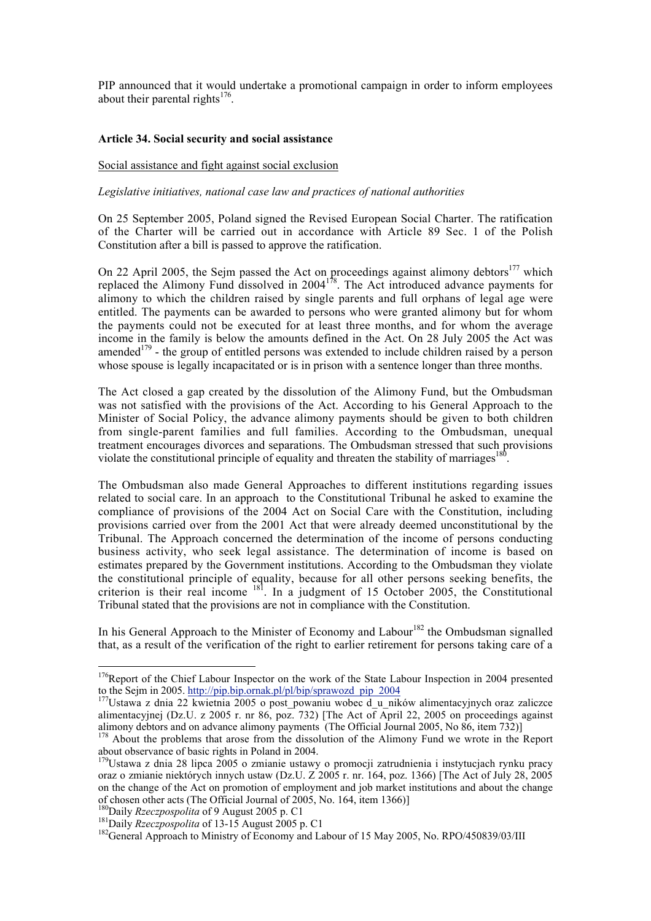PIP announced that it would undertake a promotional campaign in order to inform employees about their parental rights[176].

**Article 34. Social security and social assistance**

Social assistance and fight against social exclusion

*Legislative initiatives, national case law and practices of national authorities*

On 25 September 2005, Poland signed the Revised European Social Charter. The ratification of the Charter will be carried out in accordance with Article 89 Sec. 1 of the Polish Constitution after a bill is passed to approve the ratification.

On 22 April 2005, the Sejm passed the Act on proceedings against alimony debtors[177] which replaced the Alimony Fund dissolved in 2004[178]. The Act introduced advance payments for alimony to which the children raised by single parents and full orphans of legal age were entitled. The payments can be awarded to persons who were granted alimony but for whom the payments could not be executed for at least three months, and for whom the average income in the family is below the amounts defined in the Act. On 28 July 2005 the Act was amended[179] - the group of entitled persons was extended to include children raised by a person whose spouse is legally incapacitated or is in prison with a sentence longer than three months.

The Act closed a gap created by the dissolution of the Alimony Fund, but the Ombudsman was not satisfied with the provisions of the Act. According to his General Approach to the Minister of Social Policy, the advance alimony payments should be given to both children from single-parent families and full families. According to the Ombudsman, unequal treatment encourages divorces and separations. The Ombudsman stressed that such provisions violate the constitutional principle of equality and threaten the stability of marriages[180].

The Ombudsman also made General Approaches to different institutions regarding issues related to social care. In an approach to the Constitutional Tribunal he asked to examine the compliance of provisions of the 2004 Act on Social Care with the Constitution, including provisions carried over from the 2001 Act that were already deemed unconstitutional by the Tribunal. The Approach concerned the determination of the income of persons conducting business activity, who seek legal assistance. The determination of income is based on estimates prepared by the Government institutions. According to the Ombudsman they violate the constitutional principle of equality, because for all other persons seeking benefits, the criterion is their real income [181]. In a judgment of 15 October 2005, the Constitutional Tribunal stated that the provisions are not in compliance with the Constitution.

In his General Approach to the Minister of Economy and Labour[182] the Ombudsman signalled that, as a result of the verification of the right to earlier retirement for persons taking care of a

---

[176] Report of the Chief Labour Inspector on the work of the State Labour Inspection in 2004 presented to the Sejm in 2005. http://pip.bip.ornak.pl/pl/bip/sprawozd_pip_2004

[177] Ustawa z dnia 22 kwietnia 2005 o post_powaniu wobec d_u_ników alimentacyjnych oraz zaliczce alimentacyjnej (Dz.U. z 2005 r. nr 86, poz. 732) [The Act of April 22, 2005 on proceedings against alimony debtors and on advance alimony payments (The Official Journal 2005, No 86, item 732)]

[178] About the problems that arose from the dissolution of the Alimony Fund we wrote in the Report about observance of basic rights in Poland in 2004.

[179] Ustawa z dnia 28 lipca 2005 o zmianie ustawy o promocji zatrudnienia i instytucjach rynku pracy oraz o zmianie niektórych innych ustaw (Dz.U. Z 2005 r. nr. 164, poz. 1366) [The Act of July 28, 2005 on the change of the Act on promotion of employment and job market institutions and about the change of chosen other acts (The Official Journal of 2005, No. 164, item 1366)]

[180] Daily *Rzeczpospolita* of 9 August 2005 p. C1

[181] Daily *Rzeczpospolita* of 13-15 August 2005 p. C1

[182] General Approach to Ministry of Economy and Labour of 15 May 2005, No. RPO/450839/03/III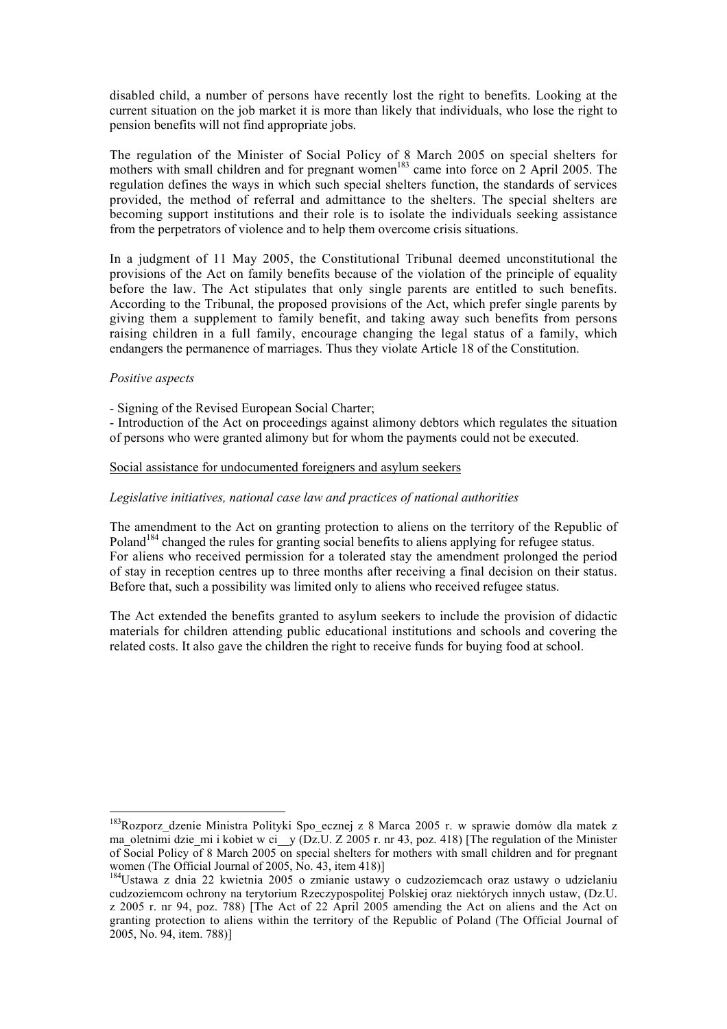disabled child, a number of persons have recently lost the right to benefits. Looking at the current situation on the job market it is more than likely that individuals, who lose the right to pension benefits will not find appropriate jobs.

The regulation of the Minister of Social Policy of 8 March 2005 on special shelters for mothers with small children and for pregnant women[183] came into force on 2 April 2005. The regulation defines the ways in which such special shelters function, the standards of services provided, the method of referral and admittance to the shelters. The special shelters are becoming support institutions and their role is to isolate the individuals seeking assistance from the perpetrators of violence and to help them overcome crisis situations.

In a judgment of 11 May 2005, the Constitutional Tribunal deemed unconstitutional the provisions of the Act on family benefits because of the violation of the principle of equality before the law. The Act stipulates that only single parents are entitled to such benefits. According to the Tribunal, the proposed provisions of the Act, which prefer single parents by giving them a supplement to family benefit, and taking away such benefits from persons raising children in a full family, encourage changing the legal status of a family, which endangers the permanence of marriages. Thus they violate Article 18 of the Constitution.

*Positive aspects*

- Signing of the Revised European Social Charter;
- Introduction of the Act on proceedings against alimony debtors which regulates the situation of persons who were granted alimony but for whom the payments could not be executed.

Social assistance for undocumented foreigners and asylum seekers

*Legislative initiatives, national case law and practices of national authorities*

The amendment to the Act on granting protection to aliens on the territory of the Republic of Poland[184] changed the rules for granting social benefits to aliens applying for refugee status. For aliens who received permission for a tolerated stay the amendment prolonged the period of stay in reception centres up to three months after receiving a final decision on their status. Before that, such a possibility was limited only to aliens who received refugee status.

The Act extended the benefits granted to asylum seekers to include the provision of didactic materials for children attending public educational institutions and schools and covering the related costs. It also gave the children the right to receive funds for buying food at school.

---

[183] Rozporz_dzenie Ministra Polityki Spo_ecznej z 8 Marca 2005 r. w sprawie domów dla matek z ma_oletnimi dzie_mi i kobiet w ci__y (Dz.U. Z 2005 r. nr 43, poz. 418) [The regulation of the Minister of Social Policy of 8 March 2005 on special shelters for mothers with small children and for pregnant women (The Official Journal of 2005, No. 43, item 418)]

[184] Ustawa z dnia 22 kwietnia 2005 o zmianie ustawy o cudzoziemcach oraz ustawy o udzielaniu cudzoziemcom ochrony na terytorium Rzeczypospolitej Polskiej oraz niektórych innych ustaw, (Dz.U. z 2005 r. nr 94, poz. 788) [The Act of 22 April 2005 amending the Act on aliens and the Act on granting protection to aliens within the territory of the Republic of Poland (The Official Journal of 2005, No. 94, item. 788)]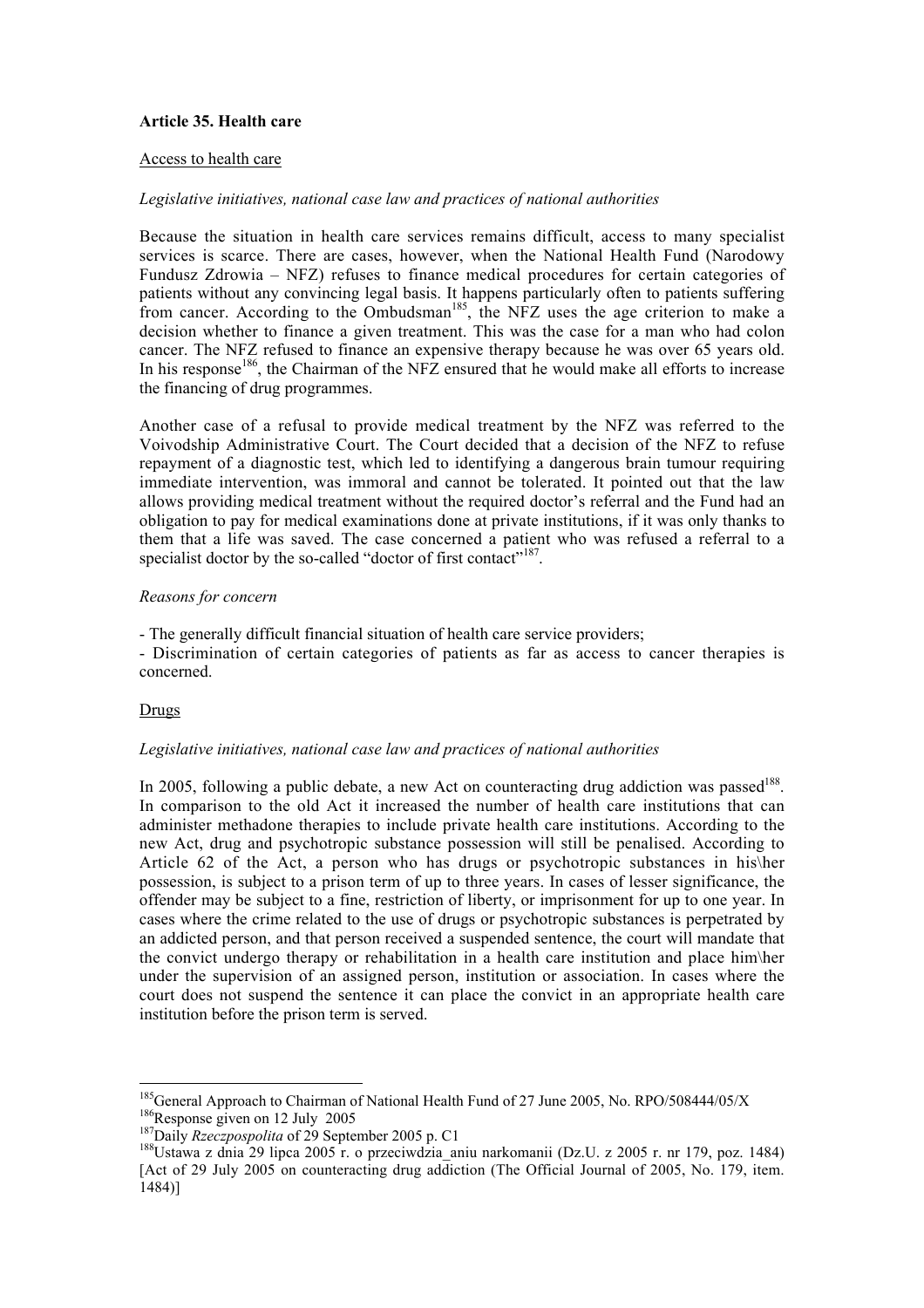**Article 35. Health care**

Access to health care

*Legislative initiatives, national case law and practices of national authorities*

Because the situation in health care services remains difficult, access to many specialist services is scarce. There are cases, however, when the National Health Fund (Narodowy Fundusz Zdrowia – NFZ) refuses to finance medical procedures for certain categories of patients without any convincing legal basis. It happens particularly often to patients suffering from cancer. According to the Ombudsman[185], the NFZ uses the age criterion to make a decision whether to finance a given treatment. This was the case for a man who had colon cancer. The NFZ refused to finance an expensive therapy because he was over 65 years old. In his response[186], the Chairman of the NFZ ensured that he would make all efforts to increase the financing of drug programmes.

Another case of a refusal to provide medical treatment by the NFZ was referred to the Voivodship Administrative Court. The Court decided that a decision of the NFZ to refuse repayment of a diagnostic test, which led to identifying a dangerous brain tumour requiring immediate intervention, was immoral and cannot be tolerated. It pointed out that the law allows providing medical treatment without the required doctor's referral and the Fund had an obligation to pay for medical examinations done at private institutions, if it was only thanks to them that a life was saved. The case concerned a patient who was refused a referral to a specialist doctor by the so-called "doctor of first contact"[187].

*Reasons for concern*

- The generally difficult financial situation of health care service providers;
- Discrimination of certain categories of patients as far as access to cancer therapies is concerned.

Drugs

*Legislative initiatives, national case law and practices of national authorities*

In 2005, following a public debate, a new Act on counteracting drug addiction was passed[188]. In comparison to the old Act it increased the number of health care institutions that can administer methadone therapies to include private health care institutions. According to the new Act, drug and psychotropic substance possession will still be penalised. According to Article 62 of the Act, a person who has drugs or psychotropic substances in his\her possession, is subject to a prison term of up to three years. In cases of lesser significance, the offender may be subject to a fine, restriction of liberty, or imprisonment for up to one year. In cases where the crime related to the use of drugs or psychotropic substances is perpetrated by an addicted person, and that person received a suspended sentence, the court will mandate that the convict undergo therapy or rehabilitation in a health care institution and place him\her under the supervision of an assigned person, institution or association. In cases where the court does not suspend the sentence it can place the convict in an appropriate health care institution before the prison term is served.

---

[185] General Approach to Chairman of National Health Fund of 27 June 2005, No. RPO/508444/05/X

[186] Response given on 12 July 2005

[187] Daily *Rzeczpospolita* of 29 September 2005 p. C1

[188] Ustawa z dnia 29 lipca 2005 r. o przeciwdzia_aniu narkomanii (Dz.U. z 2005 r. nr 179, poz. 1484) [Act of 29 July 2005 on counteracting drug addiction (The Official Journal of 2005, No. 179, item. 1484)]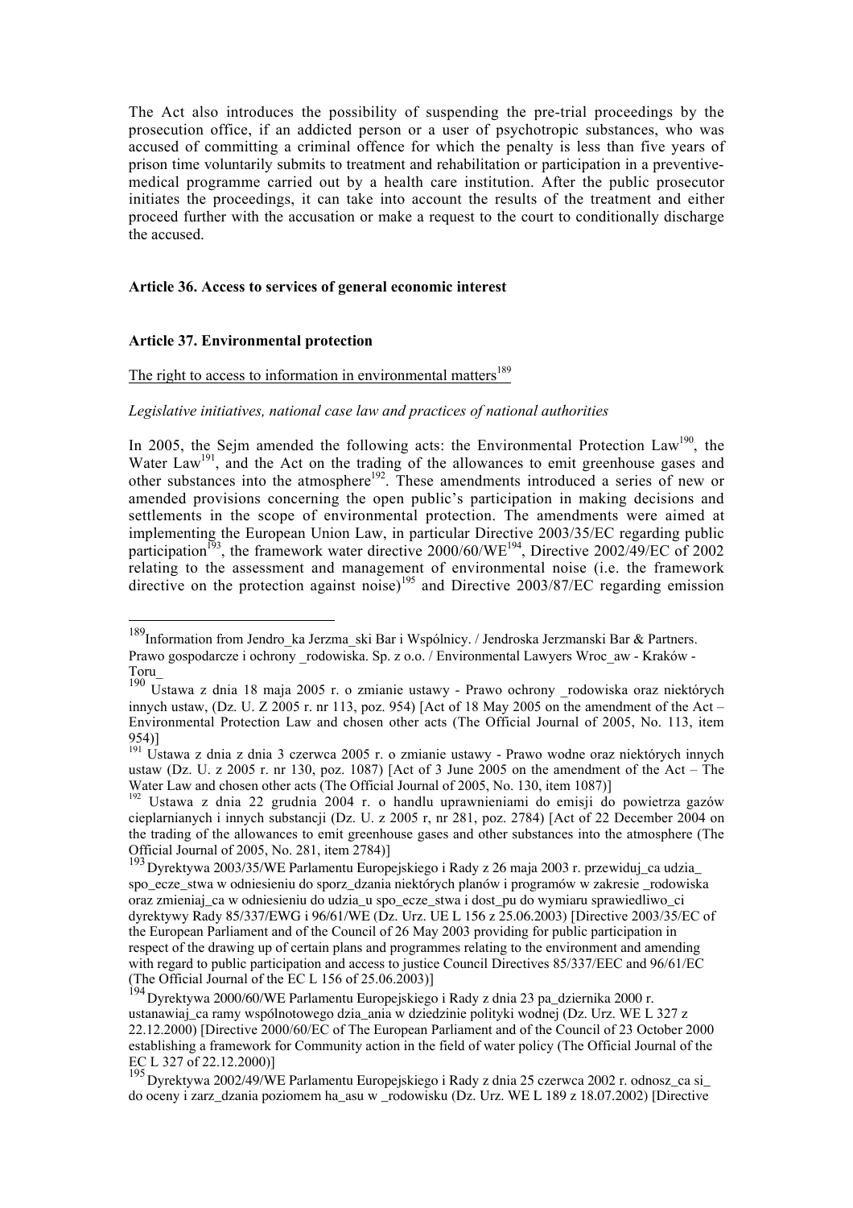The Act also introduces the possibility of suspending the pre-trial proceedings by the prosecution office, if an addicted person or a user of psychotropic substances, who was accused of committing a criminal offence for which the penalty is less than five years of prison time voluntarily submits to treatment and rehabilitation or participation in a preventive-medical programme carried out by a health care institution. After the public prosecutor initiates the proceedings, it can take into account the results of the treatment and either proceed further with the accusation or make a request to the court to conditionally discharge the accused.

**Article 36. Access to services of general economic interest**

**Article 37. Environmental protection**

The right to access to information in environmental matters[189]

*Legislative initiatives, national case law and practices of national authorities*

In 2005, the Sejm amended the following acts: the Environmental Protection Law[190], the Water Law[191], and the Act on the trading of the allowances to emit greenhouse gases and other substances into the atmosphere[192]. These amendments introduced a series of new or amended provisions concerning the open public's participation in making decisions and settlements in the scope of environmental protection. The amendments were aimed at implementing the European Union Law, in particular Directive 2003/35/EC regarding public participation[193], the framework water directive 2000/60/WE[194], Directive 2002/49/EC of 2002 relating to the assessment and management of environmental noise (i.e. the framework directive on the protection against noise)[195] and Directive 2003/87/EC regarding emission

---

[189] Information from Jendro_ka Jerzma_ski Bar i Wspólnicy. / Jendroska Jerzmanski Bar & Partners. Prawo gospodarcze i ochrony _rodowiska. Sp. z o.o. / Environmental Lawyers Wroc_aw - Kraków - Toru_

[190] Ustawa z dnia 18 maja 2005 r. o zmianie ustawy - Prawo ochrony _rodowiska oraz niektórych innych ustaw, (Dz. U. Z 2005 r. nr 113, poz. 954) [Act of 18 May 2005 on the amendment of the Act – Environmental Protection Law and chosen other acts (The Official Journal of 2005, No. 113, item 954)]

[191] Ustawa z dnia z dnia 3 czerwca 2005 r. o zmianie ustawy - Prawo wodne oraz niektórych innych ustaw (Dz. U. z 2005 r. nr 130, poz. 1087) [Act of 3 June 2005 on the amendment of the Act – The Water Law and chosen other acts (The Official Journal of 2005, No. 130, item 1087)]

[192] Ustawa z dnia 22 grudnia 2004 r. o handlu uprawnieniami do emisji do powietrza gazów cieplarnianych i innych substancji (Dz. U. z 2005 r, nr 281, poz. 2784) [Act of 22 December 2004 on the trading of the allowances to emit greenhouse gases and other substances into the atmosphere (The Official Journal of 2005, No. 281, item 2784)]

[193] Dyrektywa 2003/35/WE Parlamentu Europejskiego i Rady z 26 maja 2003 r. przewiduj_ca udzia_ spo_ecze_stwa w odniesieniu do sporz_dzania niektórych planów i programów w zakresie _rodowiska oraz zmieniaj_ca w odniesieniu do udzia_u spo_ecze_stwa i dost_pu do wymiaru sprawiedliwo_ci dyrektywy Rady 85/337/EWG i 96/61/WE (Dz. Urz. UE L 156 z 25.06.2003) [Directive 2003/35/EC of the European Parliament and of the Council of 26 May 2003 providing for public participation in respect of the drawing up of certain plans and programmes relating to the environment and amending with regard to public participation and access to justice Council Directives 85/337/EEC and 96/61/EC (The Official Journal of the EC L 156 of 25.06.2003)]

[194] Dyrektywa 2000/60/WE Parlamentu Europejskiego i Rady z dnia 23 pa_dziernika 2000 r. ustanawiaj_ca ramy wspólnotowego dzia_ania w dziedzinie polityki wodnej (Dz. Urz. WE L 327 z 22.12.2000) [Directive 2000/60/EC of The European Parliament and of the Council of 23 October 2000 establishing a framework for Community action in the field of water policy (The Official Journal of the EC L 327 of 22.12.2000)]

[195] Dyrektywa 2002/49/WE Parlamentu Europejskiego i Rady z dnia 25 czerwca 2002 r. odnosz_ca si_ do oceny i zarz_dzania poziomem ha_asu w _rodowisku (Dz. Urz. WE L 189 z 18.07.2002) [Directive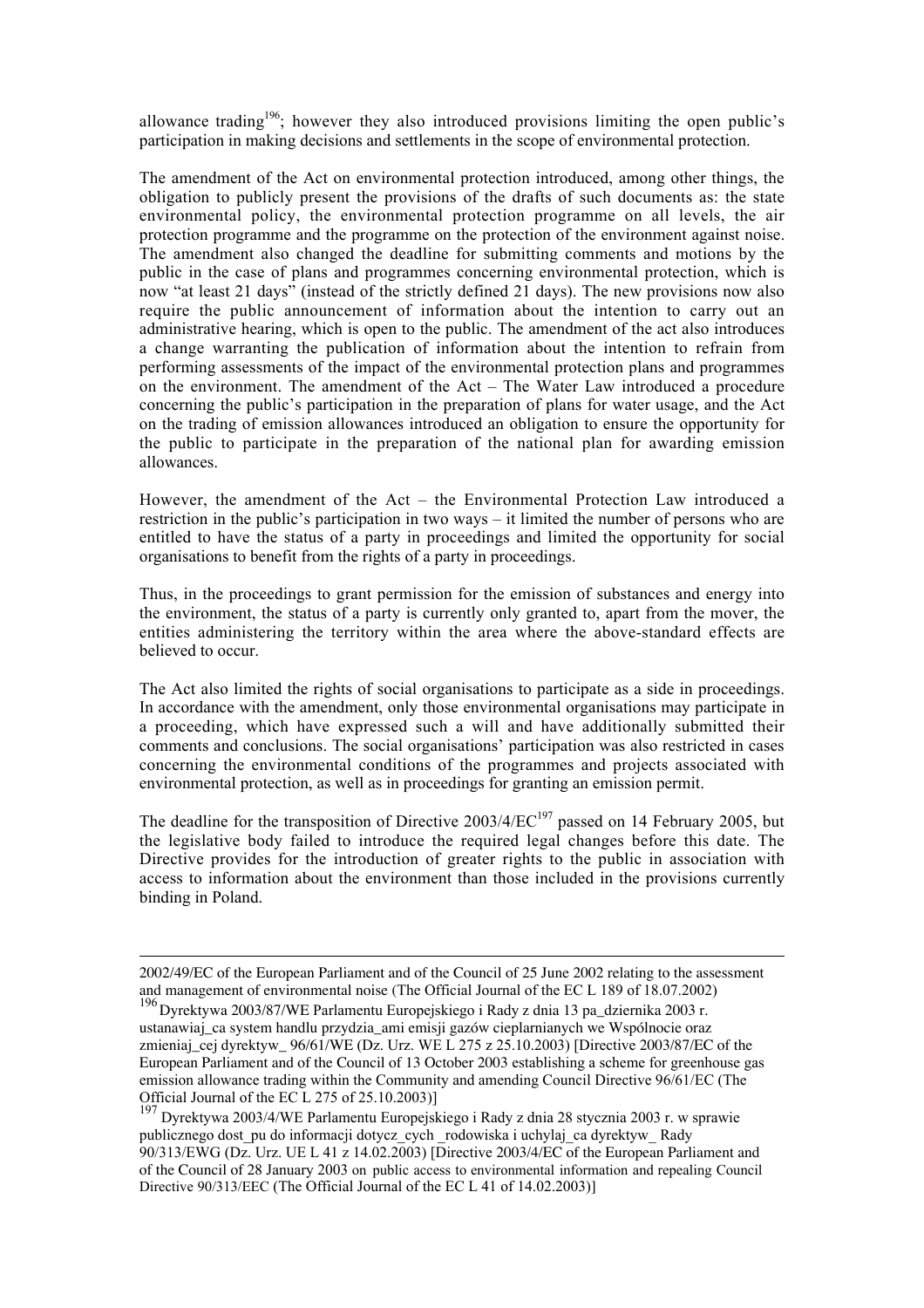allowance trading[196]; however they also introduced provisions limiting the open public's participation in making decisions and settlements in the scope of environmental protection.

The amendment of the Act on environmental protection introduced, among other things, the obligation to publicly present the provisions of the drafts of such documents as: the state environmental policy, the environmental protection programme on all levels, the air protection programme and the programme on the protection of the environment against noise. The amendment also changed the deadline for submitting comments and motions by the public in the case of plans and programmes concerning environmental protection, which is now "at least 21 days" (instead of the strictly defined 21 days). The new provisions now also require the public announcement of information about the intention to carry out an administrative hearing, which is open to the public. The amendment of the act also introduces a change warranting the publication of information about the intention to refrain from performing assessments of the impact of the environmental protection plans and programmes on the environment. The amendment of the Act – The Water Law introduced a procedure concerning the public's participation in the preparation of plans for water usage, and the Act on the trading of emission allowances introduced an obligation to ensure the opportunity for the public to participate in the preparation of the national plan for awarding emission allowances.

However, the amendment of the Act – the Environmental Protection Law introduced a restriction in the public's participation in two ways – it limited the number of persons who are entitled to have the status of a party in proceedings and limited the opportunity for social organisations to benefit from the rights of a party in proceedings.

Thus, in the proceedings to grant permission for the emission of substances and energy into the environment, the status of a party is currently only granted to, apart from the mover, the entities administering the territory within the area where the above-standard effects are believed to occur.

The Act also limited the rights of social organisations to participate as a side in proceedings. In accordance with the amendment, only those environmental organisations may participate in a proceeding, which have expressed such a will and have additionally submitted their comments and conclusions. The social organisations' participation was also restricted in cases concerning the environmental conditions of the programmes and projects associated with environmental protection, as well as in proceedings for granting an emission permit.

The deadline for the transposition of Directive 2003/4/EC[197] passed on 14 February 2005, but the legislative body failed to introduce the required legal changes before this date. The Directive provides for the introduction of greater rights to the public in association with access to information about the environment than those included in the provisions currently binding in Poland.

---

2002/49/EC of the European Parliament and of the Council of 25 June 2002 relating to the assessment and management of environmental noise (The Official Journal of the EC L 189 of 18.07.2002)

[196] Dyrektywa 2003/87/WE Parlamentu Europejskiego i Rady z dnia 13 pa_dziernika 2003 r. ustanawiaj_ca system handlu przydzia_ami emisji gazów cieplarnianych we Wspólnocie oraz zmieniaj_cej dyrektyw_ 96/61/WE (Dz. Urz. WE L 275 z 25.10.2003) [Directive 2003/87/EC of the European Parliament and of the Council of 13 October 2003 establishing a scheme for greenhouse gas emission allowance trading within the Community and amending Council Directive 96/61/EC (The Official Journal of the EC L 275 of 25.10.2003)]

[197] Dyrektywa 2003/4/WE Parlamentu Europejskiego i Rady z dnia 28 stycznia 2003 r. w sprawie publicznego dost_pu do informacji dotycz_cych _rodowiska i uchylaj_ca dyrektyw_ Rady 90/313/EWG (Dz. Urz. UE L 41 z 14.02.2003) [Directive 2003/4/EC of the European Parliament and of the Council of 28 January 2003 on public access to environmental information and repealing Council Directive 90/313/EEC (The Official Journal of the EC L 41 of 14.02.2003)]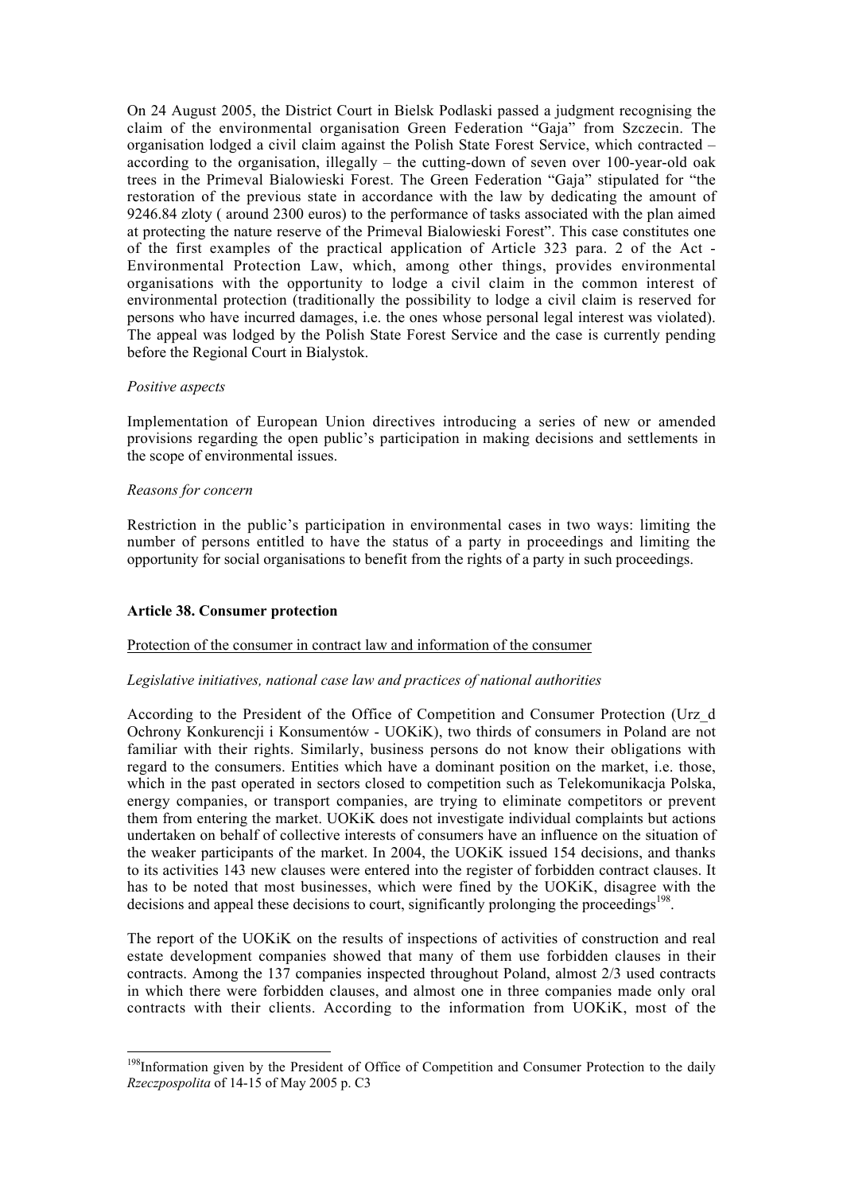On 24 August 2005, the District Court in Bielsk Podlaski passed a judgment recognising the claim of the environmental organisation Green Federation "Gaja" from Szczecin. The organisation lodged a civil claim against the Polish State Forest Service, which contracted – according to the organisation, illegally – the cutting-down of seven over 100-year-old oak trees in the Primeval Bialowieski Forest. The Green Federation "Gaja" stipulated for "the restoration of the previous state in accordance with the law by dedicating the amount of 9246.84 zloty ( around 2300 euros) to the performance of tasks associated with the plan aimed at protecting the nature reserve of the Primeval Bialowieski Forest". This case constitutes one of the first examples of the practical application of Article 323 para. 2 of the Act - Environmental Protection Law, which, among other things, provides environmental organisations with the opportunity to lodge a civil claim in the common interest of environmental protection (traditionally the possibility to lodge a civil claim is reserved for persons who have incurred damages, i.e. the ones whose personal legal interest was violated). The appeal was lodged by the Polish State Forest Service and the case is currently pending before the Regional Court in Bialystok.

*Positive aspects*

Implementation of European Union directives introducing a series of new or amended provisions regarding the open public's participation in making decisions and settlements in the scope of environmental issues.

*Reasons for concern*

Restriction in the public's participation in environmental cases in two ways: limiting the number of persons entitled to have the status of a party in proceedings and limiting the opportunity for social organisations to benefit from the rights of a party in such proceedings.

## Article 38. Consumer protection

Protection of the consumer in contract law and information of the consumer

*Legislative initiatives, national case law and practices of national authorities*

According to the President of the Office of Competition and Consumer Protection (Urz_d Ochrony Konkurencji i Konsumentów - UOKiK), two thirds of consumers in Poland are not familiar with their rights. Similarly, business persons do not know their obligations with regard to the consumers. Entities which have a dominant position on the market, i.e. those, which in the past operated in sectors closed to competition such as Telekomunikacja Polska, energy companies, or transport companies, are trying to eliminate competitors or prevent them from entering the market. UOKiK does not investigate individual complaints but actions undertaken on behalf of collective interests of consumers have an influence on the situation of the weaker participants of the market. In 2004, the UOKiK issued 154 decisions, and thanks to its activities 143 new clauses were entered into the register of forbidden contract clauses. It has to be noted that most businesses, which were fined by the UOKiK, disagree with the decisions and appeal these decisions to court, significantly prolonging the proceedings[198].

The report of the UOKiK on the results of inspections of activities of construction and real estate development companies showed that many of them use forbidden clauses in their contracts. Among the 137 companies inspected throughout Poland, almost 2/3 used contracts in which there were forbidden clauses, and almost one in three companies made only oral contracts with their clients. According to the information from UOKiK, most of the

[198] Information given by the President of Office of Competition and Consumer Protection to the daily *Rzeczpospolita* of 14-15 of May 2005 p. C3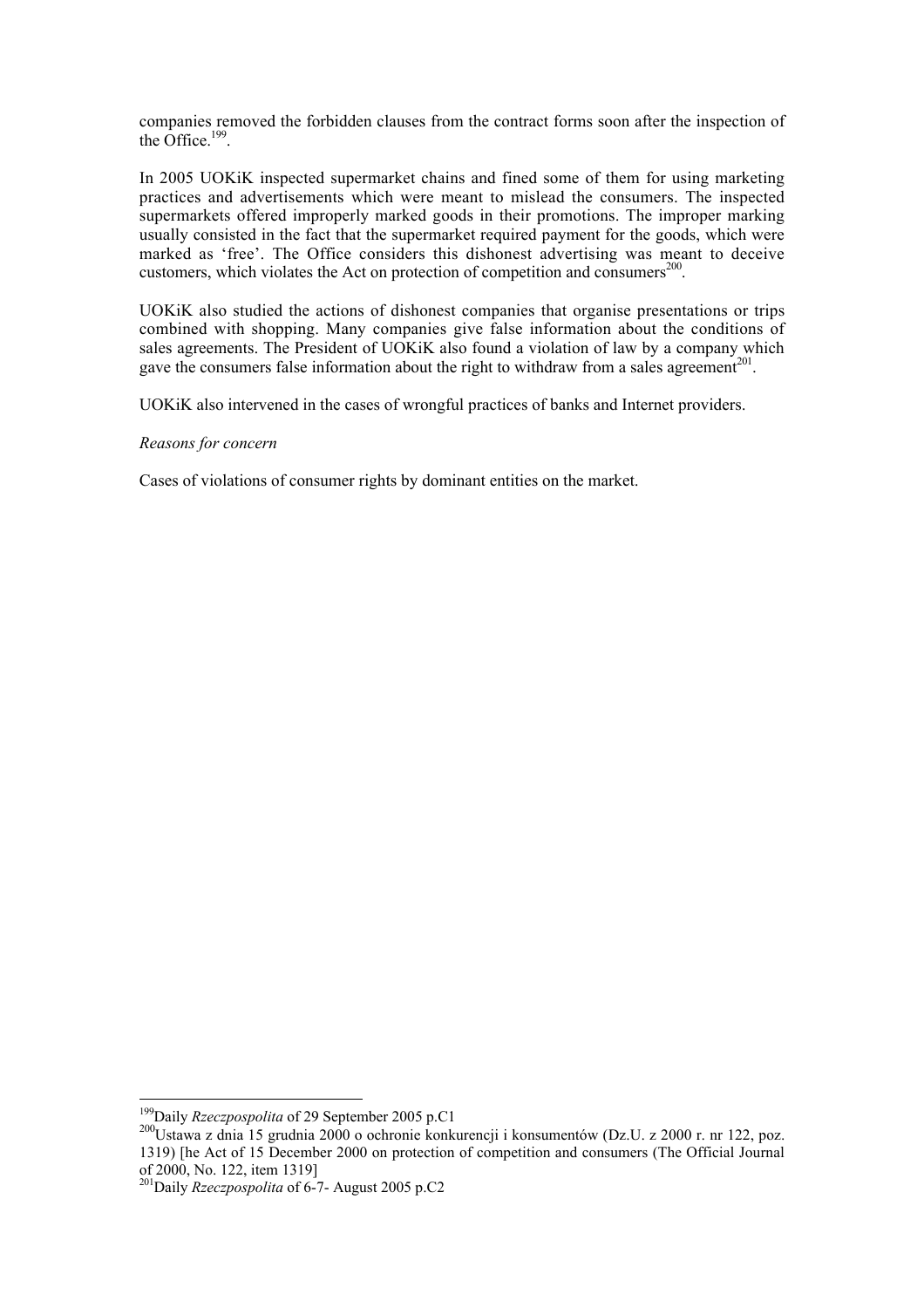companies removed the forbidden clauses from the contract forms soon after the inspection of the Office.[199].

In 2005 UOKiK inspected supermarket chains and fined some of them for using marketing practices and advertisements which were meant to mislead the consumers. The inspected supermarkets offered improperly marked goods in their promotions. The improper marking usually consisted in the fact that the supermarket required payment for the goods, which were marked as 'free'. The Office considers this dishonest advertising was meant to deceive customers, which violates the Act on protection of competition and consumers[200].

UOKiK also studied the actions of dishonest companies that organise presentations or trips combined with shopping. Many companies give false information about the conditions of sales agreements. The President of UOKiK also found a violation of law by a company which gave the consumers false information about the right to withdraw from a sales agreement[201].

UOKiK also intervened in the cases of wrongful practices of banks and Internet providers.

*Reasons for concern*

Cases of violations of consumer rights by dominant entities on the market.

---

[199] Daily *Rzeczpospolita* of 29 September 2005 p.C1

[200] Ustawa z dnia 15 grudnia 2000 o ochronie konkurencji i konsumentów (Dz.U. z 2000 r. nr 122, poz. 1319) [he Act of 15 December 2000 on protection of competition and consumers (The Official Journal of 2000, No. 122, item 1319]

[201] Daily *Rzeczpospolita* of 6-7- August 2005 p.C2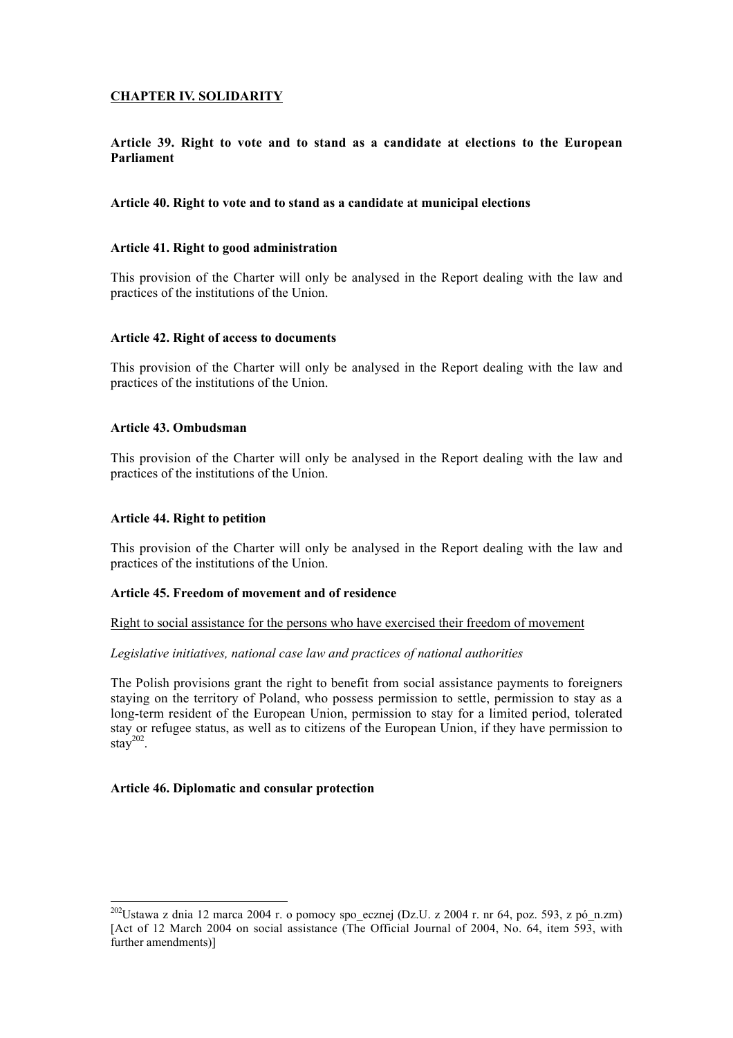## CHAPTER IV. SOLIDARITY

### Article 39. Right to vote and to stand as a candidate at elections to the European Parliament

### Article 40. Right to vote and to stand as a candidate at municipal elections

### Article 41. Right to good administration

This provision of the Charter will only be analysed in the Report dealing with the law and practices of the institutions of the Union.

### Article 42. Right of access to documents

This provision of the Charter will only be analysed in the Report dealing with the law and practices of the institutions of the Union.

### Article 43. Ombudsman

This provision of the Charter will only be analysed in the Report dealing with the law and practices of the institutions of the Union.

### Article 44. Right to petition

This provision of the Charter will only be analysed in the Report dealing with the law and practices of the institutions of the Union.

### Article 45. Freedom of movement and of residence

Right to social assistance for the persons who have exercised their freedom of movement

*Legislative initiatives, national case law and practices of national authorities*

The Polish provisions grant the right to benefit from social assistance payments to foreigners staying on the territory of Poland, who possess permission to settle, permission to stay as a long-term resident of the European Union, permission to stay for a limited period, tolerated stay or refugee status, as well as to citizens of the European Union, if they have permission to stay[202].

### Article 46. Diplomatic and consular protection

---

[202] Ustawa z dnia 12 marca 2004 r. o pomocy spo_ecznej (Dz.U. z 2004 r. nr 64, poz. 593, z pó_n.zm) [Act of 12 March 2004 on social assistance (The Official Journal of 2004, No. 64, item 593, with further amendments)]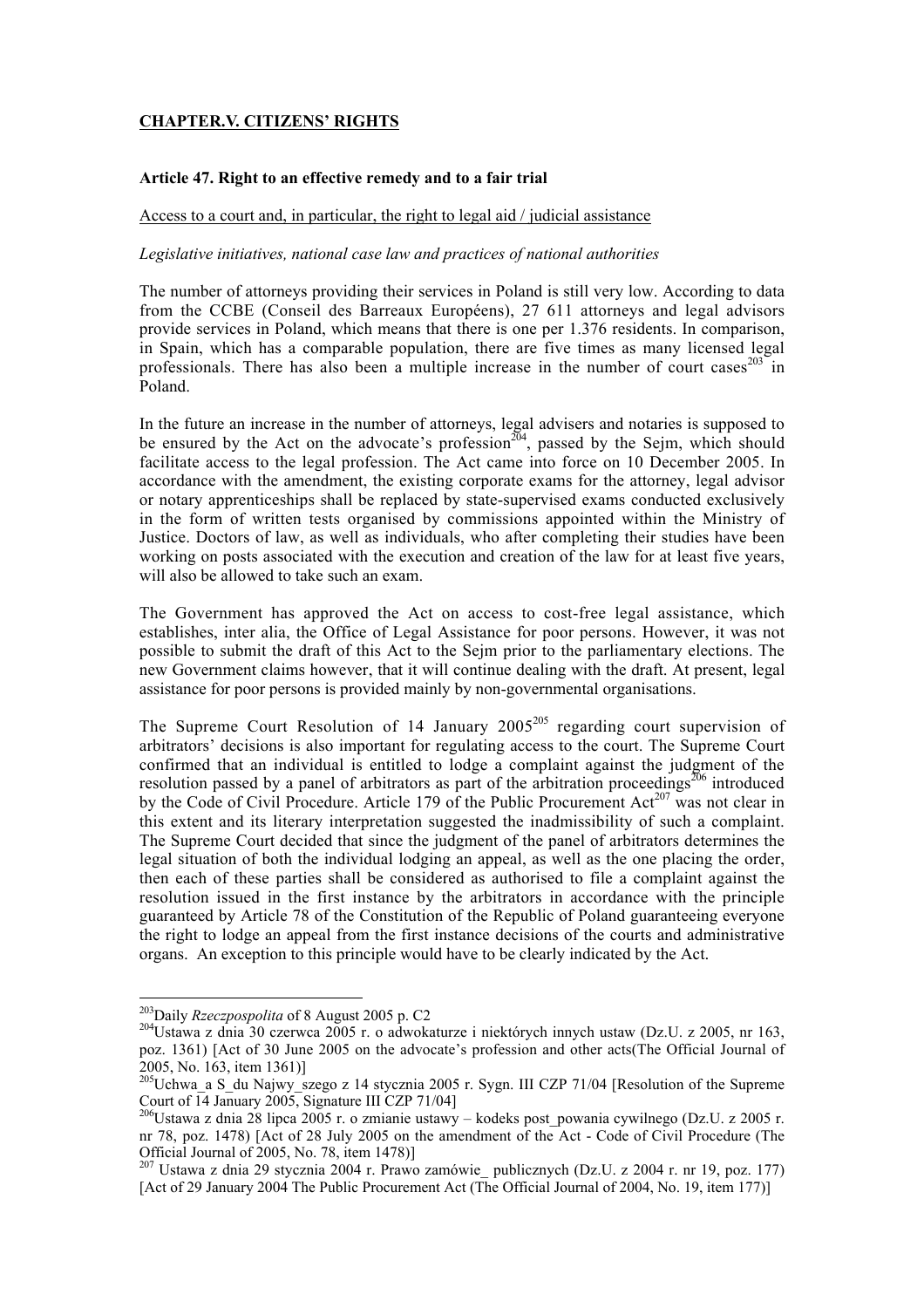## CHAPTER.V. CITIZENS' RIGHTS

### Article 47. Right to an effective remedy and to a fair trial

Access to a court and, in particular, the right to legal aid / judicial assistance

*Legislative initiatives, national case law and practices of national authorities*

The number of attorneys providing their services in Poland is still very low. According to data from the CCBE (Conseil des Barreaux Européens), 27 611 attorneys and legal advisors provide services in Poland, which means that there is one per 1.376 residents. In comparison, in Spain, which has a comparable population, there are five times as many licensed legal professionals. There has also been a multiple increase in the number of court cases[203] in Poland.

In the future an increase in the number of attorneys, legal advisers and notaries is supposed to be ensured by the Act on the advocate's profession[204], passed by the Sejm, which should facilitate access to the legal profession. The Act came into force on 10 December 2005. In accordance with the amendment, the existing corporate exams for the attorney, legal advisor or notary apprenticeships shall be replaced by state-supervised exams conducted exclusively in the form of written tests organised by commissions appointed within the Ministry of Justice. Doctors of law, as well as individuals, who after completing their studies have been working on posts associated with the execution and creation of the law for at least five years, will also be allowed to take such an exam.

The Government has approved the Act on access to cost-free legal assistance, which establishes, inter alia, the Office of Legal Assistance for poor persons. However, it was not possible to submit the draft of this Act to the Sejm prior to the parliamentary elections. The new Government claims however, that it will continue dealing with the draft. At present, legal assistance for poor persons is provided mainly by non-governmental organisations.

The Supreme Court Resolution of 14 January 2005[205] regarding court supervision of arbitrators' decisions is also important for regulating access to the court. The Supreme Court confirmed that an individual is entitled to lodge a complaint against the judgment of the resolution passed by a panel of arbitrators as part of the arbitration proceedings[206] introduced by the Code of Civil Procedure. Article 179 of the Public Procurement Act[207] was not clear in this extent and its literary interpretation suggested the inadmissibility of such a complaint. The Supreme Court decided that since the judgment of the panel of arbitrators determines the legal situation of both the individual lodging an appeal, as well as the one placing the order, then each of these parties shall be considered as authorised to file a complaint against the resolution issued in the first instance by the arbitrators in accordance with the principle guaranteed by Article 78 of the Constitution of the Republic of Poland guaranteeing everyone the right to lodge an appeal from the first instance decisions of the courts and administrative organs. An exception to this principle would have to be clearly indicated by the Act.

---

[203] Daily *Rzeczpospolita* of 8 August 2005 p. C2

[204] Ustawa z dnia 30 czerwca 2005 r. o adwokaturze i niektórych innych ustaw (Dz.U. z 2005, nr 163, poz. 1361) [Act of 30 June 2005 on the advocate's profession and other acts(The Official Journal of 2005, No. 163, item 1361)]

[205] Uchwa_a S_du Najwy_szego z 14 stycznia 2005 r. Sygn. III CZP 71/04 [Resolution of the Supreme Court of 14 January 2005, Signature III CZP 71/04]

[206] Ustawa z dnia 28 lipca 2005 r. o zmianie ustawy – kodeks post_powania cywilnego (Dz.U. z 2005 r. nr 78, poz. 1478) [Act of 28 July 2005 on the amendment of the Act - Code of Civil Procedure (The Official Journal of 2005, No. 78, item 1478)]

[207] Ustawa z dnia 29 stycznia 2004 r. Prawo zamówie_ publicznych (Dz.U. z 2004 r. nr 19, poz. 177) [Act of 29 January 2004 The Public Procurement Act (The Official Journal of 2004, No. 19, item 177)]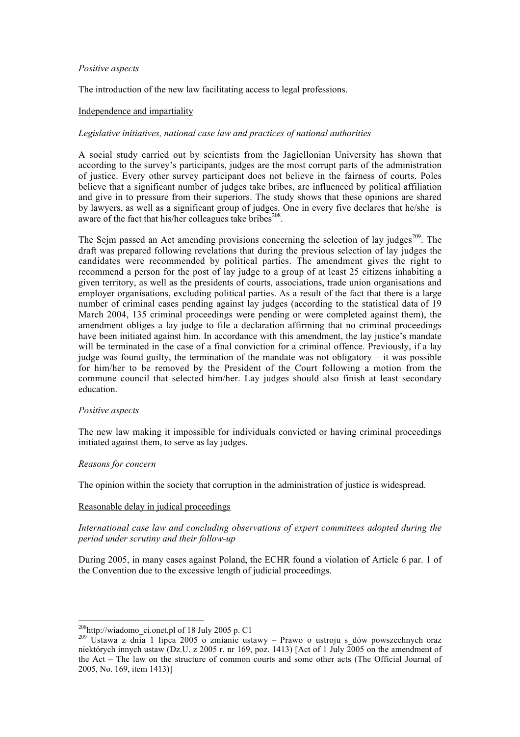*Positive aspects*

The introduction of the new law facilitating access to legal professions.

Independence and impartiality

*Legislative initiatives, national case law and practices of national authorities*

A social study carried out by scientists from the Jagiellonian University has shown that according to the survey's participants, judges are the most corrupt parts of the administration of justice. Every other survey participant does not believe in the fairness of courts. Poles believe that a significant number of judges take bribes, are influenced by political affiliation and give in to pressure from their superiors. The study shows that these opinions are shared by lawyers, as well as a significant group of judges. One in every five declares that he/she is aware of the fact that his/her colleagues take bribes[208].

The Sejm passed an Act amending provisions concerning the selection of lay judges[209]. The draft was prepared following revelations that during the previous selection of lay judges the candidates were recommended by political parties. The amendment gives the right to recommend a person for the post of lay judge to a group of at least 25 citizens inhabiting a given territory, as well as the presidents of courts, associations, trade union organisations and employer organisations, excluding political parties. As a result of the fact that there is a large number of criminal cases pending against lay judges (according to the statistical data of 19 March 2004, 135 criminal proceedings were pending or were completed against them), the amendment obliges a lay judge to file a declaration affirming that no criminal proceedings have been initiated against him. In accordance with this amendment, the lay justice's mandate will be terminated in the case of a final conviction for a criminal offence. Previously, if a lay judge was found guilty, the termination of the mandate was not obligatory – it was possible for him/her to be removed by the President of the Court following a motion from the commune council that selected him/her. Lay judges should also finish at least secondary education.

*Positive aspects*

The new law making it impossible for individuals convicted or having criminal proceedings initiated against them, to serve as lay judges.

*Reasons for concern*

The opinion within the society that corruption in the administration of justice is widespread.

Reasonable delay in judical proceedings

*International case law and concluding observations of expert committees adopted during the period under scrutiny and their follow-up*

During 2005, in many cases against Poland, the ECHR found a violation of Article 6 par. 1 of the Convention due to the excessive length of judicial proceedings.

---

[208] http://wiadomo_ci.onet.pl of 18 July 2005 p. C1

[209] Ustawa z dnia 1 lipca 2005 o zmianie ustawy – Prawo o ustroju s_dów powszechnych oraz niektórych innych ustaw (Dz.U. z 2005 r. nr 169, poz. 1413) [Act of 1 July 2005 on the amendment of the Act – The law on the structure of common courts and some other acts (The Official Journal of 2005, No. 169, item 1413)]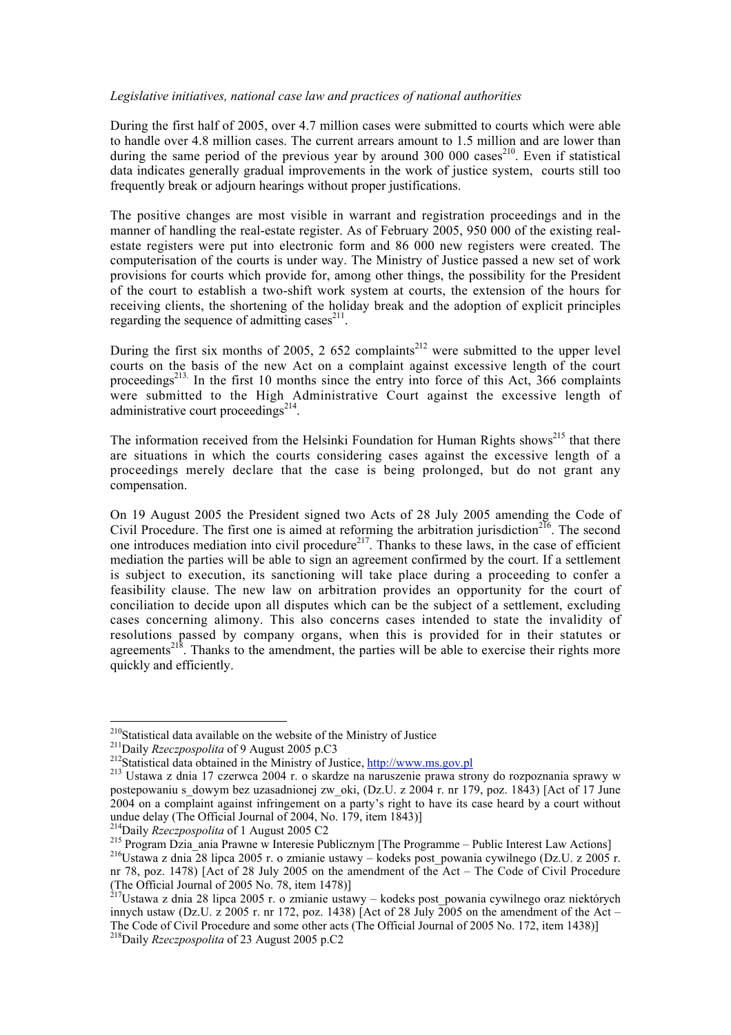*Legislative initiatives, national case law and practices of national authorities*

During the first half of 2005, over 4.7 million cases were submitted to courts which were able to handle over 4.8 million cases. The current arrears amount to 1.5 million and are lower than during the same period of the previous year by around 300 000 cases[210]. Even if statistical data indicates generally gradual improvements in the work of justice system, courts still too frequently break or adjourn hearings without proper justifications.

The positive changes are most visible in warrant and registration proceedings and in the manner of handling the real-estate register. As of February 2005, 950 000 of the existing real-estate registers were put into electronic form and 86 000 new registers were created. The computerisation of the courts is under way. The Ministry of Justice passed a new set of work provisions for courts which provide for, among other things, the possibility for the President of the court to establish a two-shift work system at courts, the extension of the hours for receiving clients, the shortening of the holiday break and the adoption of explicit principles regarding the sequence of admitting cases[211].

During the first six months of 2005, 2 652 complaints[212] were submitted to the upper level courts on the basis of the new Act on a complaint against excessive length of the court proceedings[213]. In the first 10 months since the entry into force of this Act, 366 complaints were submitted to the High Administrative Court against the excessive length of administrative court proceedings[214].

The information received from the Helsinki Foundation for Human Rights shows[215] that there are situations in which the courts considering cases against the excessive length of a proceedings merely declare that the case is being prolonged, but do not grant any compensation.

On 19 August 2005 the President signed two Acts of 28 July 2005 amending the Code of Civil Procedure. The first one is aimed at reforming the arbitration jurisdiction[216]. The second one introduces mediation into civil procedure[217]. Thanks to these laws, in the case of efficient mediation the parties will be able to sign an agreement confirmed by the court. If a settlement is subject to execution, its sanctioning will take place during a proceeding to confer a feasibility clause. The new law on arbitration provides an opportunity for the court of conciliation to decide upon all disputes which can be the subject of a settlement, excluding cases concerning alimony. This also concerns cases intended to state the invalidity of resolutions passed by company organs, when this is provided for in their statutes or agreements[218]. Thanks to the amendment, the parties will be able to exercise their rights more quickly and efficiently.

---

[210] Statistical data available on the website of the Ministry of Justice

[211] Daily *Rzeczpospolita* of 9 August 2005 p.C3

[212] Statistical data obtained in the Ministry of Justice, http://www.ms.gov.pl

[213] Ustawa z dnia 17 czerwca 2004 r. o skardze na naruszenie prawa strony do rozpoznania sprawy w postepowaniu s_dowym bez uzasadnionej zw_oki, (Dz.U. z 2004 r. nr 179, poz. 1843) [Act of 17 June 2004 on a complaint against infringement on a party's right to have its case heard by a court without undue delay (The Official Journal of 2004, No. 179, item 1843)]

[214] Daily *Rzeczpospolita* of 1 August 2005 C2

[215] Program Dzia_ania Prawne w Interesie Publicznym [The Programme – Public Interest Law Actions]

[216] Ustawa z dnia 28 lipca 2005 r. o zmianie ustawy – kodeks post_powania cywilnego (Dz.U. z 2005 r. nr 78, poz. 1478) [Act of 28 July 2005 on the amendment of the Act – The Code of Civil Procedure (The Official Journal of 2005 No. 78, item 1478)]

[217] Ustawa z dnia 28 lipca 2005 r. o zmianie ustawy – kodeks post_powania cywilnego oraz niektórych innych ustaw (Dz.U. z 2005 r. nr 172, poz. 1438) [Act of 28 July 2005 on the amendment of the Act – The Code of Civil Procedure and some other acts (The Official Journal of 2005 No. 172, item 1438)]

[218] Daily *Rzeczpospolita* of 23 August 2005 p.C2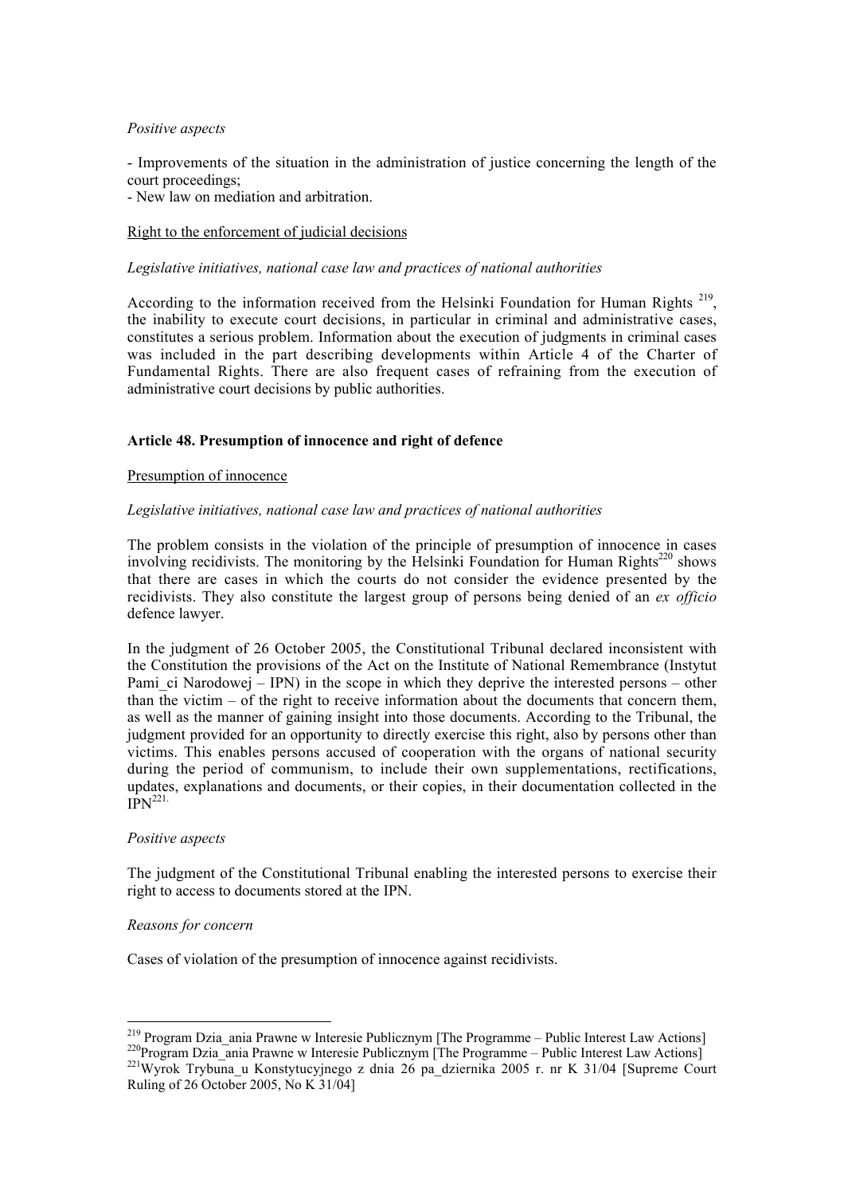*Positive aspects*

- Improvements of the situation in the administration of justice concerning the length of the court proceedings;
- New law on mediation and arbitration.

Right to the enforcement of judicial decisions

*Legislative initiatives, national case law and practices of national authorities*

According to the information received from the Helsinki Foundation for Human Rights [219], the inability to execute court decisions, in particular in criminal and administrative cases, constitutes a serious problem. Information about the execution of judgments in criminal cases was included in the part describing developments within Article 4 of the Charter of Fundamental Rights. There are also frequent cases of refraining from the execution of administrative court decisions by public authorities.

**Article 48. Presumption of innocence and right of defence**

Presumption of innocence

*Legislative initiatives, national case law and practices of national authorities*

The problem consists in the violation of the principle of presumption of innocence in cases involving recidivists. The monitoring by the Helsinki Foundation for Human Rights[220] shows that there are cases in which the courts do not consider the evidence presented by the recidivists. They also constitute the largest group of persons being denied of an *ex officio* defence lawyer.

In the judgment of 26 October 2005, the Constitutional Tribunal declared inconsistent with the Constitution the provisions of the Act on the Institute of National Remembrance (Instytut Pami_ci Narodowej – IPN) in the scope in which they deprive the interested persons – other than the victim – of the right to receive information about the documents that concern them, as well as the manner of gaining insight into those documents. According to the Tribunal, the judgment provided for an opportunity to directly exercise this right, also by persons other than victims. This enables persons accused of cooperation with the organs of national security during the period of communism, to include their own supplementations, rectifications, updates, explanations and documents, or their copies, in their documentation collected in the IPN[221].

*Positive aspects*

The judgment of the Constitutional Tribunal enabling the interested persons to exercise their right to access to documents stored at the IPN.

*Reasons for concern*

Cases of violation of the presumption of innocence against recidivists.

---

[219] Program Dzia_ania Prawne w Interesie Publicznym [The Programme – Public Interest Law Actions]

[220] Program Dzia_ania Prawne w Interesie Publicznym [The Programme – Public Interest Law Actions]

[221] Wyrok Trybuna_u Konstytucyjnego z dnia 26 pa_dziernika 2005 r. nr K 31/04 [Supreme Court Ruling of 26 October 2005, No K 31/04]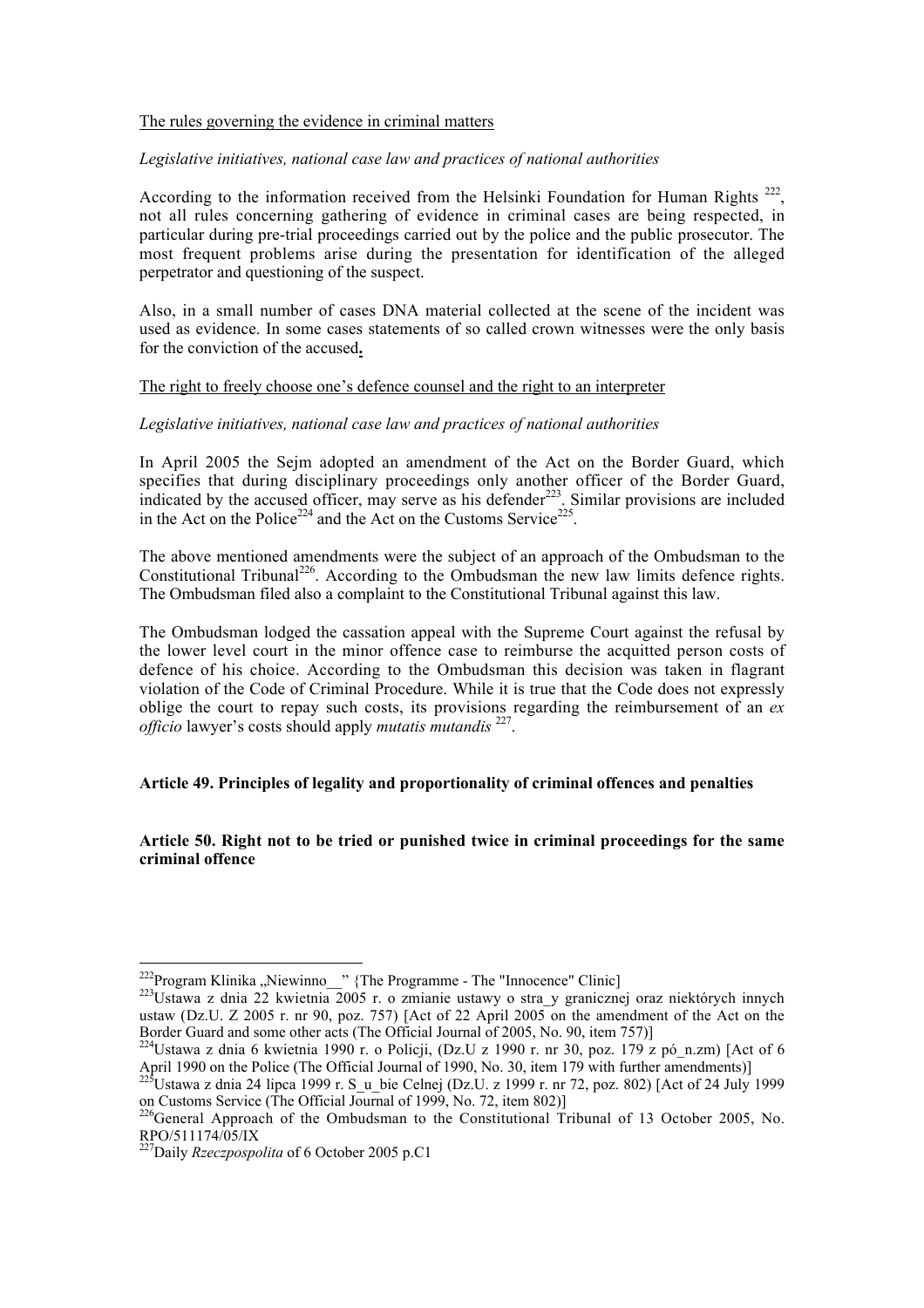The rules governing the evidence in criminal matters

*Legislative initiatives, national case law and practices of national authorities*

According to the information received from the Helsinki Foundation for Human Rights [222], not all rules concerning gathering of evidence in criminal cases are being respected, in particular during pre-trial proceedings carried out by the police and the public prosecutor. The most frequent problems arise during the presentation for identification of the alleged perpetrator and questioning of the suspect.

Also, in a small number of cases DNA material collected at the scene of the incident was used as evidence. In some cases statements of so called crown witnesses were the only basis for the conviction of the accused**.**

The right to freely choose one's defence counsel and the right to an interpreter

*Legislative initiatives, national case law and practices of national authorities*

In April 2005 the Sejm adopted an amendment of the Act on the Border Guard, which specifies that during disciplinary proceedings only another officer of the Border Guard, indicated by the accused officer, may serve as his defender[223]. Similar provisions are included in the Act on the Police[224] and the Act on the Customs Service[225].

The above mentioned amendments were the subject of an approach of the Ombudsman to the Constitutional Tribunal[226]. According to the Ombudsman the new law limits defence rights. The Ombudsman filed also a complaint to the Constitutional Tribunal against this law.

The Ombudsman lodged the cassation appeal with the Supreme Court against the refusal by the lower level court in the minor offence case to reimburse the acquitted person costs of defence of his choice. According to the Ombudsman this decision was taken in flagrant violation of the Code of Criminal Procedure. While it is true that the Code does not expressly oblige the court to repay such costs, its provisions regarding the reimbursement of an *ex officio* lawyer's costs should apply *mutatis mutandis* [227].

**Article 49. Principles of legality and proportionality of criminal offences and penalties**

**Article 50. Right not to be tried or punished twice in criminal proceedings for the same criminal offence**

---

[222] Program Klinika „Niewinno__" {The Programme - The "Innocence" Clinic]

[223] Ustawa z dnia 22 kwietnia 2005 r. o zmianie ustawy o stra_y granicznej oraz niektórych innych ustaw (Dz.U. Z 2005 r. nr 90, poz. 757) [Act of 22 April 2005 on the amendment of the Act on the Border Guard and some other acts (The Official Journal of 2005, No. 90, item 757)]

[224] Ustawa z dnia 6 kwietnia 1990 r. o Policji, (Dz.U z 1990 r. nr 30, poz. 179 z pó_n.zm) [Act of 6 April 1990 on the Police (The Official Journal of 1990, No. 30, item 179 with further amendments)]

[225] Ustawa z dnia 24 lipca 1999 r. S_u_bie Celnej (Dz.U. z 1999 r. nr 72, poz. 802) [Act of 24 July 1999 on Customs Service (The Official Journal of 1999, No. 72, item 802)]

[226] General Approach of the Ombudsman to the Constitutional Tribunal of 13 October 2005, No. RPO/511174/05/IX

[227] Daily *Rzeczpospolita* of 6 October 2005 p.C1